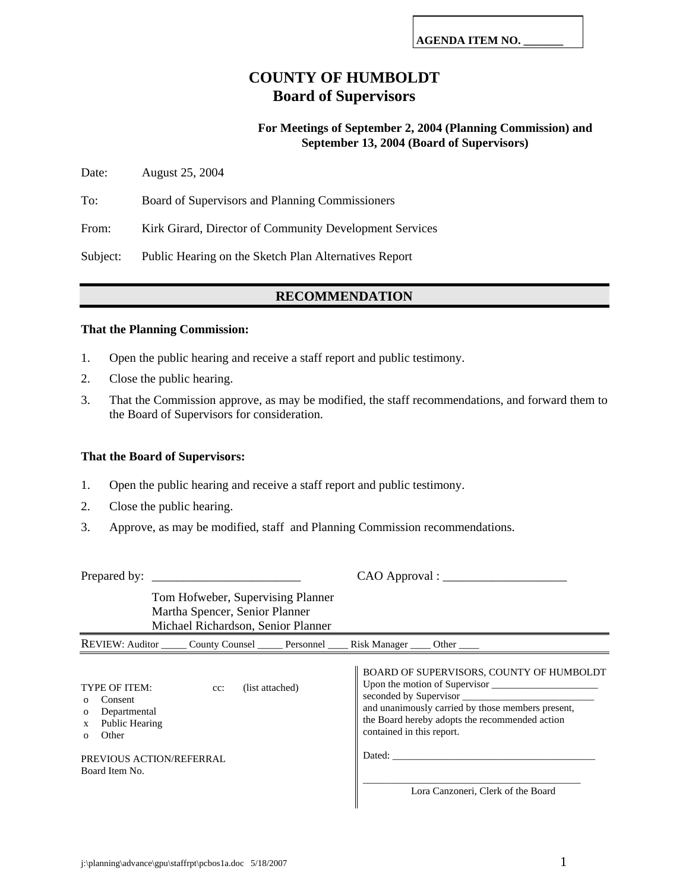**AGENDA ITEM NO. _______**

# COUNTY OF HUMBOLDT
## Board of Supervisors

**For Meetings of September 2, 2004 (Planning Commission) and September 13, 2004 (Board of Supervisors)**

Date: August 25, 2004

To: Board of Supervisors and Planning Commissioners

From: Kirk Girard, Director of Community Development Services

Subject: Public Hearing on the Sketch Plan Alternatives Report

## RECOMMENDATION

**That the Planning Commission:**

1. Open the public hearing and receive a staff report and public testimony.
2. Close the public hearing.
3. That the Commission approve, as may be modified, the staff recommendations, and forward them to the Board of Supervisors for consideration.

**That the Board of Supervisors:**

1. Open the public hearing and receive a staff report and public testimony.
2. Close the public hearing.
3. Approve, as may be modified, staff and Planning Commission recommendations.

Prepared by: ________________________ CAO Approval : ____________________

Tom Hofweber, Supervising Planner
Martha Spencer, Senior Planner
Michael Richardson, Senior Planner

REVIEW: Auditor _____ County Counsel _____ Personnel ____ Risk Manager ____ Other ____

TYPE OF ITEM: cc: (list attached)
- o Consent
- o Departmental
- x Public Hearing
- o Other

PREVIOUS ACTION/REFERRAL
Board Item No.

BOARD OF SUPERVISORS, COUNTY OF HUMBOLDT
Upon the motion of Supervisor _____________________
seconded by Supervisor __________________________
and unanimously carried by those members present, the Board hereby adopts the recommended action contained in this report.

Dated: ________________________________________

___________________________________________
Lora Canzoneri, Clerk of the Board

j:\planning\advance\gpu\staffrpt\pcbos1a.doc 5/18/2007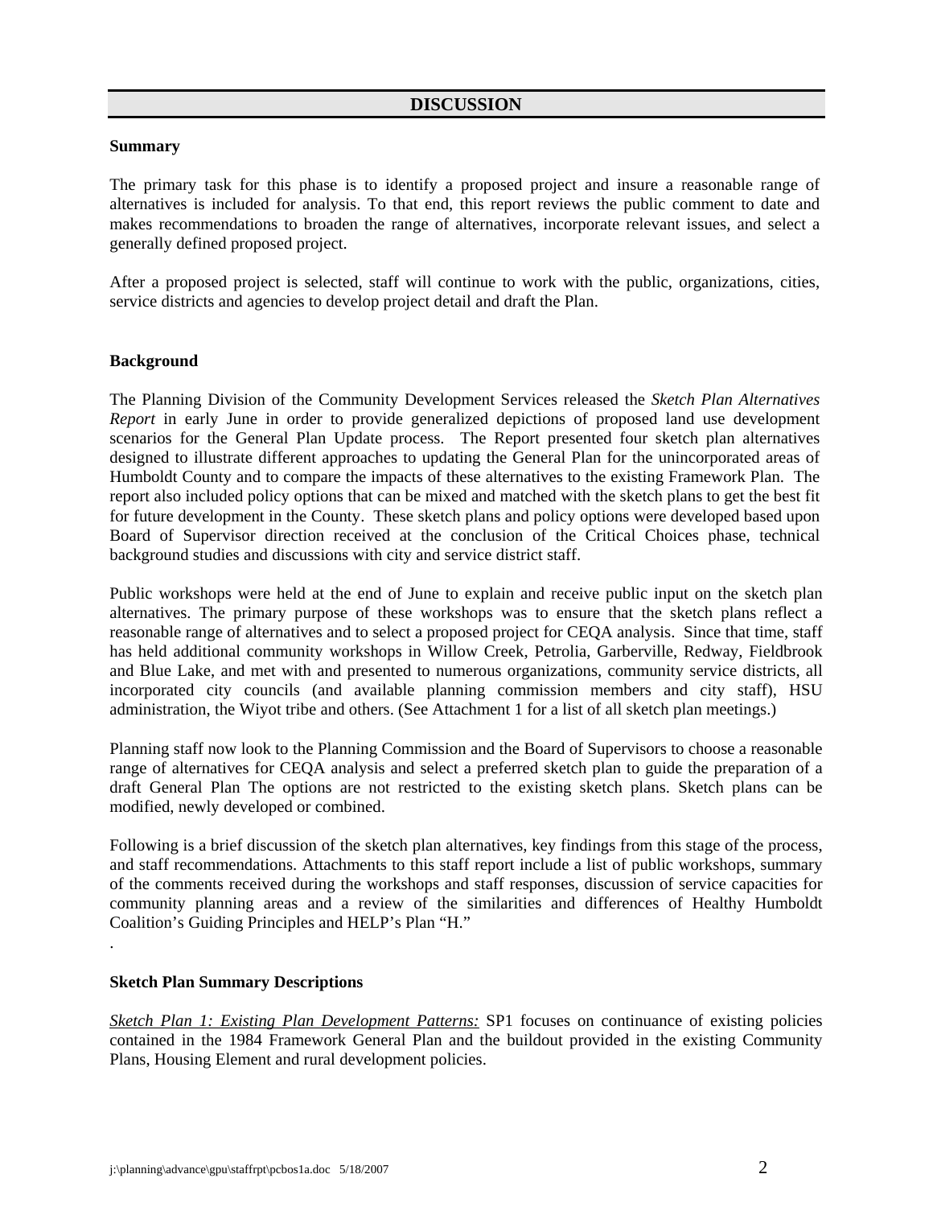## DISCUSSION

**Summary**

The primary task for this phase is to identify a proposed project and insure a reasonable range of alternatives is included for analysis. To that end, this report reviews the public comment to date and makes recommendations to broaden the range of alternatives, incorporate relevant issues, and select a generally defined proposed project.

After a proposed project is selected, staff will continue to work with the public, organizations, cities, service districts and agencies to develop project detail and draft the Plan.

**Background**

The Planning Division of the Community Development Services released the *Sketch Plan Alternatives Report* in early June in order to provide generalized depictions of proposed land use development scenarios for the General Plan Update process. The Report presented four sketch plan alternatives designed to illustrate different approaches to updating the General Plan for the unincorporated areas of Humboldt County and to compare the impacts of these alternatives to the existing Framework Plan. The report also included policy options that can be mixed and matched with the sketch plans to get the best fit for future development in the County. These sketch plans and policy options were developed based upon Board of Supervisor direction received at the conclusion of the Critical Choices phase, technical background studies and discussions with city and service district staff.

Public workshops were held at the end of June to explain and receive public input on the sketch plan alternatives. The primary purpose of these workshops was to ensure that the sketch plans reflect a reasonable range of alternatives and to select a proposed project for CEQA analysis. Since that time, staff has held additional community workshops in Willow Creek, Petrolia, Garberville, Redway, Fieldbrook and Blue Lake, and met with and presented to numerous organizations, community service districts, all incorporated city councils (and available planning commission members and city staff), HSU administration, the Wiyot tribe and others. (See Attachment 1 for a list of all sketch plan meetings.)

Planning staff now look to the Planning Commission and the Board of Supervisors to choose a reasonable range of alternatives for CEQA analysis and select a preferred sketch plan to guide the preparation of a draft General Plan The options are not restricted to the existing sketch plans. Sketch plans can be modified, newly developed or combined.

Following is a brief discussion of the sketch plan alternatives, key findings from this stage of the process, and staff recommendations. Attachments to this staff report include a list of public workshops, summary of the comments received during the workshops and staff responses, discussion of service capacities for community planning areas and a review of the similarities and differences of Healthy Humboldt Coalition's Guiding Principles and HELP's Plan "H."

.

**Sketch Plan Summary Descriptions**

*Sketch Plan 1: Existing Plan Development Patterns:* SP1 focuses on continuance of existing policies contained in the 1984 Framework General Plan and the buildout provided in the existing Community Plans, Housing Element and rural development policies.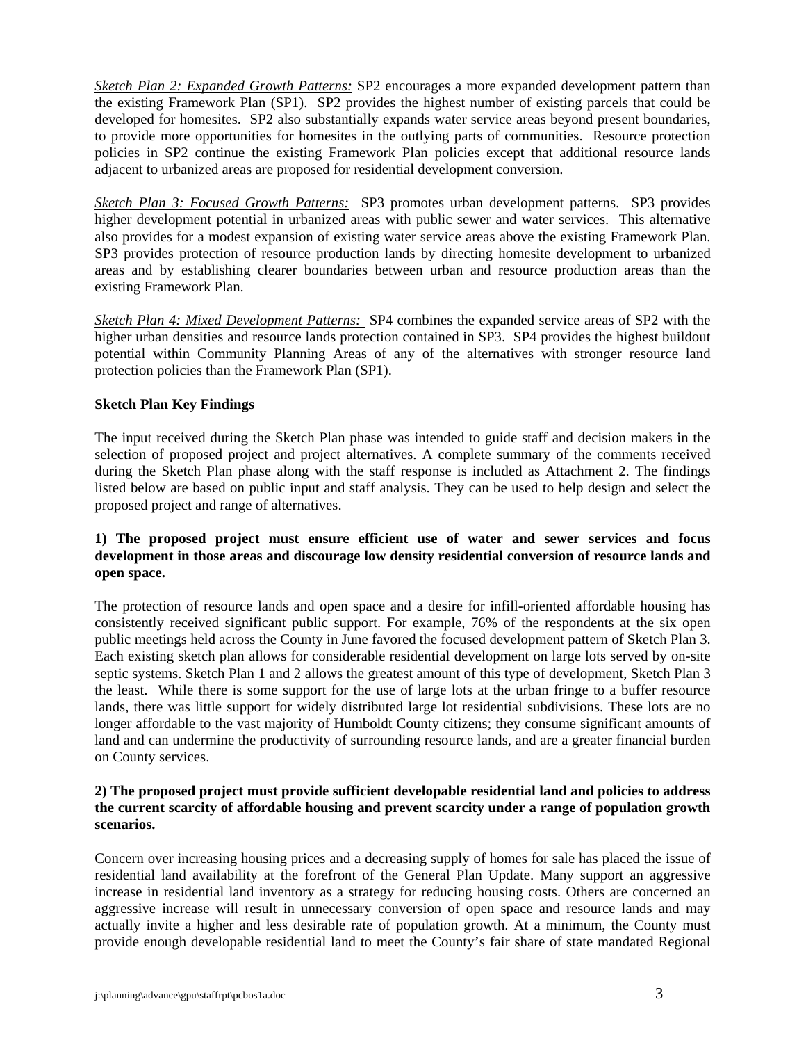*Sketch Plan 2: Expanded Growth Patterns:* SP2 encourages a more expanded development pattern than the existing Framework Plan (SP1). SP2 provides the highest number of existing parcels that could be developed for homesites. SP2 also substantially expands water service areas beyond present boundaries, to provide more opportunities for homesites in the outlying parts of communities. Resource protection policies in SP2 continue the existing Framework Plan policies except that additional resource lands adjacent to urbanized areas are proposed for residential development conversion.

*Sketch Plan 3: Focused Growth Patterns:* SP3 promotes urban development patterns. SP3 provides higher development potential in urbanized areas with public sewer and water services. This alternative also provides for a modest expansion of existing water service areas above the existing Framework Plan. SP3 provides protection of resource production lands by directing homesite development to urbanized areas and by establishing clearer boundaries between urban and resource production areas than the existing Framework Plan.

*Sketch Plan 4: Mixed Development Patterns:* SP4 combines the expanded service areas of SP2 with the higher urban densities and resource lands protection contained in SP3. SP4 provides the highest buildout potential within Community Planning Areas of any of the alternatives with stronger resource land protection policies than the Framework Plan (SP1).

**Sketch Plan Key Findings**

The input received during the Sketch Plan phase was intended to guide staff and decision makers in the selection of proposed project and project alternatives. A complete summary of the comments received during the Sketch Plan phase along with the staff response is included as Attachment 2. The findings listed below are based on public input and staff analysis. They can be used to help design and select the proposed project and range of alternatives.

**1) The proposed project must ensure efficient use of water and sewer services and focus development in those areas and discourage low density residential conversion of resource lands and open space.**

The protection of resource lands and open space and a desire for infill-oriented affordable housing has consistently received significant public support. For example, 76% of the respondents at the six open public meetings held across the County in June favored the focused development pattern of Sketch Plan 3. Each existing sketch plan allows for considerable residential development on large lots served by on-site septic systems. Sketch Plan 1 and 2 allows the greatest amount of this type of development, Sketch Plan 3 the least. While there is some support for the use of large lots at the urban fringe to a buffer resource lands, there was little support for widely distributed large lot residential subdivisions. These lots are no longer affordable to the vast majority of Humboldt County citizens; they consume significant amounts of land and can undermine the productivity of surrounding resource lands, and are a greater financial burden on County services.

**2) The proposed project must provide sufficient developable residential land and policies to address the current scarcity of affordable housing and prevent scarcity under a range of population growth scenarios.**

Concern over increasing housing prices and a decreasing supply of homes for sale has placed the issue of residential land availability at the forefront of the General Plan Update. Many support an aggressive increase in residential land inventory as a strategy for reducing housing costs. Others are concerned an aggressive increase will result in unnecessary conversion of open space and resource lands and may actually invite a higher and less desirable rate of population growth. At a minimum, the County must provide enough developable residential land to meet the County's fair share of state mandated Regional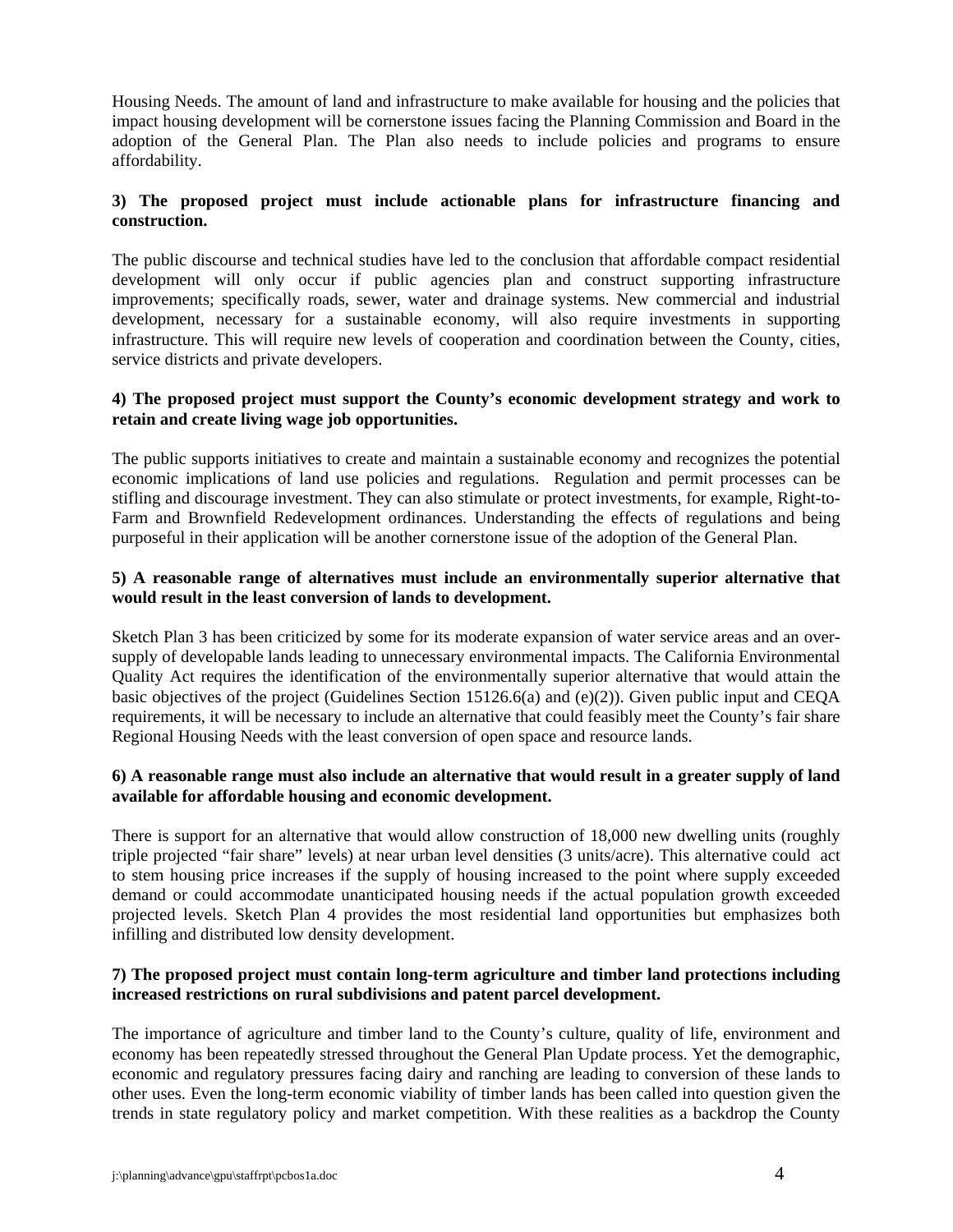Housing Needs. The amount of land and infrastructure to make available for housing and the policies that impact housing development will be cornerstone issues facing the Planning Commission and Board in the adoption of the General Plan. The Plan also needs to include policies and programs to ensure affordability.

**3) The proposed project must include actionable plans for infrastructure financing and construction.**

The public discourse and technical studies have led to the conclusion that affordable compact residential development will only occur if public agencies plan and construct supporting infrastructure improvements; specifically roads, sewer, water and drainage systems. New commercial and industrial development, necessary for a sustainable economy, will also require investments in supporting infrastructure. This will require new levels of cooperation and coordination between the County, cities, service districts and private developers.

**4) The proposed project must support the County's economic development strategy and work to retain and create living wage job opportunities.**

The public supports initiatives to create and maintain a sustainable economy and recognizes the potential economic implications of land use policies and regulations. Regulation and permit processes can be stifling and discourage investment. They can also stimulate or protect investments, for example, Right-to-Farm and Brownfield Redevelopment ordinances. Understanding the effects of regulations and being purposeful in their application will be another cornerstone issue of the adoption of the General Plan.

**5) A reasonable range of alternatives must include an environmentally superior alternative that would result in the least conversion of lands to development.**

Sketch Plan 3 has been criticized by some for its moderate expansion of water service areas and an over-supply of developable lands leading to unnecessary environmental impacts. The California Environmental Quality Act requires the identification of the environmentally superior alternative that would attain the basic objectives of the project (Guidelines Section 15126.6(a) and (e)(2)). Given public input and CEQA requirements, it will be necessary to include an alternative that could feasibly meet the County's fair share Regional Housing Needs with the least conversion of open space and resource lands.

**6) A reasonable range must also include an alternative that would result in a greater supply of land available for affordable housing and economic development.**

There is support for an alternative that would allow construction of 18,000 new dwelling units (roughly triple projected "fair share" levels) at near urban level densities (3 units/acre). This alternative could act to stem housing price increases if the supply of housing increased to the point where supply exceeded demand or could accommodate unanticipated housing needs if the actual population growth exceeded projected levels. Sketch Plan 4 provides the most residential land opportunities but emphasizes both infilling and distributed low density development.

**7) The proposed project must contain long-term agriculture and timber land protections including increased restrictions on rural subdivisions and patent parcel development.**

The importance of agriculture and timber land to the County's culture, quality of life, environment and economy has been repeatedly stressed throughout the General Plan Update process. Yet the demographic, economic and regulatory pressures facing dairy and ranching are leading to conversion of these lands to other uses. Even the long-term economic viability of timber lands has been called into question given the trends in state regulatory policy and market competition. With these realities as a backdrop the County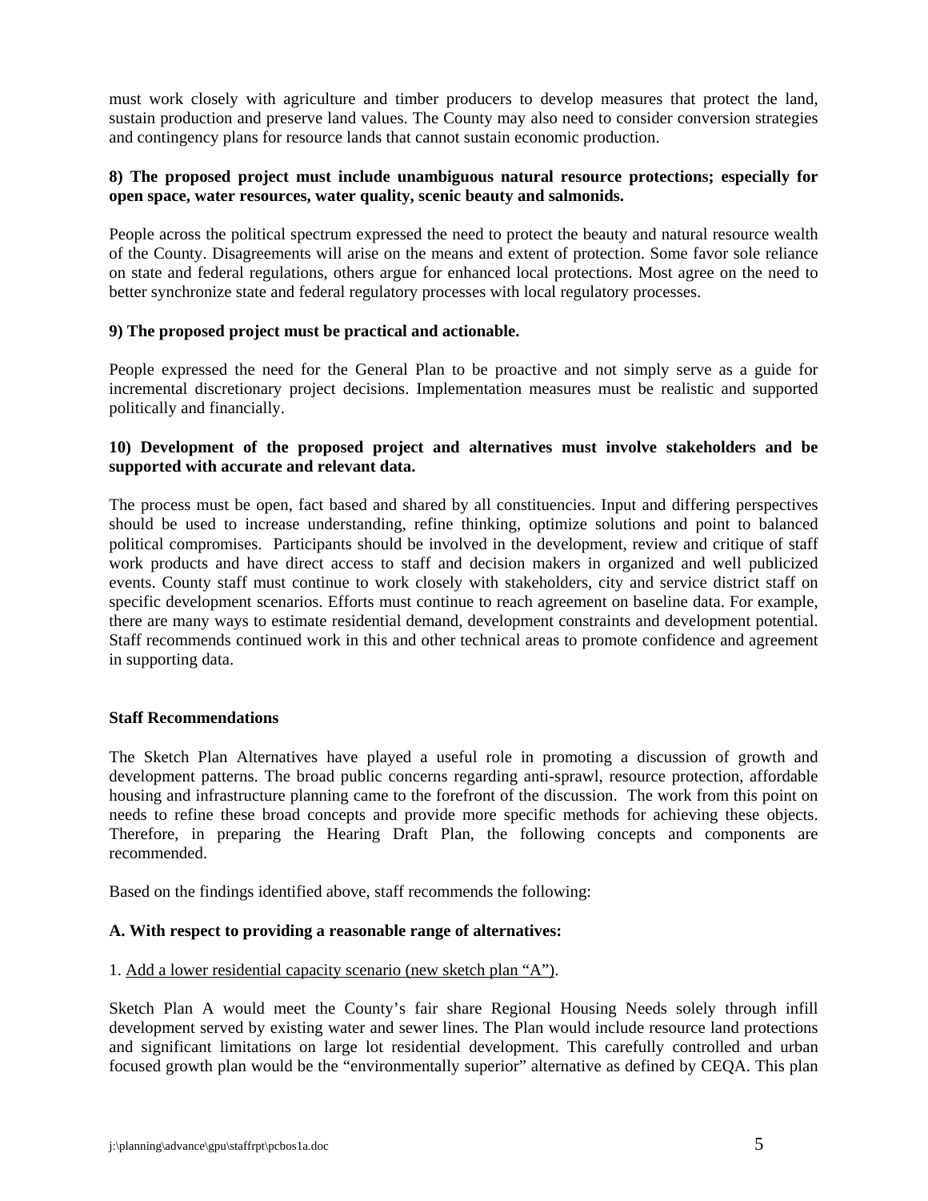must work closely with agriculture and timber producers to develop measures that protect the land, sustain production and preserve land values. The County may also need to consider conversion strategies and contingency plans for resource lands that cannot sustain economic production.

**8) The proposed project must include unambiguous natural resource protections; especially for open space, water resources, water quality, scenic beauty and salmonids.**

People across the political spectrum expressed the need to protect the beauty and natural resource wealth of the County. Disagreements will arise on the means and extent of protection. Some favor sole reliance on state and federal regulations, others argue for enhanced local protections. Most agree on the need to better synchronize state and federal regulatory processes with local regulatory processes.

**9) The proposed project must be practical and actionable.**

People expressed the need for the General Plan to be proactive and not simply serve as a guide for incremental discretionary project decisions. Implementation measures must be realistic and supported politically and financially.

**10) Development of the proposed project and alternatives must involve stakeholders and be supported with accurate and relevant data.**

The process must be open, fact based and shared by all constituencies. Input and differing perspectives should be used to increase understanding, refine thinking, optimize solutions and point to balanced political compromises. Participants should be involved in the development, review and critique of staff work products and have direct access to staff and decision makers in organized and well publicized events. County staff must continue to work closely with stakeholders, city and service district staff on specific development scenarios. Efforts must continue to reach agreement on baseline data. For example, there are many ways to estimate residential demand, development constraints and development potential. Staff recommends continued work in this and other technical areas to promote confidence and agreement in supporting data.

**Staff Recommendations**

The Sketch Plan Alternatives have played a useful role in promoting a discussion of growth and development patterns. The broad public concerns regarding anti-sprawl, resource protection, affordable housing and infrastructure planning came to the forefront of the discussion. The work from this point on needs to refine these broad concepts and provide more specific methods for achieving these objects. Therefore, in preparing the Hearing Draft Plan, the following concepts and components are recommended.

Based on the findings identified above, staff recommends the following:

**A. With respect to providing a reasonable range of alternatives:**

1. Add a lower residential capacity scenario (new sketch plan "A").

Sketch Plan A would meet the County's fair share Regional Housing Needs solely through infill development served by existing water and sewer lines. The Plan would include resource land protections and significant limitations on large lot residential development. This carefully controlled and urban focused growth plan would be the "environmentally superior" alternative as defined by CEQA. This plan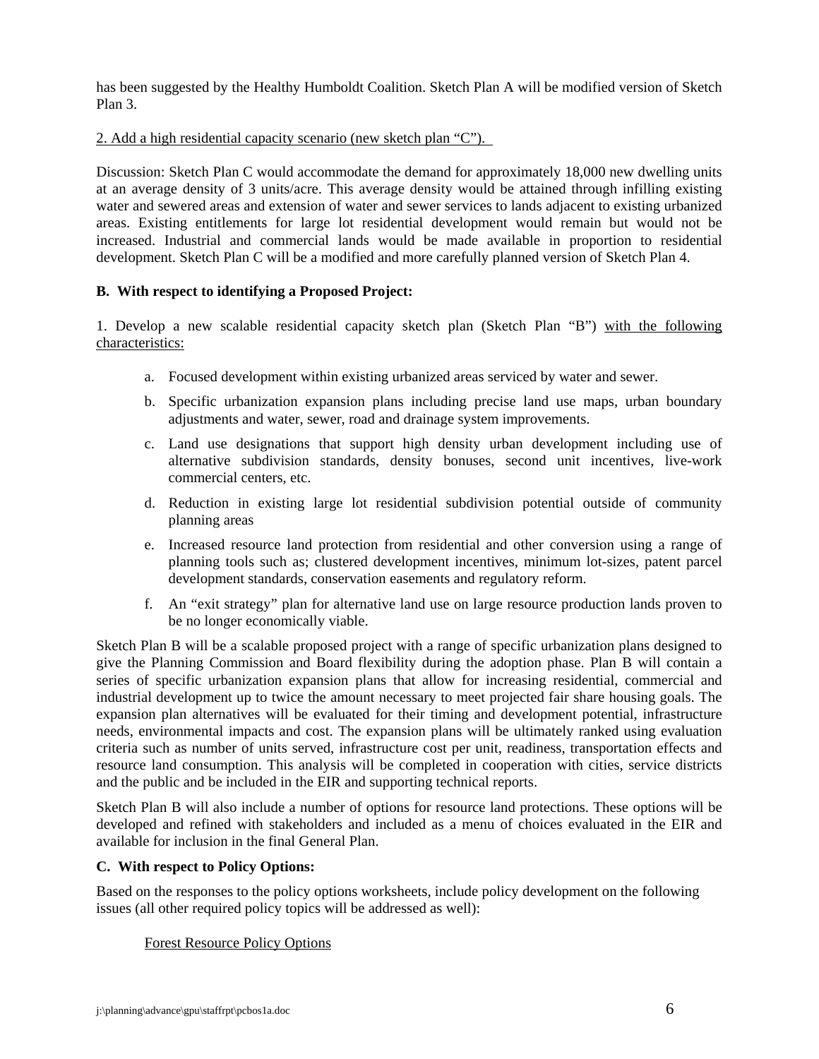has been suggested by the Healthy Humboldt Coalition. Sketch Plan A will be modified version of Sketch Plan 3.

<u>2. Add a high residential capacity scenario (new sketch plan “C”).</u>

Discussion: Sketch Plan C would accommodate the demand for approximately 18,000 new dwelling units at an average density of 3 units/acre. This average density would be attained through infilling existing water and sewered areas and extension of water and sewer services to lands adjacent to existing urbanized areas. Existing entitlements for large lot residential development would remain but would not be increased. Industrial and commercial lands would be made available in proportion to residential development. Sketch Plan C will be a modified and more carefully planned version of Sketch Plan 4.

**B. With respect to identifying a Proposed Project:**

1. Develop a new scalable residential capacity sketch plan (Sketch Plan “B”) <u>with the following characteristics:</u>

a. Focused development within existing urbanized areas serviced by water and sewer.

b. Specific urbanization expansion plans including precise land use maps, urban boundary adjustments and water, sewer, road and drainage system improvements.

c. Land use designations that support high density urban development including use of alternative subdivision standards, density bonuses, second unit incentives, live-work commercial centers, etc.

d. Reduction in existing large lot residential subdivision potential outside of community planning areas

e. Increased resource land protection from residential and other conversion using a range of planning tools such as; clustered development incentives, minimum lot-sizes, patent parcel development standards, conservation easements and regulatory reform.

f. An “exit strategy” plan for alternative land use on large resource production lands proven to be no longer economically viable.

Sketch Plan B will be a scalable proposed project with a range of specific urbanization plans designed to give the Planning Commission and Board flexibility during the adoption phase. Plan B will contain a series of specific urbanization expansion plans that allow for increasing residential, commercial and industrial development up to twice the amount necessary to meet projected fair share housing goals. The expansion plan alternatives will be evaluated for their timing and development potential, infrastructure needs, environmental impacts and cost. The expansion plans will be ultimately ranked using evaluation criteria such as number of units served, infrastructure cost per unit, readiness, transportation effects and resource land consumption. This analysis will be completed in cooperation with cities, service districts and the public and be included in the EIR and supporting technical reports.

Sketch Plan B will also include a number of options for resource land protections. These options will be developed and refined with stakeholders and included as a menu of choices evaluated in the EIR and available for inclusion in the final General Plan.

**C. With respect to Policy Options:**

Based on the responses to the policy options worksheets, include policy development on the following issues (all other required policy topics will be addressed as well):

<u>Forest Resource Policy Options</u>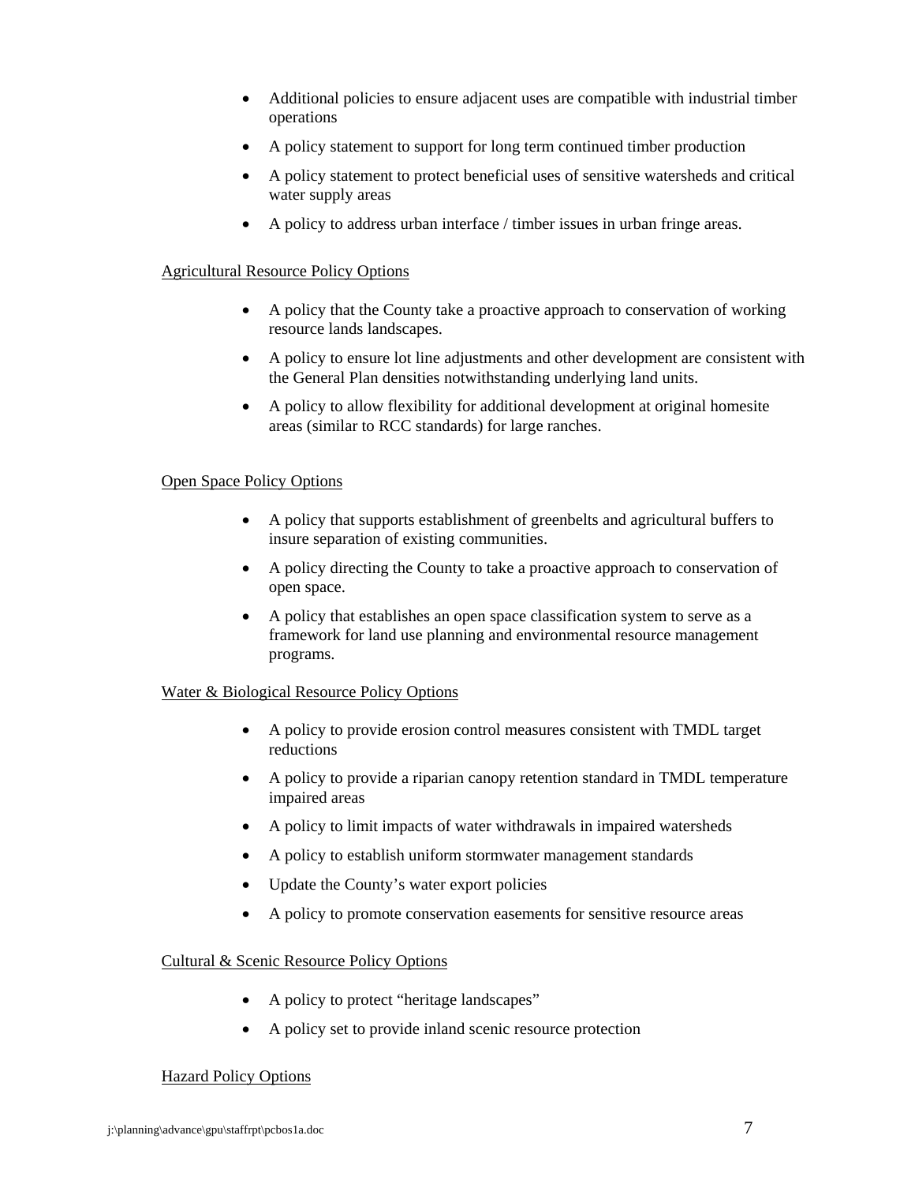- Additional policies to ensure adjacent uses are compatible with industrial timber operations
- A policy statement to support for long term continued timber production
- A policy statement to protect beneficial uses of sensitive watersheds and critical water supply areas
- A policy to address urban interface / timber issues in urban fringe areas.

<u>Agricultural Resource Policy Options</u>

- A policy that the County take a proactive approach to conservation of working resource lands landscapes.
- A policy to ensure lot line adjustments and other development are consistent with the General Plan densities notwithstanding underlying land units.
- A policy to allow flexibility for additional development at original homesite areas (similar to RCC standards) for large ranches.

<u>Open Space Policy Options</u>

- A policy that supports establishment of greenbelts and agricultural buffers to insure separation of existing communities.
- A policy directing the County to take a proactive approach to conservation of open space.
- A policy that establishes an open space classification system to serve as a framework for land use planning and environmental resource management programs.

<u>Water & Biological Resource Policy Options</u>

- A policy to provide erosion control measures consistent with TMDL target reductions
- A policy to provide a riparian canopy retention standard in TMDL temperature impaired areas
- A policy to limit impacts of water withdrawals in impaired watersheds
- A policy to establish uniform stormwater management standards
- Update the County's water export policies
- A policy to promote conservation easements for sensitive resource areas

<u>Cultural & Scenic Resource Policy Options</u>

- A policy to protect "heritage landscapes"
- A policy set to provide inland scenic resource protection

<u>Hazard Policy Options</u>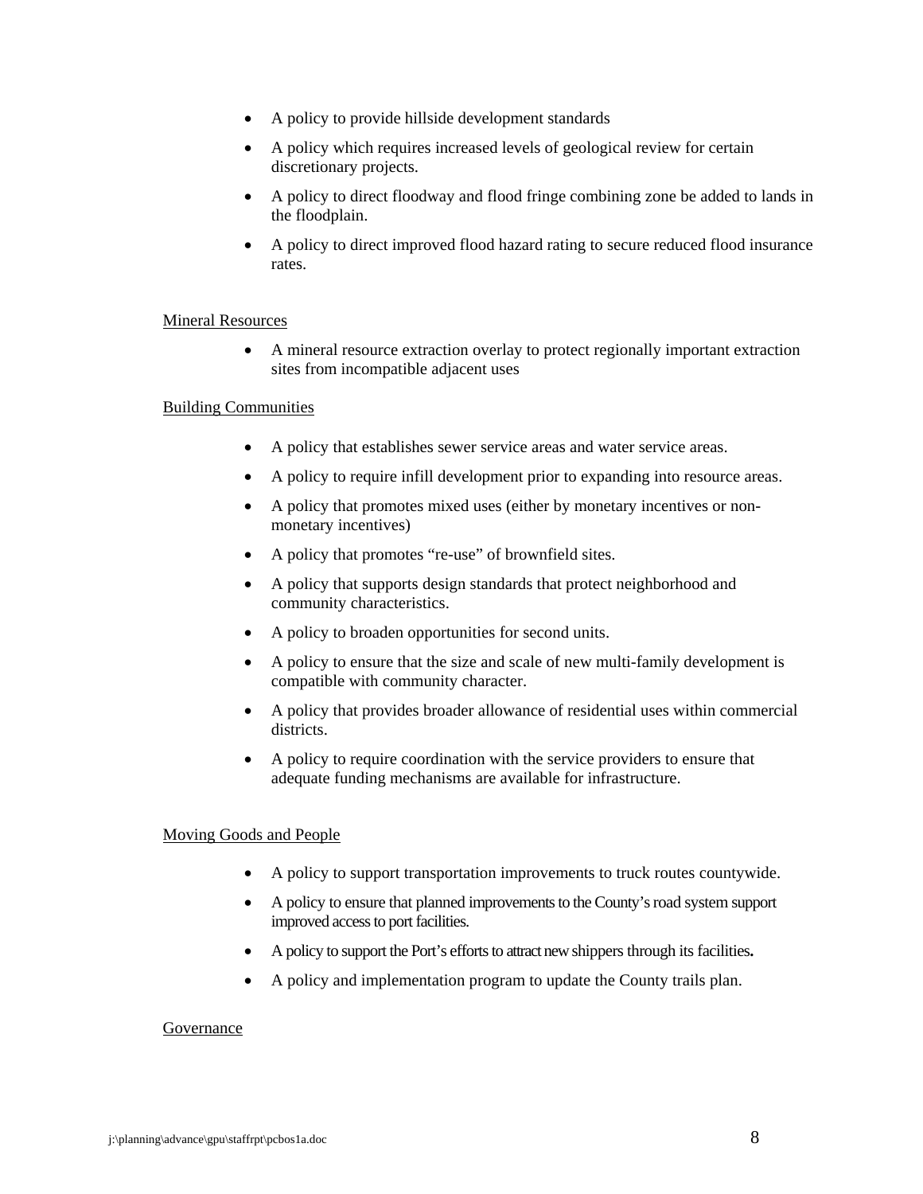- A policy to provide hillside development standards
- A policy which requires increased levels of geological review for certain discretionary projects.
- A policy to direct floodway and flood fringe combining zone be added to lands in the floodplain.
- A policy to direct improved flood hazard rating to secure reduced flood insurance rates.

Mineral Resources

- A mineral resource extraction overlay to protect regionally important extraction sites from incompatible adjacent uses

Building Communities

- A policy that establishes sewer service areas and water service areas.
- A policy to require infill development prior to expanding into resource areas.
- A policy that promotes mixed uses (either by monetary incentives or non-monetary incentives)
- A policy that promotes "re-use" of brownfield sites.
- A policy that supports design standards that protect neighborhood and community characteristics.
- A policy to broaden opportunities for second units.
- A policy to ensure that the size and scale of new multi-family development is compatible with community character.
- A policy that provides broader allowance of residential uses within commercial districts.
- A policy to require coordination with the service providers to ensure that adequate funding mechanisms are available for infrastructure.

Moving Goods and People

- A policy to support transportation improvements to truck routes countywide.
- A policy to ensure that planned improvements to the County's road system support improved access to port facilities.
- A policy to support the Port's efforts to attract new shippers through its facilities.
- A policy and implementation program to update the County trails plan.

Governance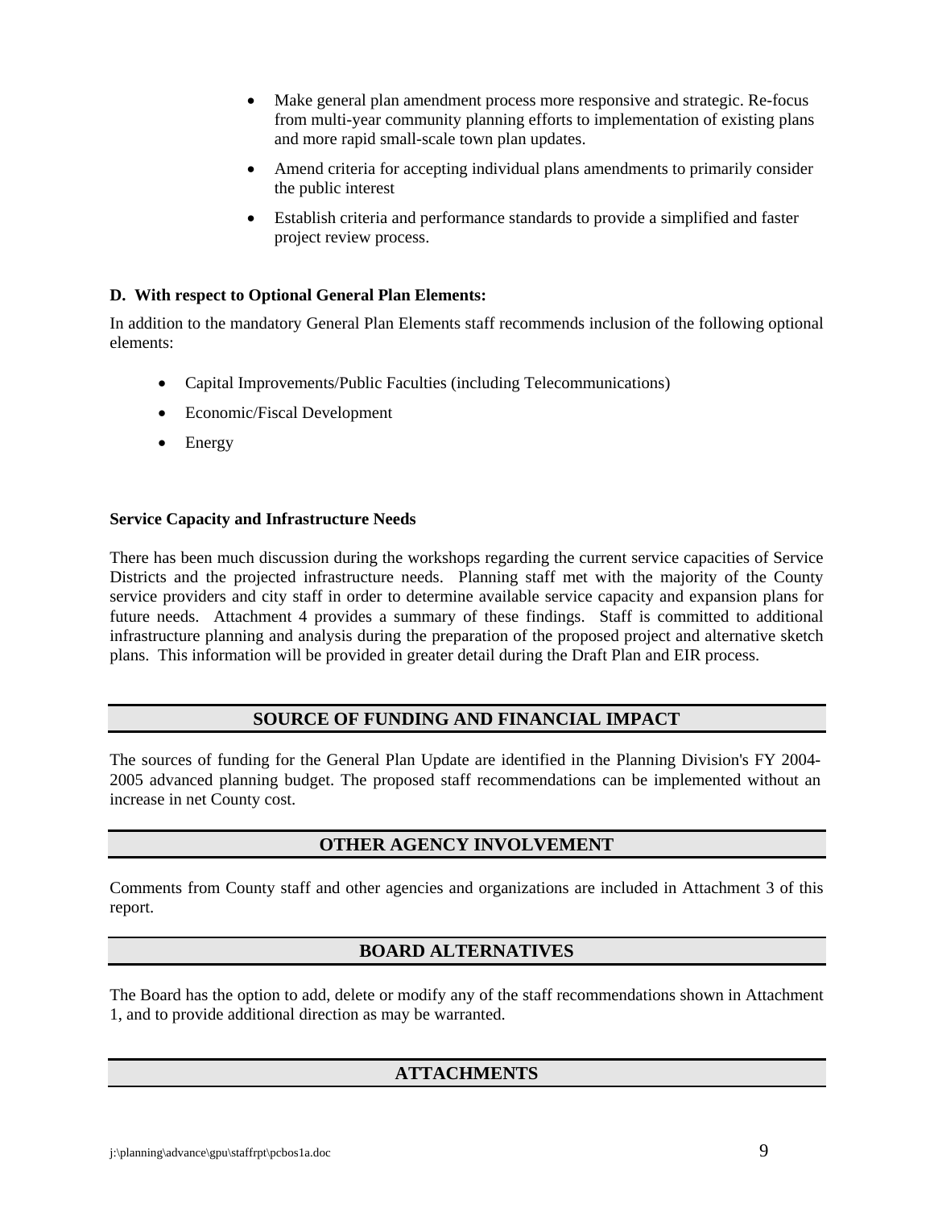- Make general plan amendment process more responsive and strategic. Re-focus from multi-year community planning efforts to implementation of existing plans and more rapid small-scale town plan updates.
- Amend criteria for accepting individual plans amendments to primarily consider the public interest
- Establish criteria and performance standards to provide a simplified and faster project review process.

**D. With respect to Optional General Plan Elements:**

In addition to the mandatory General Plan Elements staff recommends inclusion of the following optional elements:

- Capital Improvements/Public Faculties (including Telecommunications)
- Economic/Fiscal Development
- Energy

**Service Capacity and Infrastructure Needs**

There has been much discussion during the workshops regarding the current service capacities of Service Districts and the projected infrastructure needs. Planning staff met with the majority of the County service providers and city staff in order to determine available service capacity and expansion plans for future needs. Attachment 4 provides a summary of these findings. Staff is committed to additional infrastructure planning and analysis during the preparation of the proposed project and alternative sketch plans. This information will be provided in greater detail during the Draft Plan and EIR process.

## SOURCE OF FUNDING AND FINANCIAL IMPACT

The sources of funding for the General Plan Update are identified in the Planning Division's FY 2004-2005 advanced planning budget. The proposed staff recommendations can be implemented without an increase in net County cost.

## OTHER AGENCY INVOLVEMENT

Comments from County staff and other agencies and organizations are included in Attachment 3 of this report.

## BOARD ALTERNATIVES

The Board has the option to add, delete or modify any of the staff recommendations shown in Attachment 1, and to provide additional direction as may be warranted.

## ATTACHMENTS

j:\planning\advance\gpu\staffrpt\pcbos1a.doc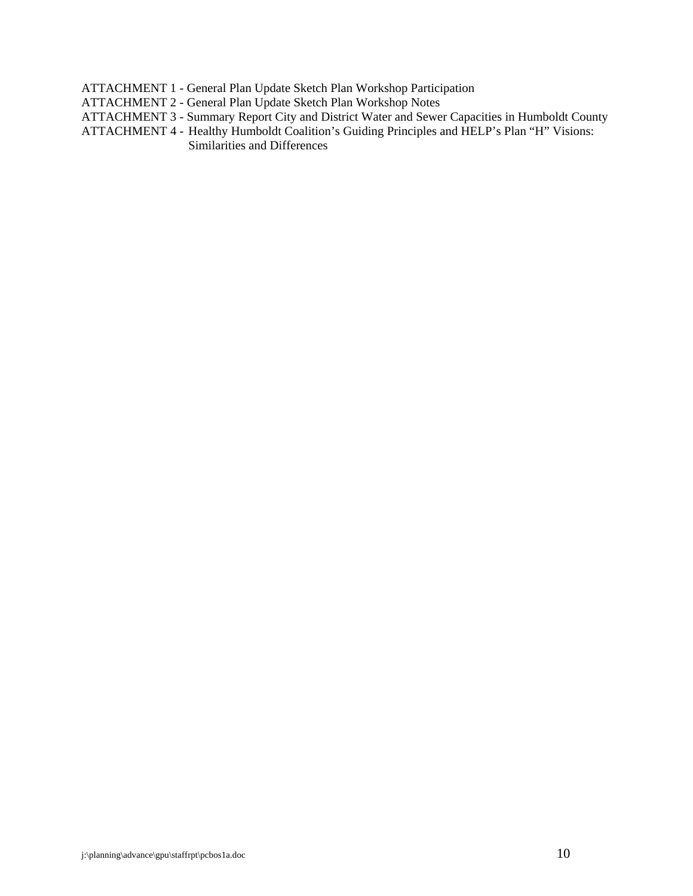ATTACHMENT 1 - General Plan Update Sketch Plan Workshop Participation
ATTACHMENT 2 - General Plan Update Sketch Plan Workshop Notes
ATTACHMENT 3 - Summary Report City and District Water and Sewer Capacities in Humboldt County
ATTACHMENT 4 - Healthy Humboldt Coalition's Guiding Principles and HELP's Plan "H" Visions: Similarities and Differences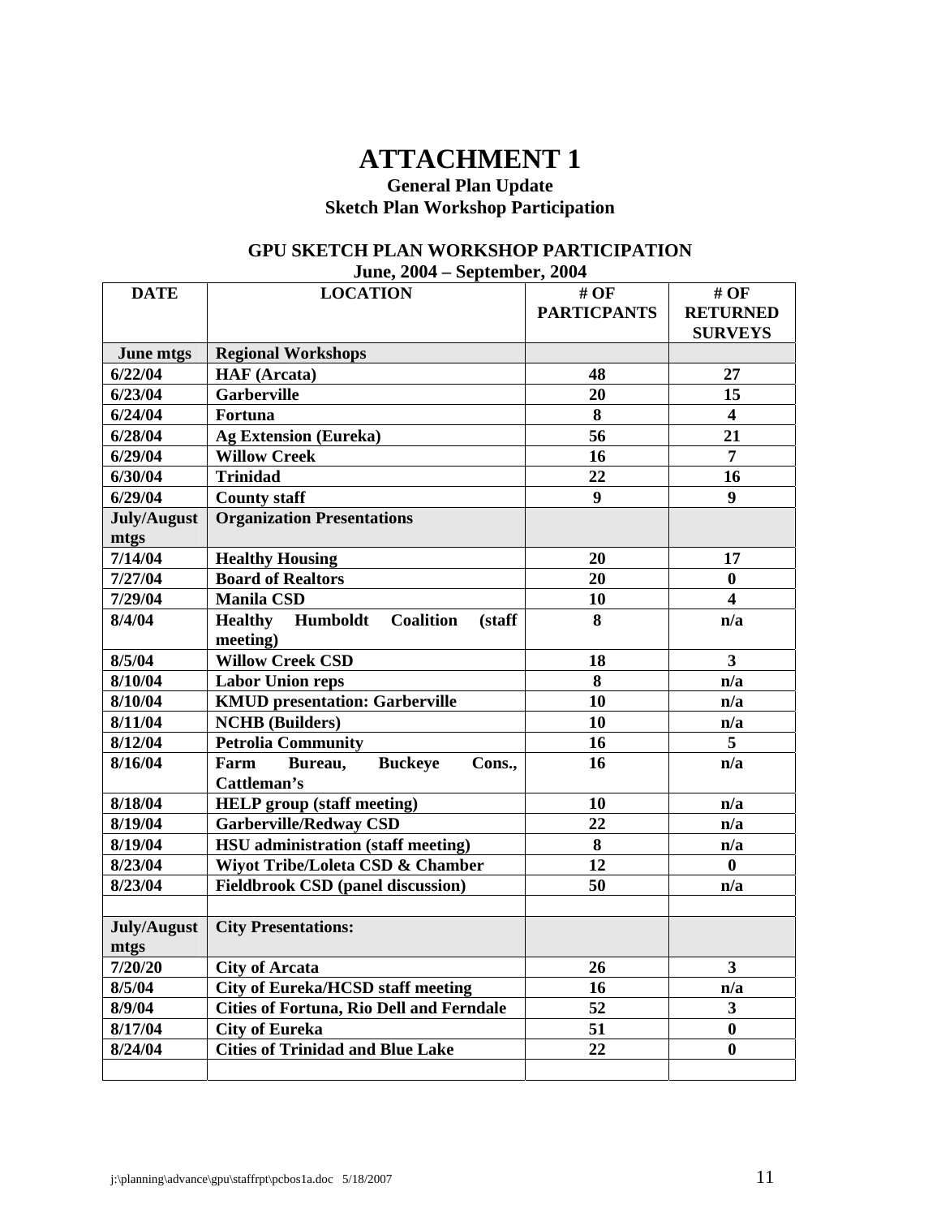# ATTACHMENT 1

### General Plan Update
### Sketch Plan Workshop Participation

**GPU SKETCH PLAN WORKSHOP PARTICIPATION**
**June, 2004 – September, 2004**

| DATE | LOCATION | # OF PARTICPANTS | # OF RETURNED SURVEYS |
|---|---|---|---|
| **June mtgs** | **Regional Workshops** | | |
| 6/22/04 | HAF (Arcata) | 48 | 27 |
| 6/23/04 | Garberville | 20 | 15 |
| 6/24/04 | Fortuna | 8 | 4 |
| 6/28/04 | Ag Extension (Eureka) | 56 | 21 |
| 6/29/04 | Willow Creek | 16 | 7 |
| 6/30/04 | Trinidad | 22 | 16 |
| 6/29/04 | County staff | 9 | 9 |
| **July/August mtgs** | **Organization Presentations** | | |
| 7/14/04 | Healthy Housing | 20 | 17 |
| 7/27/04 | Board of Realtors | 20 | 0 |
| 7/29/04 | Manila CSD | 10 | 4 |
| 8/4/04 | Healthy Humboldt Coalition (staff meeting) | 8 | n/a |
| 8/5/04 | Willow Creek CSD | 18 | 3 |
| 8/10/04 | Labor Union reps | 8 | n/a |
| 8/10/04 | KMUD presentation: Garberville | 10 | n/a |
| 8/11/04 | NCHB (Builders) | 10 | n/a |
| 8/12/04 | Petrolia Community | 16 | 5 |
| 8/16/04 | Farm Bureau, Buckeye Cons., Cattleman's | 16 | n/a |
| 8/18/04 | HELP group (staff meeting) | 10 | n/a |
| 8/19/04 | Garberville/Redway CSD | 22 | n/a |
| 8/19/04 | HSU administration (staff meeting) | 8 | n/a |
| 8/23/04 | Wiyot Tribe/Loleta CSD & Chamber | 12 | 0 |
| 8/23/04 | Fieldbrook CSD (panel discussion) | 50 | n/a |
| | | | |
| **July/August mtgs** | **City Presentations:** | | |
| 7/20/20 | City of Arcata | 26 | 3 |
| 8/5/04 | City of Eureka/HCSD staff meeting | 16 | n/a |
| 8/9/04 | Cities of Fortuna, Rio Dell and Ferndale | 52 | 3 |
| 8/17/04 | City of Eureka | 51 | 0 |
| 8/24/04 | Cities of Trinidad and Blue Lake | 22 | 0 |
| | | | |

j:\planning\advance\gpu\staffrpt\pcbos1a.doc 5/18/2007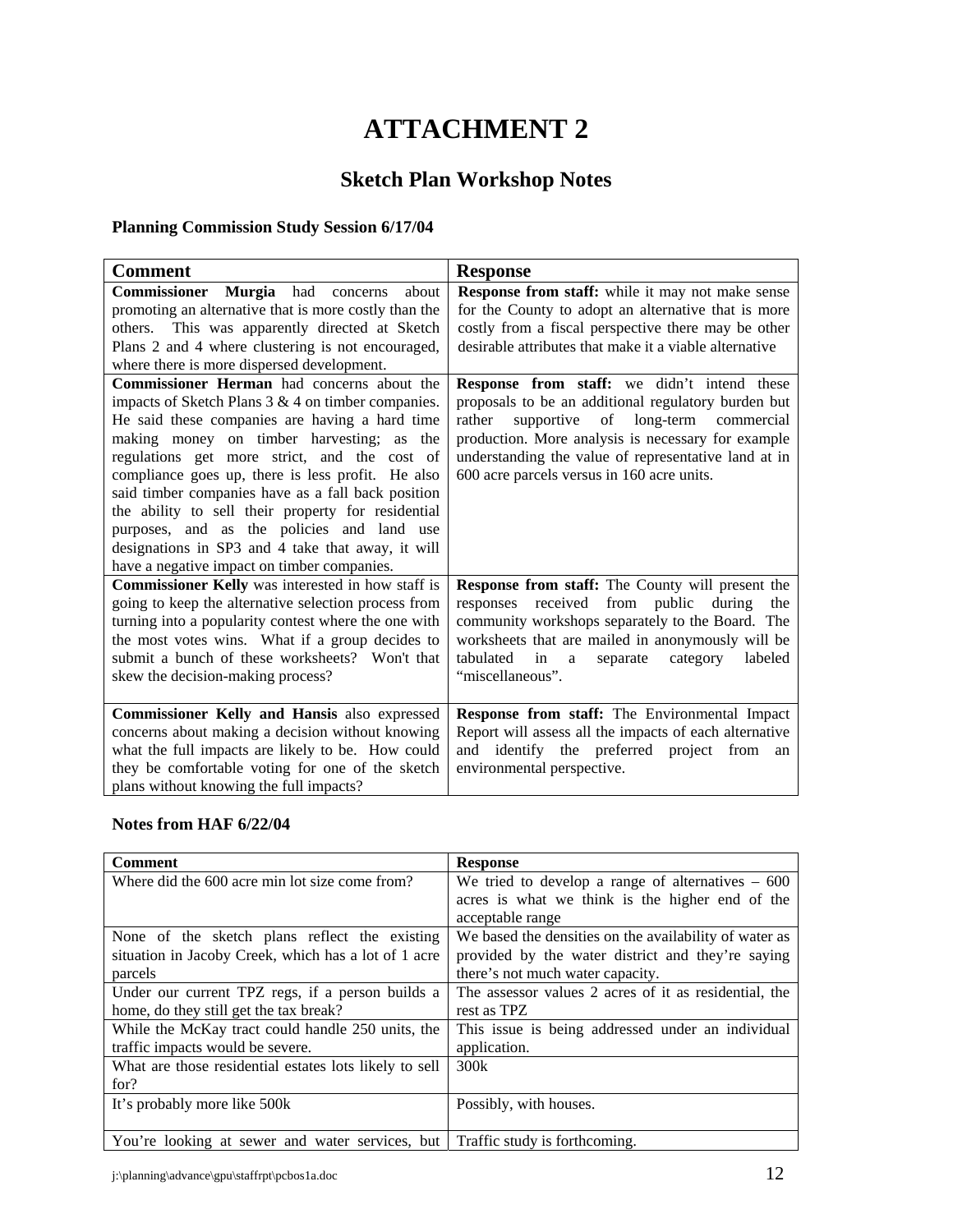# ATTACHMENT 2

## Sketch Plan Workshop Notes

### Planning Commission Study Session 6/17/04

| Comment | Response |
|---|---|
| **Commissioner Murgia** had concerns about promoting an alternative that is more costly than the others. This was apparently directed at Sketch Plans 2 and 4 where clustering is not encouraged, where there is more dispersed development. | **Response from staff:** while it may not make sense for the County to adopt an alternative that is more costly from a fiscal perspective there may be other desirable attributes that make it a viable alternative |
| **Commissioner Herman** had concerns about the impacts of Sketch Plans 3 & 4 on timber companies. He said these companies are having a hard time making money on timber harvesting; as the regulations get more strict, and the cost of compliance goes up, there is less profit. He also said timber companies have as a fall back position the ability to sell their property for residential purposes, and as the policies and land use designations in SP3 and 4 take that away, it will have a negative impact on timber companies. | **Response from staff:** we didn't intend these proposals to be an additional regulatory burden but rather supportive of long-term commercial production. More analysis is necessary for example understanding the value of representative land at in 600 acre parcels versus in 160 acre units. |
| **Commissioner Kelly** was interested in how staff is going to keep the alternative selection process from turning into a popularity contest where the one with the most votes wins. What if a group decides to submit a bunch of these worksheets? Won't that skew the decision-making process? | **Response from staff:** The County will present the responses received from public during the community workshops separately to the Board. The worksheets that are mailed in anonymously will be tabulated in a separate category labeled "miscellaneous". |
| **Commissioner Kelly and Hansis** also expressed concerns about making a decision without knowing what the full impacts are likely to be. How could they be comfortable voting for one of the sketch plans without knowing the full impacts? | **Response from staff:** The Environmental Impact Report will assess all the impacts of each alternative and identify the preferred project from an environmental perspective. |

### Notes from HAF 6/22/04

| Comment | Response |
|---|---|
| Where did the 600 acre min lot size come from? | We tried to develop a range of alternatives – 600 acres is what we think is the higher end of the acceptable range |
| None of the sketch plans reflect the existing situation in Jacoby Creek, which has a lot of 1 acre parcels | We based the densities on the availability of water as provided by the water district and they're saying there's not much water capacity. |
| Under our current TPZ regs, if a person builds a home, do they still get the tax break? | The assessor values 2 acres of it as residential, the rest as TPZ |
| While the McKay tract could handle 250 units, the traffic impacts would be severe. | This issue is being addressed under an individual application. |
| What are those residential estates lots likely to sell for? | 300k |
| It's probably more like 500k | Possibly, with houses. |
| You're looking at sewer and water services, but | Traffic study is forthcoming. |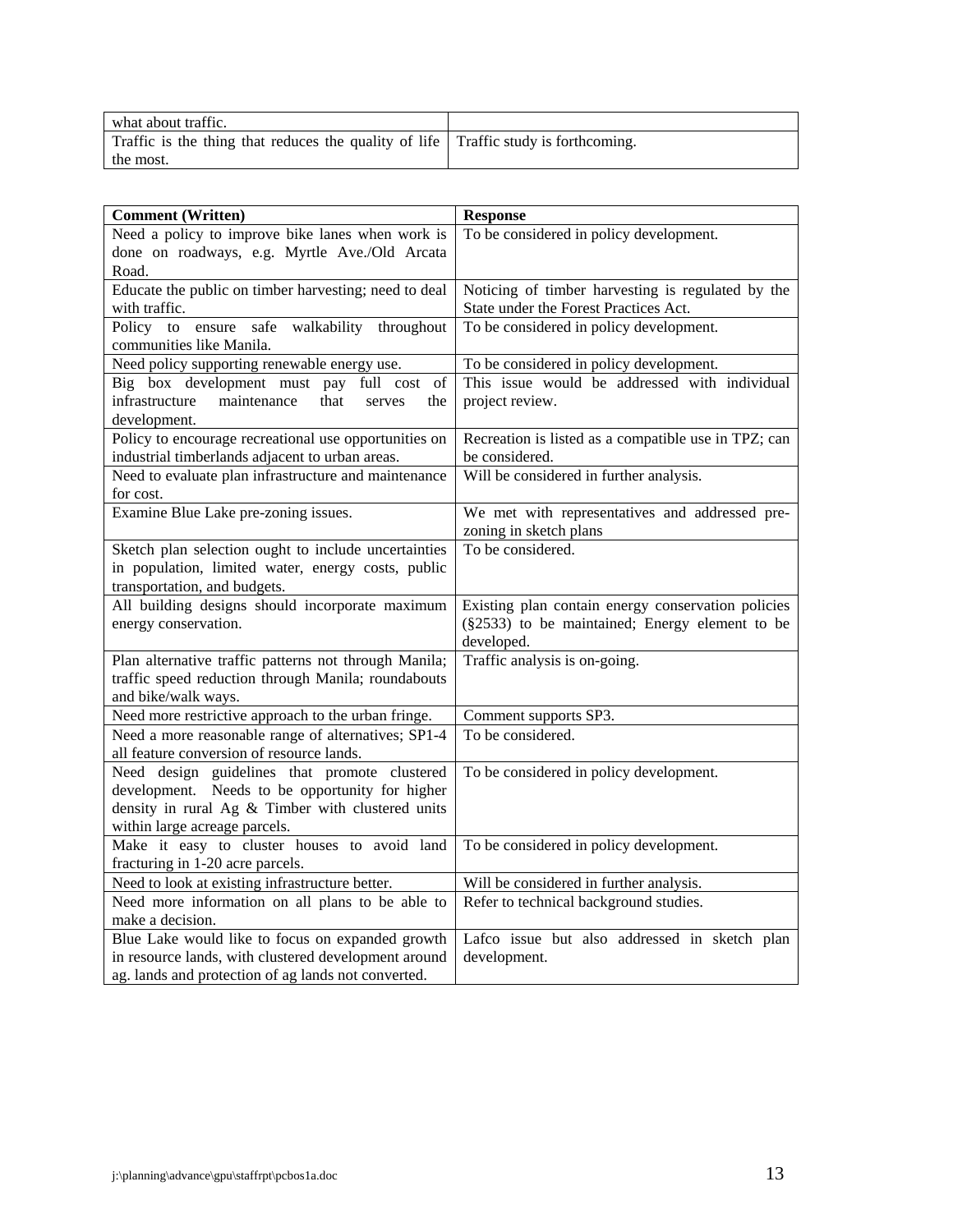| what about traffic. | |
|---|---|
| Traffic is the thing that reduces the quality of life the most. | Traffic study is forthcoming. |

| **Comment (Written)** | **Response** |
|---|---|
| Need a policy to improve bike lanes when work is done on roadways, e.g. Myrtle Ave./Old Arcata Road. | To be considered in policy development. |
| Educate the public on timber harvesting; need to deal with traffic. | Noticing of timber harvesting is regulated by the State under the Forest Practices Act. |
| Policy to ensure safe walkability throughout communities like Manila. | To be considered in policy development. |
| Need policy supporting renewable energy use. | To be considered in policy development. |
| Big box development must pay full cost of infrastructure maintenance that serves the development. | This issue would be addressed with individual project review. |
| Policy to encourage recreational use opportunities on industrial timberlands adjacent to urban areas. | Recreation is listed as a compatible use in TPZ; can be considered. |
| Need to evaluate plan infrastructure and maintenance for cost. | Will be considered in further analysis. |
| Examine Blue Lake pre-zoning issues. | We met with representatives and addressed pre-zoning in sketch plans |
| Sketch plan selection ought to include uncertainties in population, limited water, energy costs, public transportation, and budgets. | To be considered. |
| All building designs should incorporate maximum energy conservation. | Existing plan contain energy conservation policies (§2533) to be maintained; Energy element to be developed. |
| Plan alternative traffic patterns not through Manila; traffic speed reduction through Manila; roundabouts and bike/walk ways. | Traffic analysis is on-going. |
| Need more restrictive approach to the urban fringe. | Comment supports SP3. |
| Need a more reasonable range of alternatives; SP1-4 all feature conversion of resource lands. | To be considered. |
| Need design guidelines that promote clustered development. Needs to be opportunity for higher density in rural Ag & Timber with clustered units within large acreage parcels. | To be considered in policy development. |
| Make it easy to cluster houses to avoid land fracturing in 1-20 acre parcels. | To be considered in policy development. |
| Need to look at existing infrastructure better. | Will be considered in further analysis. |
| Need more information on all plans to be able to make a decision. | Refer to technical background studies. |
| Blue Lake would like to focus on expanded growth in resource lands, with clustered development around ag. lands and protection of ag lands not converted. | Lafco issue but also addressed in sketch plan development. |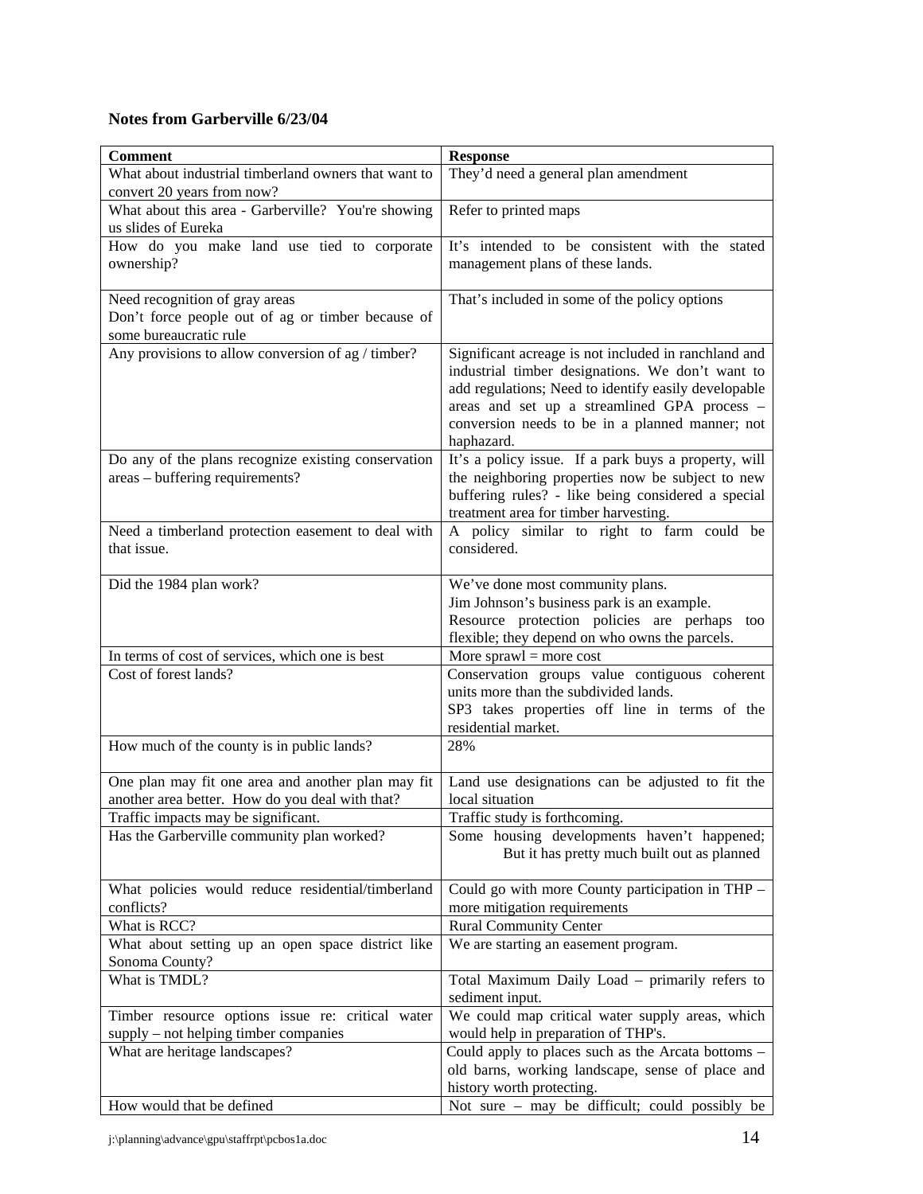**Notes from Garberville 6/23/04**

| Comment | Response |
|---|---|
| What about industrial timberland owners that want to convert 20 years from now? | They'd need a general plan amendment |
| What about this area - Garberville? You're showing us slides of Eureka | Refer to printed maps |
| How do you make land use tied to corporate ownership? | It's intended to be consistent with the stated management plans of these lands. |
| Need recognition of gray areas<br>Don't force people out of ag or timber because of some bureaucratic rule | That's included in some of the policy options |
| Any provisions to allow conversion of ag / timber? | Significant acreage is not included in ranchland and industrial timber designations. We don't want to add regulations; Need to identify easily developable areas and set up a streamlined GPA process – conversion needs to be in a planned manner; not haphazard. |
| Do any of the plans recognize existing conservation areas – buffering requirements? | It's a policy issue. If a park buys a property, will the neighboring properties now be subject to new buffering rules? - like being considered a special treatment area for timber harvesting. |
| Need a timberland protection easement to deal with that issue. | A policy similar to right to farm could be considered. |
| Did the 1984 plan work? | We've done most community plans.<br>Jim Johnson's business park is an example.<br>Resource protection policies are perhaps too flexible; they depend on who owns the parcels. |
| In terms of cost of services, which one is best | More sprawl = more cost |
| Cost of forest lands? | Conservation groups value contiguous coherent units more than the subdivided lands.<br>SP3 takes properties off line in terms of the residential market. |
| How much of the county is in public lands? | 28% |
| One plan may fit one area and another plan may fit another area better. How do you deal with that? | Land use designations can be adjusted to fit the local situation |
| Traffic impacts may be significant. | Traffic study is forthcoming. |
| Has the Garberville community plan worked? | Some housing developments haven't happened; But it has pretty much built out as planned |
| What policies would reduce residential/timberland conflicts? | Could go with more County participation in THP – more mitigation requirements |
| What is RCC? | Rural Community Center |
| What about setting up an open space district like Sonoma County? | We are starting an easement program. |
| What is TMDL? | Total Maximum Daily Load – primarily refers to sediment input. |
| Timber resource options issue re: critical water supply – not helping timber companies | We could map critical water supply areas, which would help in preparation of THP's. |
| What are heritage landscapes? | Could apply to places such as the Arcata bottoms – old barns, working landscape, sense of place and history worth protecting. |
| How would that be defined | Not sure – may be difficult; could possibly be |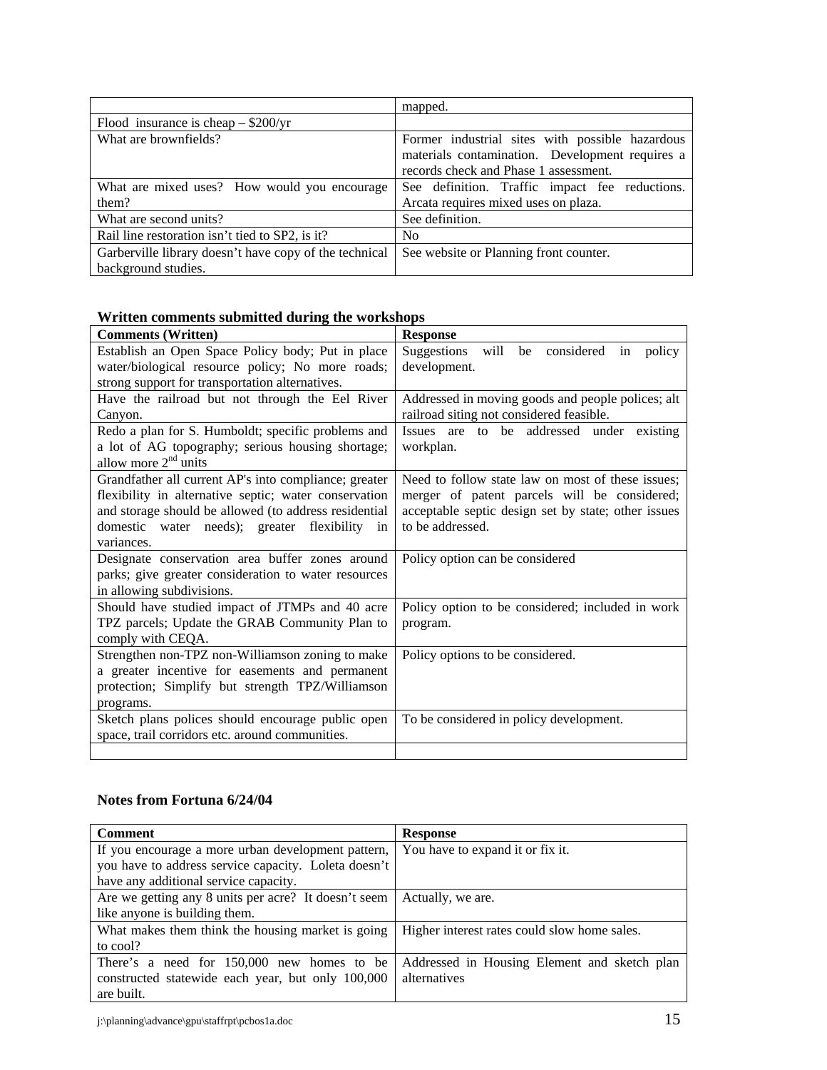| | |
|---|---|
| | mapped. |
| Flood insurance is cheap – $200/yr | |
| What are brownfields? | Former industrial sites with possible hazardous materials contamination. Development requires a records check and Phase 1 assessment. |
| What are mixed uses? How would you encourage them? | See definition. Traffic impact fee reductions. Arcata requires mixed uses on plaza. |
| What are second units? | See definition. |
| Rail line restoration isn't tied to SP2, is it? | No |
| Garberville library doesn't have copy of the technical background studies. | See website or Planning front counter. |

### Written comments submitted during the workshops

| Comments (Written) | Response |
|---|---|
| Establish an Open Space Policy body; Put in place water/biological resource policy; No more roads; strong support for transportation alternatives. | Suggestions will be considered in policy development. |
| Have the railroad but not through the Eel River Canyon. | Addressed in moving goods and people polices; alt railroad siting not considered feasible. |
| Redo a plan for S. Humboldt; specific problems and a lot of AG topography; serious housing shortage; allow more 2nd units | Issues are to be addressed under existing workplan. |
| Grandfather all current AP's into compliance; greater flexibility in alternative septic; water conservation and storage should be allowed (to address residential domestic water needs); greater flexibility in variances. | Need to follow state law on most of these issues; merger of patent parcels will be considered; acceptable septic design set by state; other issues to be addressed. |
| Designate conservation area buffer zones around parks; give greater consideration to water resources in allowing subdivisions. | Policy option can be considered |
| Should have studied impact of JTMPs and 40 acre TPZ parcels; Update the GRAB Community Plan to comply with CEQA. | Policy option to be considered; included in work program. |
| Strengthen non-TPZ non-Williamson zoning to make a greater incentive for easements and permanent protection; Simplify but strength TPZ/Williamson programs. | Policy options to be considered. |
| Sketch plans polices should encourage public open space, trail corridors etc. around communities. | To be considered in policy development. |
| | |

### Notes from Fortuna 6/24/04

| Comment | Response |
|---|---|
| If you encourage a more urban development pattern, you have to address service capacity. Loleta doesn't have any additional service capacity. | You have to expand it or fix it. |
| Are we getting any 8 units per acre? It doesn't seem like anyone is building them. | Actually, we are. |
| What makes them think the housing market is going to cool? | Higher interest rates could slow home sales. |
| There's a need for 150,000 new homes to be constructed statewide each year, but only 100,000 are built. | Addressed in Housing Element and sketch plan alternatives |

j:\planning\advance\gpu\staffrpt\pcbos1a.doc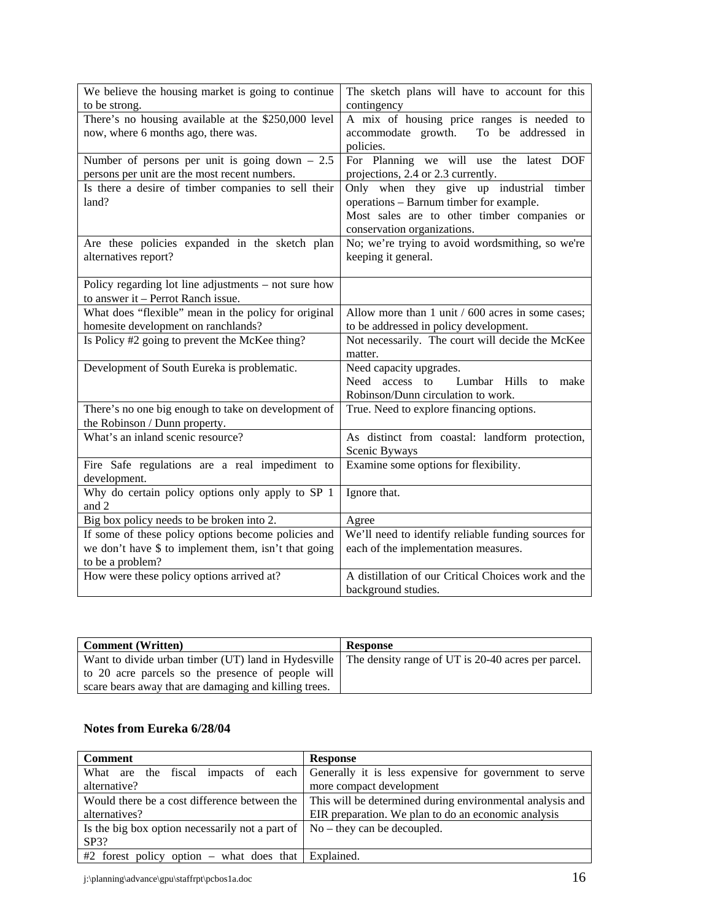| | |
|---|---|
| We believe the housing market is going to continue to be strong. | The sketch plans will have to account for this contingency |
| There's no housing available at the $250,000 level now, where 6 months ago, there was. | A mix of housing price ranges is needed to accommodate growth. To be addressed in policies. |
| Number of persons per unit is going down – 2.5 persons per unit are the most recent numbers. | For Planning we will use the latest DOF projections, 2.4 or 2.3 currently. |
| Is there a desire of timber companies to sell their land? | Only when they give up industrial timber operations – Barnum timber for example.<br>Most sales are to other timber companies or conservation organizations. |
| Are these policies expanded in the sketch plan alternatives report? | No; we're trying to avoid wordsmithing, so we're keeping it general. |
| Policy regarding lot line adjustments – not sure how to answer it – Perrot Ranch issue. | |
| What does "flexible" mean in the policy for original homesite development on ranchlands? | Allow more than 1 unit / 600 acres in some cases; to be addressed in policy development. |
| Is Policy #2 going to prevent the McKee thing? | Not necessarily. The court will decide the McKee matter. |
| Development of South Eureka is problematic. | Need capacity upgrades.<br>Need access to Lumbar Hills to make Robinson/Dunn circulation to work. |
| There's no one big enough to take on development of the Robinson / Dunn property. | True. Need to explore financing options. |
| What's an inland scenic resource? | As distinct from coastal: landform protection, Scenic Byways |
| Fire Safe regulations are a real impediment to development. | Examine some options for flexibility. |
| Why do certain policy options only apply to SP 1 and 2 | Ignore that. |
| Big box policy needs to be broken into 2. | Agree |
| If some of these policy options become policies and we don't have $ to implement them, isn't that going to be a problem? | We'll need to identify reliable funding sources for each of the implementation measures. |
| How were these policy options arrived at? | A distillation of our Critical Choices work and the background studies. |

| Comment (Written) | Response |
|---|---|
| Want to divide urban timber (UT) land in Hydesville to 20 acre parcels so the presence of people will scare bears away that are damaging and killing trees. | The density range of UT is 20-40 acres per parcel. |

### Notes from Eureka 6/28/04

| Comment | Response |
|---|---|
| What are the fiscal impacts of each alternative? | Generally it is less expensive for government to serve more compact development |
| Would there be a cost difference between the alternatives? | This will be determined during environmental analysis and EIR preparation. We plan to do an economic analysis |
| Is the big box option necessarily not a part of SP3? | No – they can be decoupled. |
| #2 forest policy option – what does that | Explained. |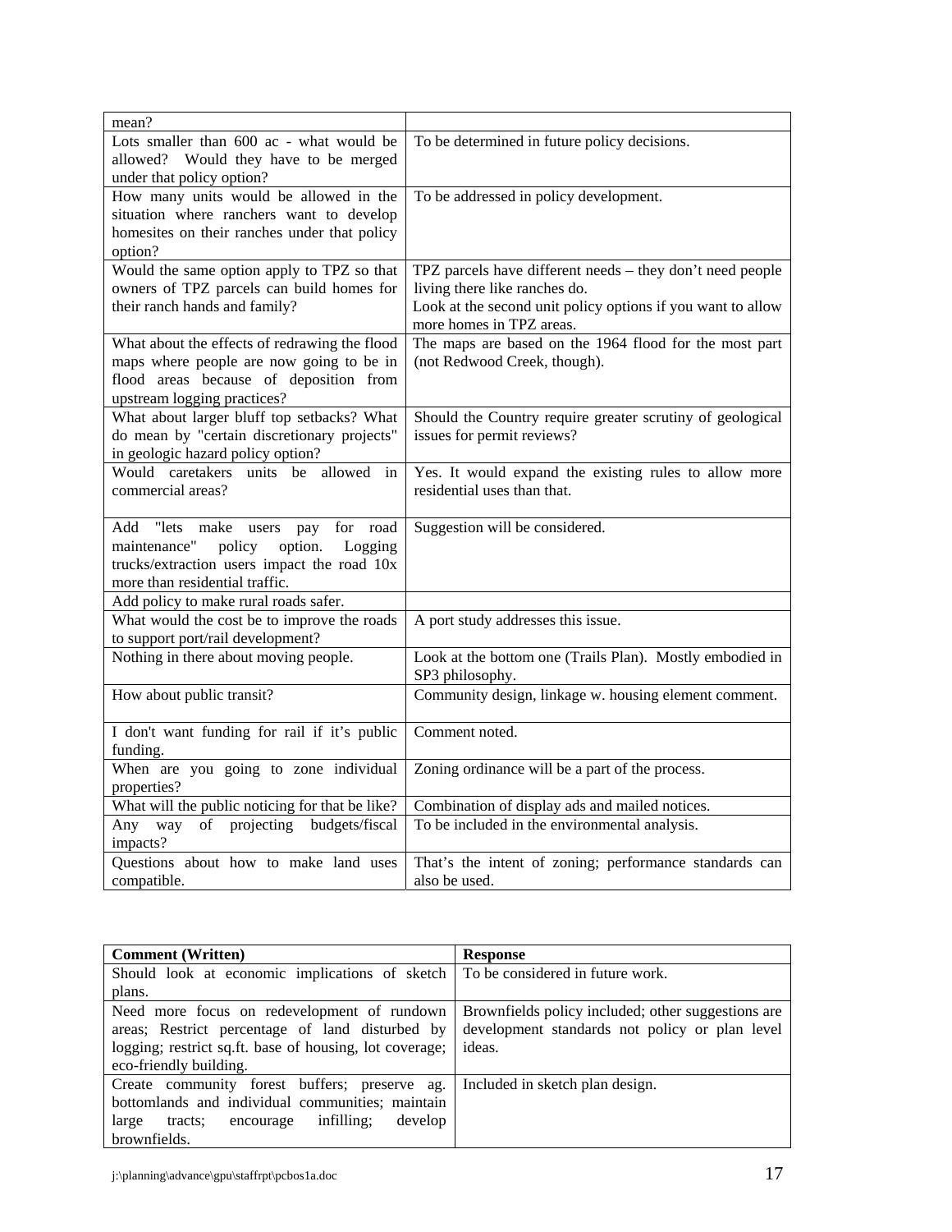| | |
|---|---|
| mean? | |
| Lots smaller than 600 ac - what would be allowed? Would they have to be merged under that policy option? | To be determined in future policy decisions. |
| How many units would be allowed in the situation where ranchers want to develop homesites on their ranches under that policy option? | To be addressed in policy development. |
| Would the same option apply to TPZ so that owners of TPZ parcels can build homes for their ranch hands and family? | TPZ parcels have different needs – they don't need people living there like ranches do. Look at the second unit policy options if you want to allow more homes in TPZ areas. |
| What about the effects of redrawing the flood maps where people are now going to be in flood areas because of deposition from upstream logging practices? | The maps are based on the 1964 flood for the most part (not Redwood Creek, though). |
| What about larger bluff top setbacks? What do mean by "certain discretionary projects" in geologic hazard policy option? | Should the Country require greater scrutiny of geological issues for permit reviews? |
| Would caretakers units be allowed in commercial areas? | Yes. It would expand the existing rules to allow more residential uses than that. |
| Add "lets make users pay for road maintenance" policy option. Logging trucks/extraction users impact the road 10x more than residential traffic. | Suggestion will be considered. |
| Add policy to make rural roads safer. | |
| What would the cost be to improve the roads to support port/rail development? | A port study addresses this issue. |
| Nothing in there about moving people. | Look at the bottom one (Trails Plan). Mostly embodied in SP3 philosophy. |
| How about public transit? | Community design, linkage w. housing element comment. |
| I don't want funding for rail if it's public funding. | Comment noted. |
| When are you going to zone individual properties? | Zoning ordinance will be a part of the process. |
| What will the public noticing for that be like? | Combination of display ads and mailed notices. |
| Any way of projecting budgets/fiscal impacts? | To be included in the environmental analysis. |
| Questions about how to make land uses compatible. | That's the intent of zoning; performance standards can also be used. |

| **Comment (Written)** | **Response** |
|---|---|
| Should look at economic implications of sketch plans. | To be considered in future work. |
| Need more focus on redevelopment of rundown areas; Restrict percentage of land disturbed by logging; restrict sq.ft. base of housing, lot coverage; eco-friendly building. | Brownfields policy included; other suggestions are development standards not policy or plan level ideas. |
| Create community forest buffers; preserve ag. bottomlands and individual communities; maintain large tracts; encourage infilling; develop brownfields. | Included in sketch plan design. |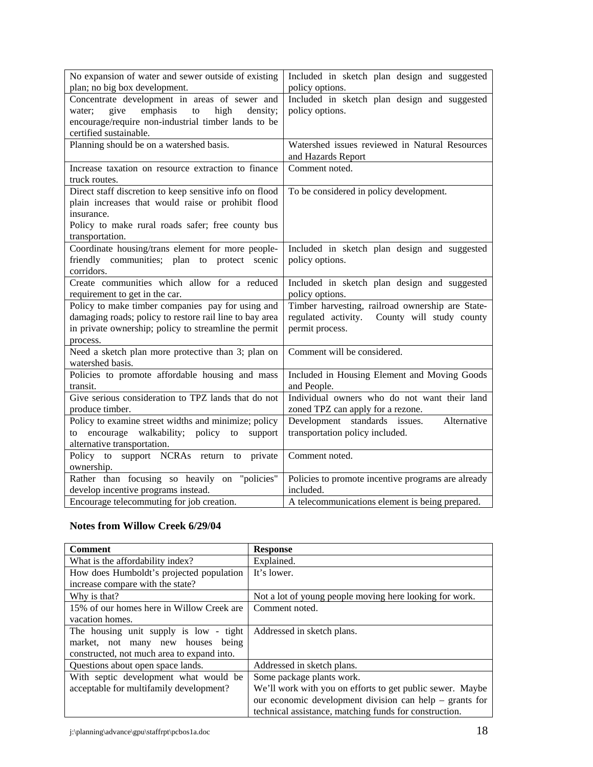| | |
|---|---|
| No expansion of water and sewer outside of existing plan; no big box development. | Included in sketch plan design and suggested policy options. |
| Concentrate development in areas of sewer and water; give emphasis to high density; encourage/require non-industrial timber lands to be certified sustainable. | Included in sketch plan design and suggested policy options. |
| Planning should be on a watershed basis. | Watershed issues reviewed in Natural Resources and Hazards Report |
| Increase taxation on resource extraction to finance truck routes. | Comment noted. |
| Direct staff discretion to keep sensitive info on flood plain increases that would raise or prohibit flood insurance.<br>Policy to make rural roads safer; free county bus transportation. | To be considered in policy development. |
| Coordinate housing/trans element for more people-friendly communities; plan to protect scenic corridors. | Included in sketch plan design and suggested policy options. |
| Create communities which allow for a reduced requirement to get in the car. | Included in sketch plan design and suggested policy options. |
| Policy to make timber companies pay for using and damaging roads; policy to restore rail line to bay area in private ownership; policy to streamline the permit process. | Timber harvesting, railroad ownership are State-regulated activity. County will study county permit process. |
| Need a sketch plan more protective than 3; plan on watershed basis. | Comment will be considered. |
| Policies to promote affordable housing and mass transit. | Included in Housing Element and Moving Goods and People. |
| Give serious consideration to TPZ lands that do not produce timber. | Individual owners who do not want their land zoned TPZ can apply for a rezone. |
| Policy to examine street widths and minimize; policy to encourage walkability; policy to support alternative transportation. | Development standards issues. Alternative transportation policy included. |
| Policy to support NCRAs return to private ownership. | Comment noted. |
| Rather than focusing so heavily on "policies" develop incentive programs instead. | Policies to promote incentive programs are already included. |
| Encourage telecommuting for job creation. | A telecommunications element is being prepared. |

**Notes from Willow Creek 6/29/04**

| Comment | Response |
|---|---|
| What is the affordability index? | Explained. |
| How does Humboldt's projected population increase compare with the state? | It's lower. |
| Why is that? | Not a lot of young people moving here looking for work. |
| 15% of our homes here in Willow Creek are vacation homes. | Comment noted. |
| The housing unit supply is low - tight market, not many new houses being constructed, not much area to expand into. | Addressed in sketch plans. |
| Questions about open space lands. | Addressed in sketch plans. |
| With septic development what would be acceptable for multifamily development? | Some package plants work.<br>We'll work with you on efforts to get public sewer. Maybe our economic development division can help – grants for technical assistance, matching funds for construction. |

j:\planning\advance\gpu\staffrpt\pcbos1a.doc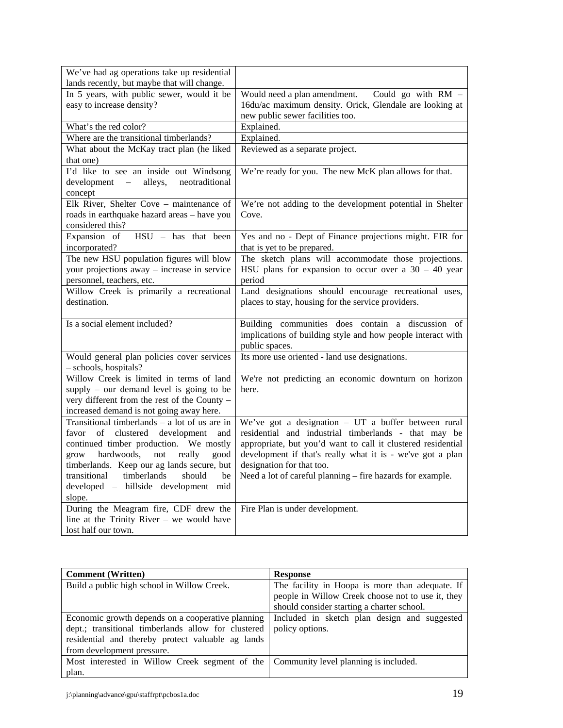| | |
|---|---|
| We've had ag operations take up residential lands recently, but maybe that will change. | |
| In 5 years, with public sewer, would it be easy to increase density? | Would need a plan amendment. Could go with RM – 16du/ac maximum density. Orick, Glendale are looking at new public sewer facilities too. |
| What's the red color? | Explained. |
| Where are the transitional timberlands? | Explained. |
| What about the McKay tract plan (he liked that one) | Reviewed as a separate project. |
| I'd like to see an inside out Windsong development – alleys, neotraditional concept | We're ready for you. The new McK plan allows for that. |
| Elk River, Shelter Cove – maintenance of roads in earthquake hazard areas – have you considered this? | We're not adding to the development potential in Shelter Cove. |
| Expansion of HSU – has that been incorporated? | Yes and no - Dept of Finance projections might. EIR for that is yet to be prepared. |
| The new HSU population figures will blow your projections away – increase in service personnel, teachers, etc. | The sketch plans will accommodate those projections. HSU plans for expansion to occur over a 30 – 40 year period |
| Willow Creek is primarily a recreational destination. | Land designations should encourage recreational uses, places to stay, housing for the service providers. |
| Is a social element included? | Building communities does contain a discussion of implications of building style and how people interact with public spaces. |
| Would general plan policies cover services – schools, hospitals? | Its more use oriented - land use designations. |
| Willow Creek is limited in terms of land supply – our demand level is going to be very different from the rest of the County – increased demand is not going away here. | We're not predicting an economic downturn on horizon here. |
| Transitional timberlands – a lot of us are in favor of clustered development and continued timber production. We mostly grow hardwoods, not really good timberlands. Keep our ag lands secure, but transitional timberlands should be developed – hillside development mid slope. | We've got a designation – UT a buffer between rural residential and industrial timberlands - that may be appropriate, but you'd want to call it clustered residential development if that's really what it is - we've got a plan designation for that too.<br>Need a lot of careful planning – fire hazards for example. |
| During the Meagram fire, CDF drew the line at the Trinity River – we would have lost half our town. | Fire Plan is under development. |

| **Comment (Written)** | **Response** |
|---|---|
| Build a public high school in Willow Creek. | The facility in Hoopa is more than adequate. If people in Willow Creek choose not to use it, they should consider starting a charter school. |
| Economic growth depends on a cooperative planning dept.; transitional timberlands allow for clustered residential and thereby protect valuable ag lands from development pressure. | Included in sketch plan design and suggested policy options. |
| Most interested in Willow Creek segment of the plan. | Community level planning is included. |

j:\planning\advance\gpu\staffrpt\pcbos1a.doc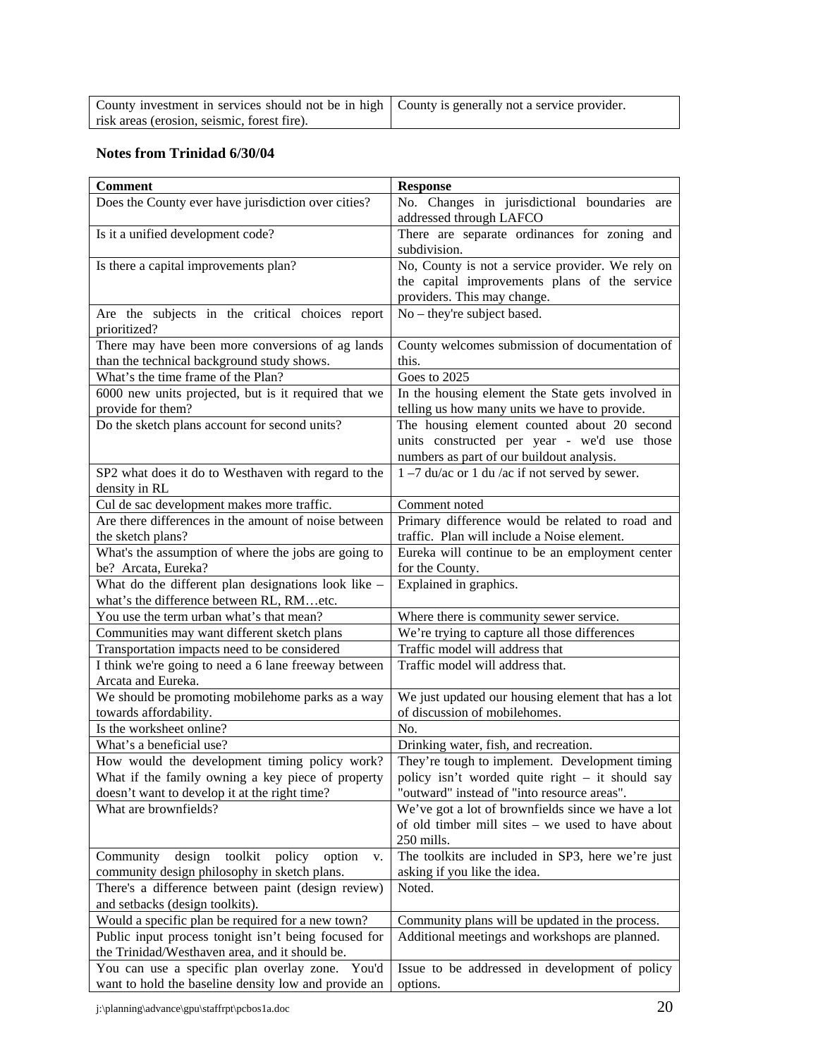| County investment in services should not be in high risk areas (erosion, seismic, forest fire). | County is generally not a service provider. |
|---|---|

**Notes from Trinidad 6/30/04**

| Comment | Response |
|---|---|
| Does the County ever have jurisdiction over cities? | No. Changes in jurisdictional boundaries are addressed through LAFCO |
| Is it a unified development code? | There are separate ordinances for zoning and subdivision. |
| Is there a capital improvements plan? | No, County is not a service provider. We rely on the capital improvements plans of the service providers. This may change. |
| Are the subjects in the critical choices report prioritized? | No – they're subject based. |
| There may have been more conversions of ag lands than the technical background study shows. | County welcomes submission of documentation of this. |
| What's the time frame of the Plan? | Goes to 2025 |
| 6000 new units projected, but is it required that we provide for them? | In the housing element the State gets involved in telling us how many units we have to provide. |
| Do the sketch plans account for second units? | The housing element counted about 20 second units constructed per year - we'd use those numbers as part of our buildout analysis. |
| SP2 what does it do to Westhaven with regard to the density in RL | 1 –7 du/ac or 1 du /ac if not served by sewer. |
| Cul de sac development makes more traffic. | Comment noted |
| Are there differences in the amount of noise between the sketch plans? | Primary difference would be related to road and traffic. Plan will include a Noise element. |
| What's the assumption of where the jobs are going to be? Arcata, Eureka? | Eureka will continue to be an employment center for the County. |
| What do the different plan designations look like – what's the difference between RL, RM…etc. | Explained in graphics. |
| You use the term urban what's that mean? | Where there is community sewer service. |
| Communities may want different sketch plans | We're trying to capture all those differences |
| Transportation impacts need to be considered | Traffic model will address that |
| I think we're going to need a 6 lane freeway between Arcata and Eureka. | Traffic model will address that. |
| We should be promoting mobilehome parks as a way towards affordability. | We just updated our housing element that has a lot of discussion of mobilehomes. |
| Is the worksheet online? | No. |
| What's a beneficial use? | Drinking water, fish, and recreation. |
| How would the development timing policy work? What if the family owning a key piece of property doesn't want to develop it at the right time? | They're tough to implement. Development timing policy isn't worded quite right – it should say "outward" instead of "into resource areas". |
| What are brownfields? | We've got a lot of brownfields since we have a lot of old timber mill sites – we used to have about 250 mills. |
| Community design toolkit policy option v. community design philosophy in sketch plans. | The toolkits are included in SP3, here we're just asking if you like the idea. |
| There's a difference between paint (design review) and setbacks (design toolkits). | Noted. |
| Would a specific plan be required for a new town? | Community plans will be updated in the process. |
| Public input process tonight isn't being focused for the Trinidad/Westhaven area, and it should be. | Additional meetings and workshops are planned. |
| You can use a specific plan overlay zone. You'd want to hold the baseline density low and provide an | Issue to be addressed in development of policy options. |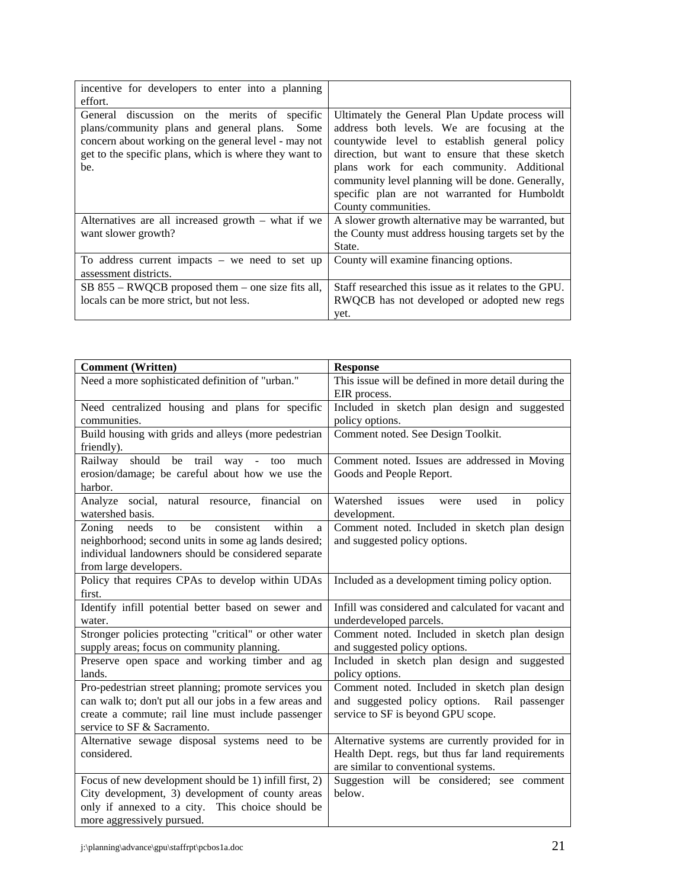| | |
|---|---|
| incentive for developers to enter into a planning effort. | |
| General discussion on the merits of specific plans/community plans and general plans. Some concern about working on the general level - may not get to the specific plans, which is where they want to be. | Ultimately the General Plan Update process will address both levels. We are focusing at the countywide level to establish general policy direction, but want to ensure that these sketch plans work for each community. Additional community level planning will be done. Generally, specific plan are not warranted for Humboldt County communities. |
| Alternatives are all increased growth – what if we want slower growth? | A slower growth alternative may be warranted, but the County must address housing targets set by the State. |
| To address current impacts – we need to set up assessment districts. | County will examine financing options. |
| SB 855 – RWQCB proposed them – one size fits all, locals can be more strict, but not less. | Staff researched this issue as it relates to the GPU. RWQCB has not developed or adopted new regs yet. |

| **Comment (Written)** | **Response** |
|---|---|
| Need a more sophisticated definition of "urban." | This issue will be defined in more detail during the EIR process. |
| Need centralized housing and plans for specific communities. | Included in sketch plan design and suggested policy options. |
| Build housing with grids and alleys (more pedestrian friendly). | Comment noted. See Design Toolkit. |
| Railway should be trail way - too much erosion/damage; be careful about how we use the harbor. | Comment noted. Issues are addressed in Moving Goods and People Report. |
| Analyze social, natural resource, financial on watershed basis. | Watershed issues were used in policy development. |
| Zoning needs to be consistent within a neighborhood; second units in some ag lands desired; individual landowners should be considered separate from large developers. | Comment noted. Included in sketch plan design and suggested policy options. |
| Policy that requires CPAs to develop within UDAs first. | Included as a development timing policy option. |
| Identify infill potential better based on sewer and water. | Infill was considered and calculated for vacant and underdeveloped parcels. |
| Stronger policies protecting "critical" or other water supply areas; focus on community planning. | Comment noted. Included in sketch plan design and suggested policy options. |
| Preserve open space and working timber and ag lands. | Included in sketch plan design and suggested policy options. |
| Pro-pedestrian street planning; promote services you can walk to; don't put all our jobs in a few areas and create a commute; rail line must include passenger service to SF & Sacramento. | Comment noted. Included in sketch plan design and suggested policy options. Rail passenger service to SF is beyond GPU scope. |
| Alternative sewage disposal systems need to be considered. | Alternative systems are currently provided for in Health Dept. regs, but thus far land requirements are similar to conventional systems. |
| Focus of new development should be 1) infill first, 2) City development, 3) development of county areas only if annexed to a city. This choice should be more aggressively pursued. | Suggestion will be considered; see comment below. |

j:\planning\advance\gpu\staffrpt\pcbos1a.doc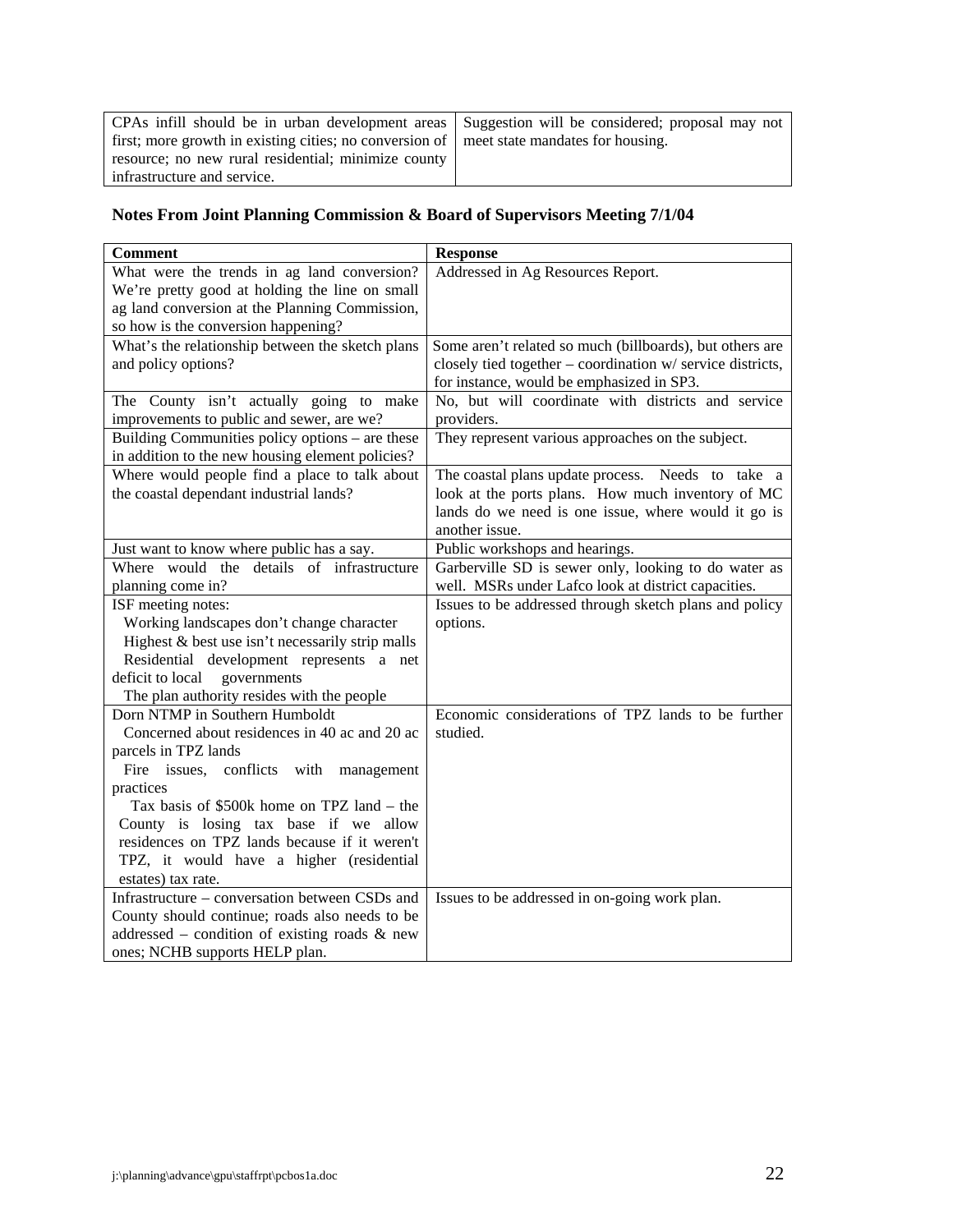| | |
|---|---|
| CPAs infill should be in urban development areas first; more growth in existing cities; no conversion of resource; no new rural residential; minimize county infrastructure and service. | Suggestion will be considered; proposal may not meet state mandates for housing. |

**Notes From Joint Planning Commission & Board of Supervisors Meeting 7/1/04**

| Comment | Response |
|---|---|
| What were the trends in ag land conversion? We're pretty good at holding the line on small ag land conversion at the Planning Commission, so how is the conversion happening? | Addressed in Ag Resources Report. |
| What's the relationship between the sketch plans and policy options? | Some aren't related so much (billboards), but others are closely tied together – coordination w/ service districts, for instance, would be emphasized in SP3. |
| The County isn't actually going to make improvements to public and sewer, are we? | No, but will coordinate with districts and service providers. |
| Building Communities policy options – are these in addition to the new housing element policies? | They represent various approaches on the subject. |
| Where would people find a place to talk about the coastal dependant industrial lands? | The coastal plans update process. Needs to take a look at the ports plans. How much inventory of MC lands do we need is one issue, where would it go is another issue. |
| Just want to know where public has a say. | Public workshops and hearings. |
| Where would the details of infrastructure planning come in? | Garberville SD is sewer only, looking to do water as well. MSRs under Lafco look at district capacities. |
| ISF meeting notes:<br>Working landscapes don't change character<br>Highest & best use isn't necessarily strip malls<br>Residential development represents a net deficit to local governments<br>The plan authority resides with the people | Issues to be addressed through sketch plans and policy options. |
| Dorn NTMP in Southern Humboldt<br>Concerned about residences in 40 ac and 20 ac parcels in TPZ lands<br>Fire issues, conflicts with management practices<br>Tax basis of $500k home on TPZ land – the County is losing tax base if we allow residences on TPZ lands because if it weren't TPZ, it would have a higher (residential estates) tax rate. | Economic considerations of TPZ lands to be further studied. |
| Infrastructure – conversation between CSDs and County should continue; roads also needs to be addressed – condition of existing roads & new ones; NCHB supports HELP plan. | Issues to be addressed in on-going work plan. |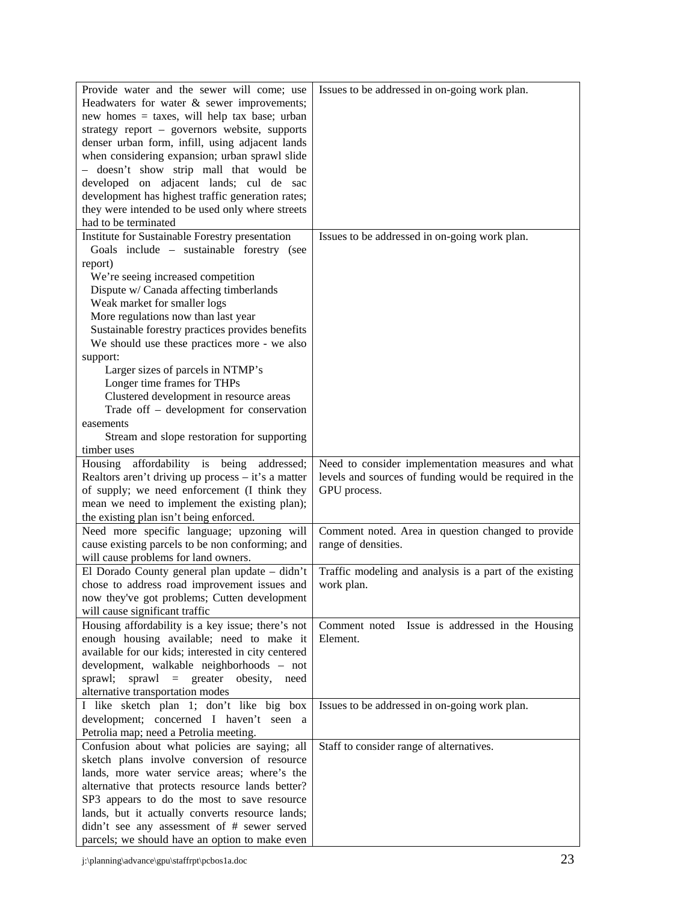| | |
|---|---|
| Provide water and the sewer will come; use Headwaters for water & sewer improvements; new homes = taxes, will help tax base; urban strategy report – governors website, supports denser urban form, infill, using adjacent lands when considering expansion; urban sprawl slide – doesn't show strip mall that would be developed on adjacent lands; cul de sac development has highest traffic generation rates; they were intended to be used only where streets had to be terminated | Issues to be addressed in on-going work plan. |
| Institute for Sustainable Forestry presentation<br>Goals include – sustainable forestry (see report)<br>We're seeing increased competition<br>Dispute w/ Canada affecting timberlands<br>Weak market for smaller logs<br>More regulations now than last year<br>Sustainable forestry practices provides benefits<br>We should use these practices more - we also support:<br>Larger sizes of parcels in NTMP's<br>Longer time frames for THPs<br>Clustered development in resource areas<br>Trade off – development for conservation easements<br>Stream and slope restoration for supporting timber uses | Issues to be addressed in on-going work plan. |
| Housing affordability is being addressed; Realtors aren't driving up process – it's a matter of supply; we need enforcement (I think they mean we need to implement the existing plan); the existing plan isn't being enforced. | Need to consider implementation measures and what levels and sources of funding would be required in the GPU process. |
| Need more specific language; upzoning will cause existing parcels to be non conforming; and will cause problems for land owners. | Comment noted. Area in question changed to provide range of densities. |
| El Dorado County general plan update – didn't chose to address road improvement issues and now they've got problems; Cutten development will cause significant traffic | Traffic modeling and analysis is a part of the existing work plan. |
| Housing affordability is a key issue; there's not enough housing available; need to make it available for our kids; interested in city centered development, walkable neighborhoods – not sprawl; sprawl = greater obesity, need alternative transportation modes | Comment noted Issue is addressed in the Housing Element. |
| I like sketch plan 1; don't like big box development; concerned I haven't seen a Petrolia map; need a Petrolia meeting. | Issues to be addressed in on-going work plan. |
| Confusion about what policies are saying; all sketch plans involve conversion of resource lands, more water service areas; where's the alternative that protects resource lands better? SP3 appears to do the most to save resource lands, but it actually converts resource lands; didn't see any assessment of # sewer served parcels; we should have an option to make even | Staff to consider range of alternatives. |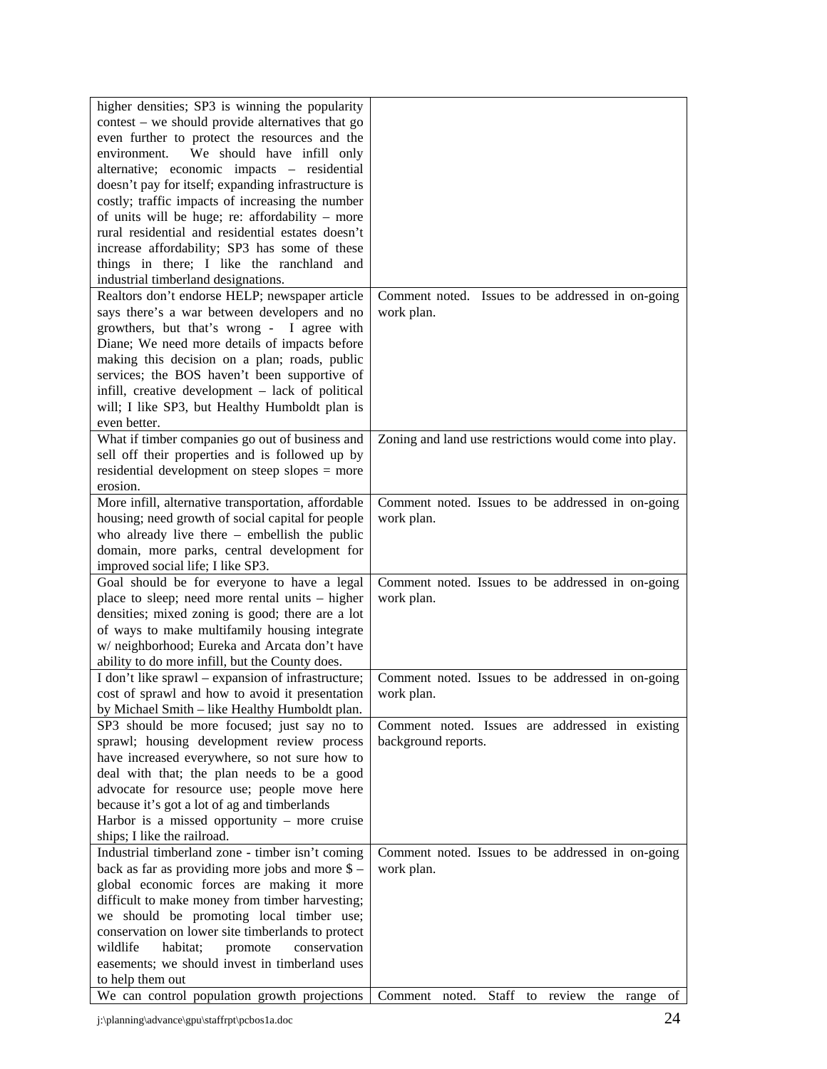| | |
|---|---|
| higher densities; SP3 is winning the popularity contest – we should provide alternatives that go even further to protect the resources and the environment. We should have infill only alternative; economic impacts – residential doesn't pay for itself; expanding infrastructure is costly; traffic impacts of increasing the number of units will be huge; re: affordability – more rural residential and residential estates doesn't increase affordability; SP3 has some of these things in there; I like the ranchland and industrial timberland designations. | |
| Realtors don't endorse HELP; newspaper article says there's a war between developers and no growthers, but that's wrong - I agree with Diane; We need more details of impacts before making this decision on a plan; roads, public services; the BOS haven't been supportive of infill, creative development – lack of political will; I like SP3, but Healthy Humboldt plan is even better. | Comment noted. Issues to be addressed in on-going work plan. |
| What if timber companies go out of business and sell off their properties and is followed up by residential development on steep slopes = more erosion. | Zoning and land use restrictions would come into play. |
| More infill, alternative transportation, affordable housing; need growth of social capital for people who already live there – embellish the public domain, more parks, central development for improved social life; I like SP3. | Comment noted. Issues to be addressed in on-going work plan. |
| Goal should be for everyone to have a legal place to sleep; need more rental units – higher densities; mixed zoning is good; there are a lot of ways to make multifamily housing integrate w/ neighborhood; Eureka and Arcata don't have ability to do more infill, but the County does. | Comment noted. Issues to be addressed in on-going work plan. |
| I don't like sprawl – expansion of infrastructure; cost of sprawl and how to avoid it presentation by Michael Smith – like Healthy Humboldt plan. | Comment noted. Issues to be addressed in on-going work plan. |
| SP3 should be more focused; just say no to sprawl; housing development review process have increased everywhere, so not sure how to deal with that; the plan needs to be a good advocate for resource use; people move here because it's got a lot of ag and timberlands Harbor is a missed opportunity – more cruise ships; I like the railroad. | Comment noted. Issues are addressed in existing background reports. |
| Industrial timberland zone - timber isn't coming back as far as providing more jobs and more $ – global economic forces are making it more difficult to make money from timber harvesting; we should be promoting local timber use; conservation on lower site timberlands to protect wildlife habitat; promote conservation easements; we should invest in timberland uses to help them out | Comment noted. Issues to be addressed in on-going work plan. |
| We can control population growth projections | Comment noted. Staff to review the range of |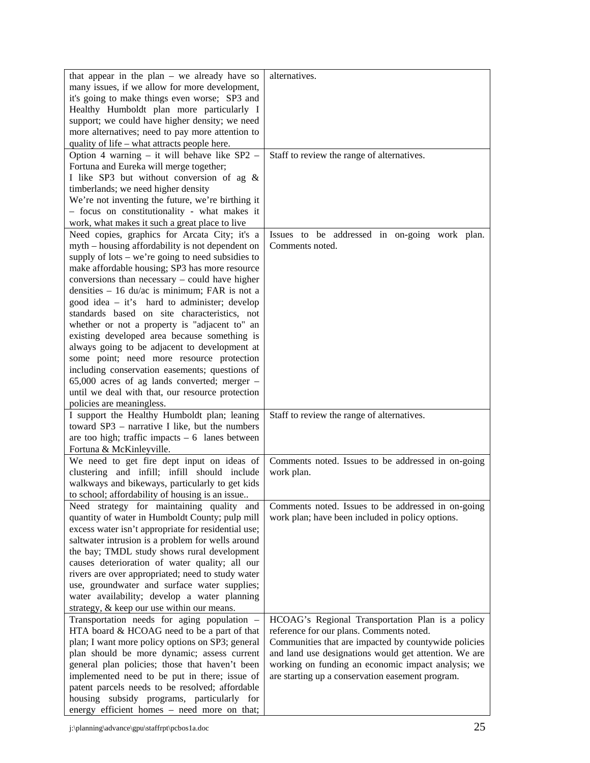| | |
|---|---|
| that appear in the plan – we already have so many issues, if we allow for more development, it's going to make things even worse; SP3 and Healthy Humboldt plan more particularly I support; we could have higher density; we need more alternatives; need to pay more attention to quality of life – what attracts people here. | alternatives. |
| Option 4 warning – it will behave like SP2 – Fortuna and Eureka will merge together; I like SP3 but without conversion of ag & timberlands; we need higher density We're not inventing the future, we're birthing it – focus on constitutionality - what makes it work, what makes it such a great place to live | Staff to review the range of alternatives. |
| Need copies, graphics for Arcata City; it's a myth – housing affordability is not dependent on supply of lots – we're going to need subsidies to make affordable housing; SP3 has more resource conversions than necessary – could have higher densities – 16 du/ac is minimum; FAR is not a good idea – it's hard to administer; develop standards based on site characteristics, not whether or not a property is "adjacent to" an existing developed area because something is always going to be adjacent to development at some point; need more resource protection including conservation easements; questions of 65,000 acres of ag lands converted; merger – until we deal with that, our resource protection policies are meaningless. | Issues to be addressed in on-going work plan. Comments noted. |
| I support the Healthy Humboldt plan; leaning toward SP3 – narrative I like, but the numbers are too high; traffic impacts – 6 lanes between Fortuna & McKinleyville. | Staff to review the range of alternatives. |
| We need to get fire dept input on ideas of clustering and infill; infill should include walkways and bikeways, particularly to get kids to school; affordability of housing is an issue.. | Comments noted. Issues to be addressed in on-going work plan. |
| Need strategy for maintaining quality and quantity of water in Humboldt County; pulp mill excess water isn't appropriate for residential use; saltwater intrusion is a problem for wells around the bay; TMDL study shows rural development causes deterioration of water quality; all our rivers are over appropriated; need to study water use, groundwater and surface water supplies; water availability; develop a water planning strategy, & keep our use within our means. | Comments noted. Issues to be addressed in on-going work plan; have been included in policy options. |
| Transportation needs for aging population – HTA board & HCOAG need to be a part of that plan; I want more policy options on SP3; general plan should be more dynamic; assess current general plan policies; those that haven't been implemented need to be put in there; issue of patent parcels needs to be resolved; affordable housing subsidy programs, particularly for energy efficient homes – need more on that; | HCOAG's Regional Transportation Plan is a policy reference for our plans. Comments noted. Communities that are impacted by countywide policies and land use designations would get attention. We are working on funding an economic impact analysis; we are starting up a conservation easement program. |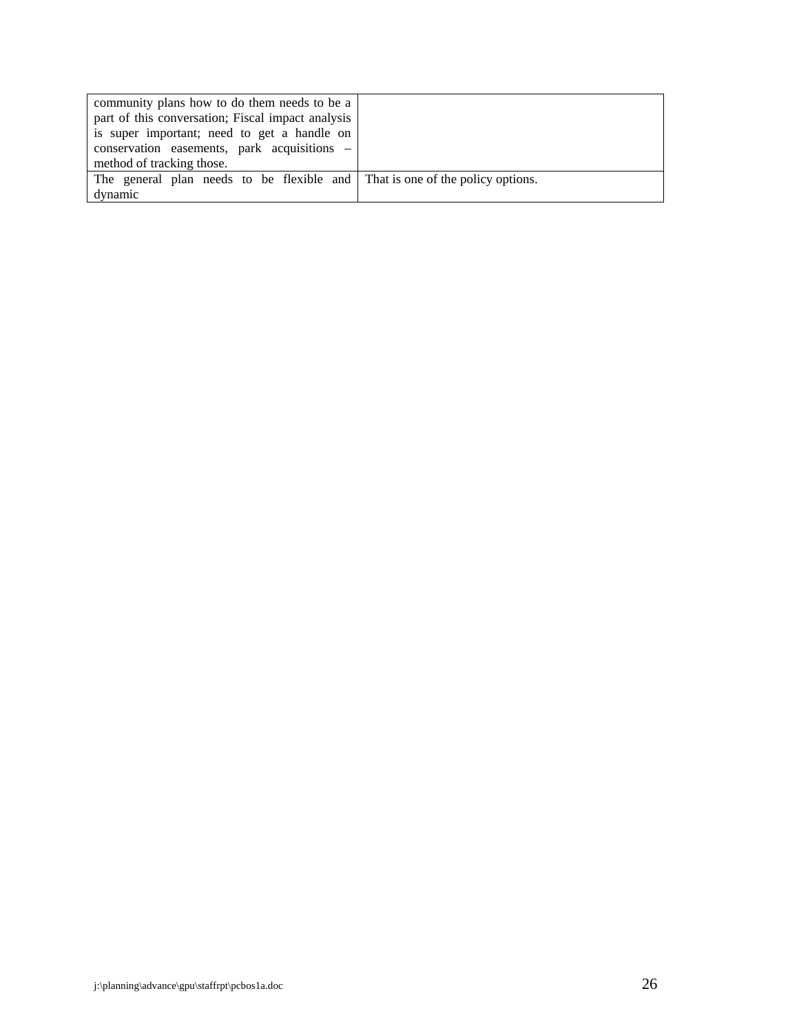| | |
|---|---|
| community plans how to do them needs to be a part of this conversation; Fiscal impact analysis is super important; need to get a handle on conservation easements, park acquisitions – method of tracking those. | |
| The general plan needs to be flexible and dynamic | That is one of the policy options. |

j:\planning\advance\gpu\staffrpt\pcbos1a.doc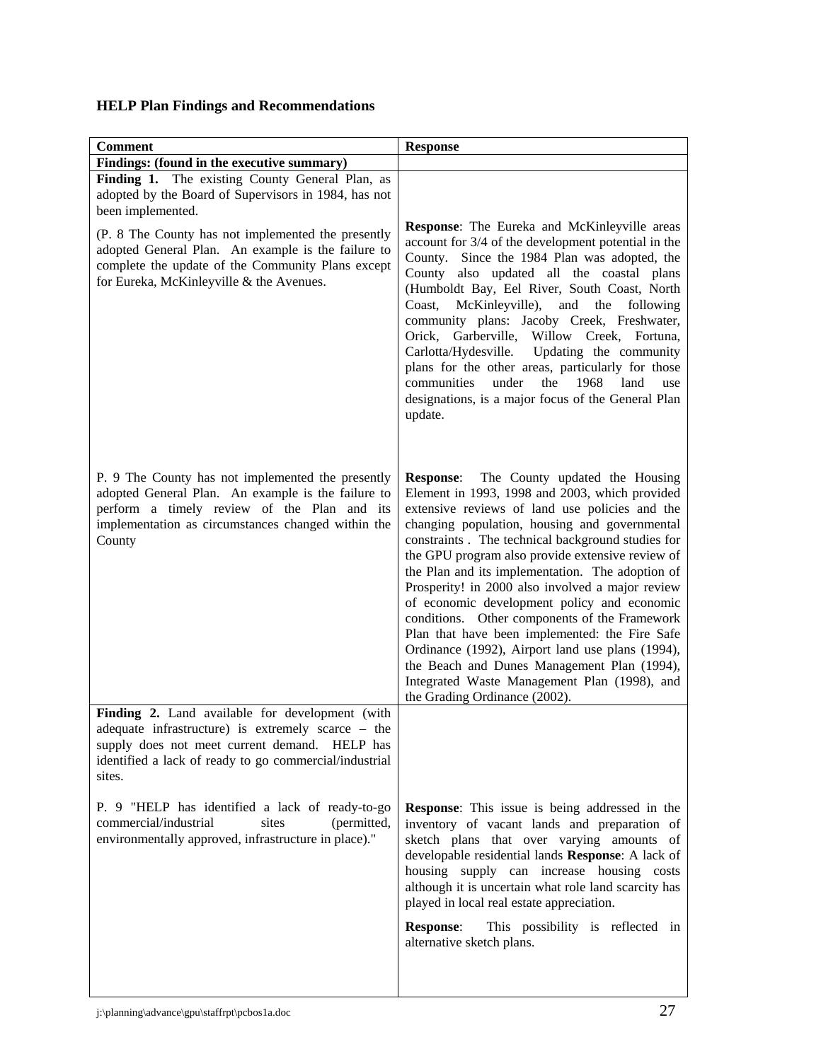### HELP Plan Findings and Recommendations

| Comment | Response |
|---|---|
| **Findings: (found in the executive summary)** | |
| **Finding 1.** The existing County General Plan, as adopted by the Board of Supervisors in 1984, has not been implemented.<br><br>(P. 8 The County has not implemented the presently adopted General Plan. An example is the failure to complete the update of the Community Plans except for Eureka, McKinleyville & the Avenues. | **Response**: The Eureka and McKinleyville areas account for 3/4 of the development potential in the County. Since the 1984 Plan was adopted, the County also updated all the coastal plans (Humboldt Bay, Eel River, South Coast, North Coast, McKinleyville), and the following community plans: Jacoby Creek, Freshwater, Orick, Garberville, Willow Creek, Fortuna, Carlotta/Hydesville. Updating the community plans for the other areas, particularly for those communities under the 1968 land use designations, is a major focus of the General Plan update. |
| P. 9 The County has not implemented the presently adopted General Plan. An example is the failure to perform a timely review of the Plan and its implementation as circumstances changed within the County | **Response**: The County updated the Housing Element in 1993, 1998 and 2003, which provided extensive reviews of land use policies and the changing population, housing and governmental constraints . The technical background studies for the GPU program also provide extensive review of the Plan and its implementation. The adoption of Prosperity! in 2000 also involved a major review of economic development policy and economic conditions. Other components of the Framework Plan that have been implemented: the Fire Safe Ordinance (1992), Airport land use plans (1994), the Beach and Dunes Management Plan (1994), Integrated Waste Management Plan (1998), and the Grading Ordinance (2002). |
| **Finding 2.** Land available for development (with adequate infrastructure) is extremely scarce – the supply does not meet current demand. HELP has identified a lack of ready to go commercial/industrial sites.<br><br>P. 9 "HELP has identified a lack of ready-to-go commercial/industrial sites (permitted, environmentally approved, infrastructure in place)." | **Response**: This issue is being addressed in the inventory of vacant lands and preparation of sketch plans that over varying amounts of developable residential lands **Response**: A lack of housing supply can increase housing costs although it is uncertain what role land scarcity has played in local real estate appreciation.<br><br>**Response**: This possibility is reflected in alternative sketch plans. |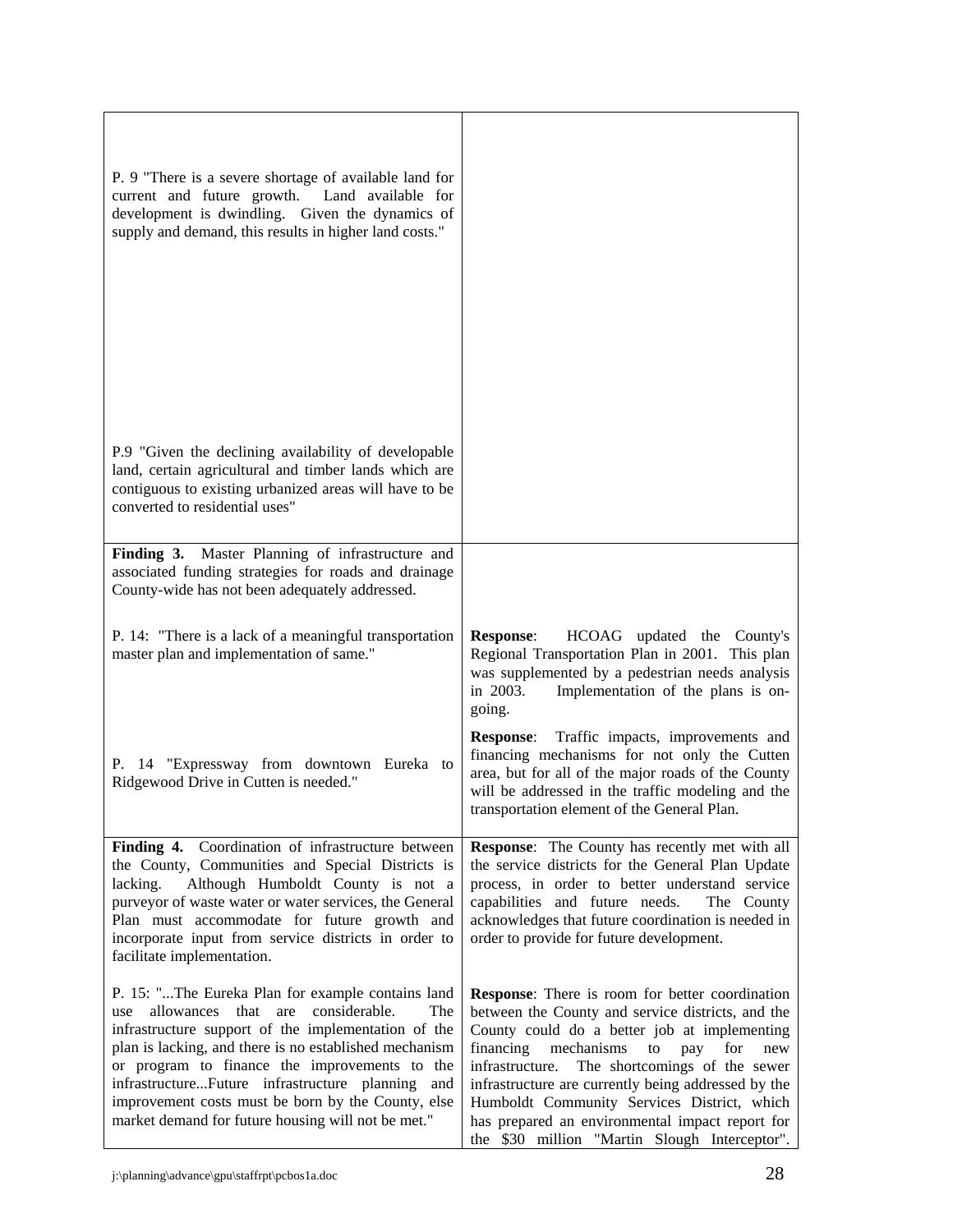| | |
|---|---|
| P. 9 "There is a severe shortage of available land for current and future growth. Land available for development is dwindling. Given the dynamics of supply and demand, this results in higher land costs."<br><br>P.9 "Given the declining availability of developable land, certain agricultural and timber lands which are contiguous to existing urbanized areas will have to be converted to residential uses" | |
| **Finding 3.** Master Planning of infrastructure and associated funding strategies for roads and drainage County-wide has not been adequately addressed.<br><br>P. 14: "There is a lack of a meaningful transportation master plan and implementation of same."<br><br>P. 14 "Expressway from downtown Eureka to Ridgewood Drive in Cutten is needed." | **Response**: HCOAG updated the County's Regional Transportation Plan in 2001. This plan was supplemented by a pedestrian needs analysis in 2003. Implementation of the plans is on-going.<br><br>**Response**: Traffic impacts, improvements and financing mechanisms for not only the Cutten area, but for all of the major roads of the County will be addressed in the traffic modeling and the transportation element of the General Plan. |
| **Finding 4.** Coordination of infrastructure between the County, Communities and Special Districts is lacking. Although Humboldt County is not a purveyor of waste water or water services, the General Plan must accommodate for future growth and incorporate input from service districts in order to facilitate implementation.<br><br>P. 15: "...The Eureka Plan for example contains land use allowances that are considerable. The infrastructure support of the implementation of the plan is lacking, and there is no established mechanism or program to finance the improvements to the infrastructure...Future infrastructure planning and improvement costs must be born by the County, else market demand for future housing will not be met." | **Response**: The County has recently met with all the service districts for the General Plan Update process, in order to better understand service capabilities and future needs. The County acknowledges that future coordination is needed in order to provide for future development.<br><br>**Response**: There is room for better coordination between the County and service districts, and the County could do a better job at implementing financing mechanisms to pay for new infrastructure. The shortcomings of the sewer infrastructure are currently being addressed by the Humboldt Community Services District, which has prepared an environmental impact report for the $30 million "Martin Slough Interceptor". |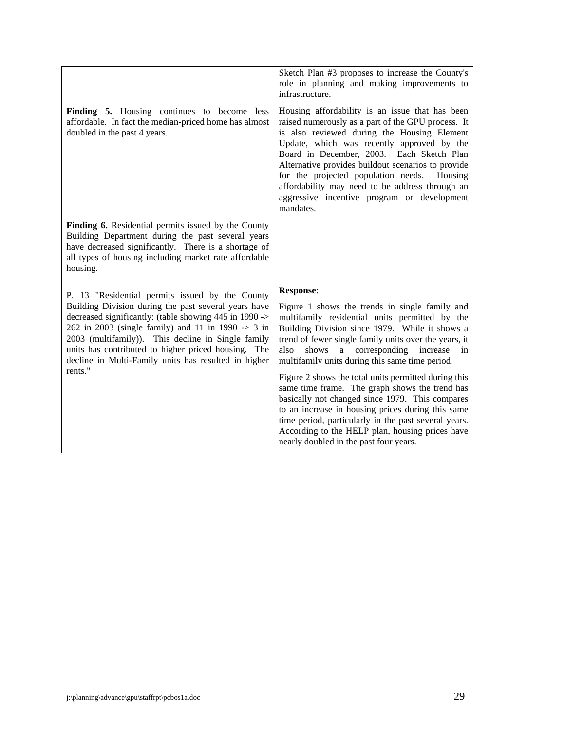| | |
|---|---|
| | Sketch Plan #3 proposes to increase the County's role in planning and making improvements to infrastructure. |
| **Finding 5.** Housing continues to become less affordable. In fact the median-priced home has almost doubled in the past 4 years. | Housing affordability is an issue that has been raised numerously as a part of the GPU process. It is also reviewed during the Housing Element Update, which was recently approved by the Board in December, 2003. Each Sketch Plan Alternative provides buildout scenarios to provide for the projected population needs. Housing affordability may need to be address through an aggressive incentive program or development mandates. |
| **Finding 6.** Residential permits issued by the County Building Department during the past several years have decreased significantly. There is a shortage of all types of housing including market rate affordable housing.<br><br>P. 13 "Residential permits issued by the County Building Division during the past several years have decreased significantly: (table showing 445 in 1990 -> 262 in 2003 (single family) and 11 in 1990 -> 3 in 2003 (multifamily)). This decline in Single family units has contributed to higher priced housing. The decline in Multi-Family units has resulted in higher rents." | **Response**:<br><br>Figure 1 shows the trends in single family and multifamily residential units permitted by the Building Division since 1979. While it shows a trend of fewer single family units over the years, it also shows a corresponding increase in multifamily units during this same time period.<br><br>Figure 2 shows the total units permitted during this same time frame. The graph shows the trend has basically not changed since 1979. This compares to an increase in housing prices during this same time period, particularly in the past several years. According to the HELP plan, housing prices have nearly doubled in the past four years. |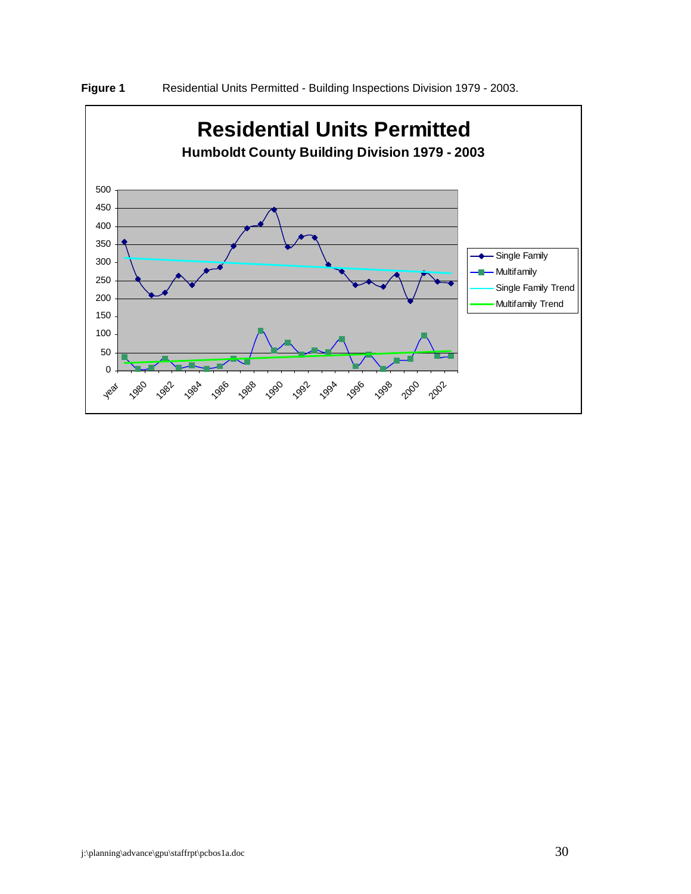**Figure 1** Residential Units Permitted - Building Inspections Division 1979 - 2003.

# Residential Units Permitted

### Humboldt County Building Division 1979 - 2003

Legend: Single Family; Multifamily; Single Family Trend; Multifamily Trend

Y-axis: 0, 50, 100, 150, 200, 250, 300, 350, 400, 450, 500

X-axis: year, 1980, 1982, 1984, 1986, 1988, 1990, 1992, 1994, 1996, 1998, 2000, 2002

j:\planning\advance\gpu\staffrpt\pcbos1a.doc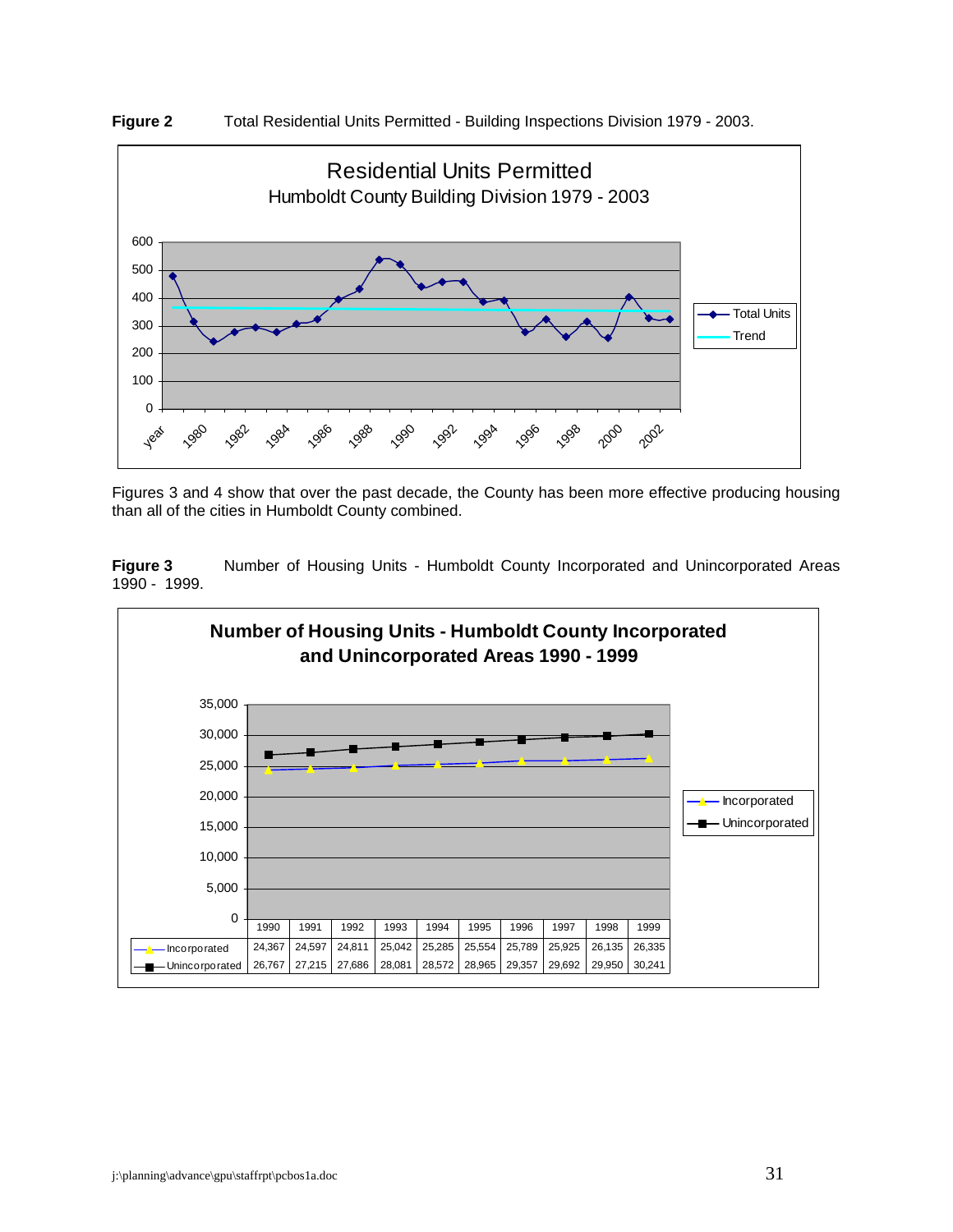**Figure 2** Total Residential Units Permitted - Building Inspections Division 1979 - 2003.

Figures 3 and 4 show that over the past decade, the County has been more effective producing housing than all of the cities in Humboldt County combined.

**Figure 3** Number of Housing Units - Humboldt County Incorporated and Unincorporated Areas 1990 - 1999.

| | 1990 | 1991 | 1992 | 1993 | 1994 | 1995 | 1996 | 1997 | 1998 | 1999 |
|---|---|---|---|---|---|---|---|---|---|---|
| Incorporated | 24,367 | 24,597 | 24,811 | 25,042 | 25,285 | 25,554 | 25,789 | 25,925 | 26,135 | 26,335 |
| Unincorporated | 26,767 | 27,215 | 27,686 | 28,081 | 28,572 | 28,965 | 29,357 | 29,692 | 29,950 | 30,241 |

j:\planning\advance\gpu\staffrpt\pcbos1a.doc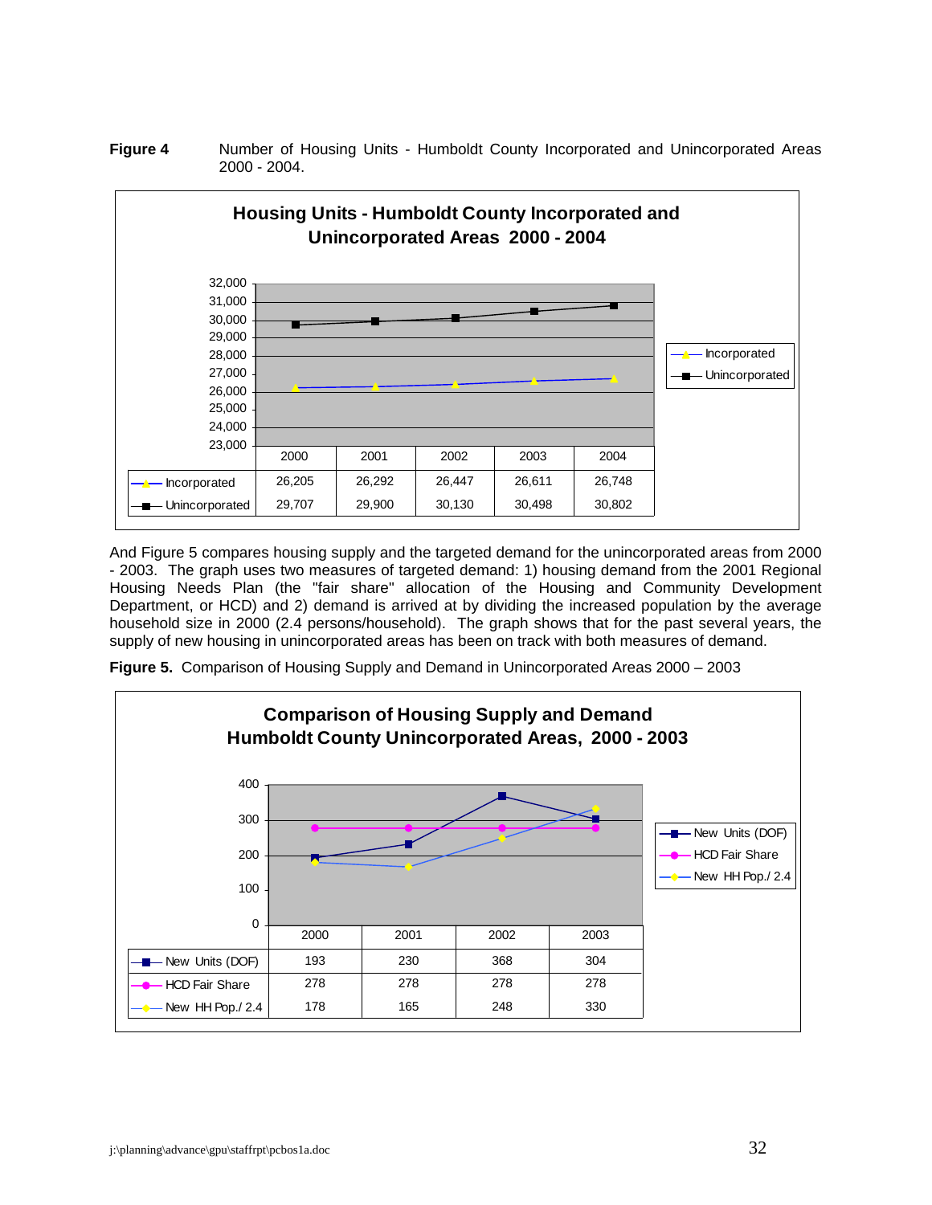**Figure 4** Number of Housing Units - Humboldt County Incorporated and Unincorporated Areas 2000 - 2004.

**Housing Units - Humboldt County Incorporated and Unincorporated Areas 2000 - 2004**

| | 2000 | 2001 | 2002 | 2003 | 2004 |
|---|---|---|---|---|---|
| Incorporated | 26,205 | 26,292 | 26,447 | 26,611 | 26,748 |
| Unincorporated | 29,707 | 29,900 | 30,130 | 30,498 | 30,802 |

And Figure 5 compares housing supply and the targeted demand for the unincorporated areas from 2000 - 2003. The graph uses two measures of targeted demand: 1) housing demand from the 2001 Regional Housing Needs Plan (the "fair share" allocation of the Housing and Community Development Department, or HCD) and 2) demand is arrived at by dividing the increased population by the average household size in 2000 (2.4 persons/household). The graph shows that for the past several years, the supply of new housing in unincorporated areas has been on track with both measures of demand.

**Figure 5.** Comparison of Housing Supply and Demand in Unincorporated Areas 2000 – 2003

**Comparison of Housing Supply and Demand Humboldt County Unincorporated Areas, 2000 - 2003**

| | 2000 | 2001 | 2002 | 2003 |
|---|---|---|---|---|
| New Units (DOF) | 193 | 230 | 368 | 304 |
| HCD Fair Share | 278 | 278 | 278 | 278 |
| New HH Pop./ 2.4 | 178 | 165 | 248 | 330 |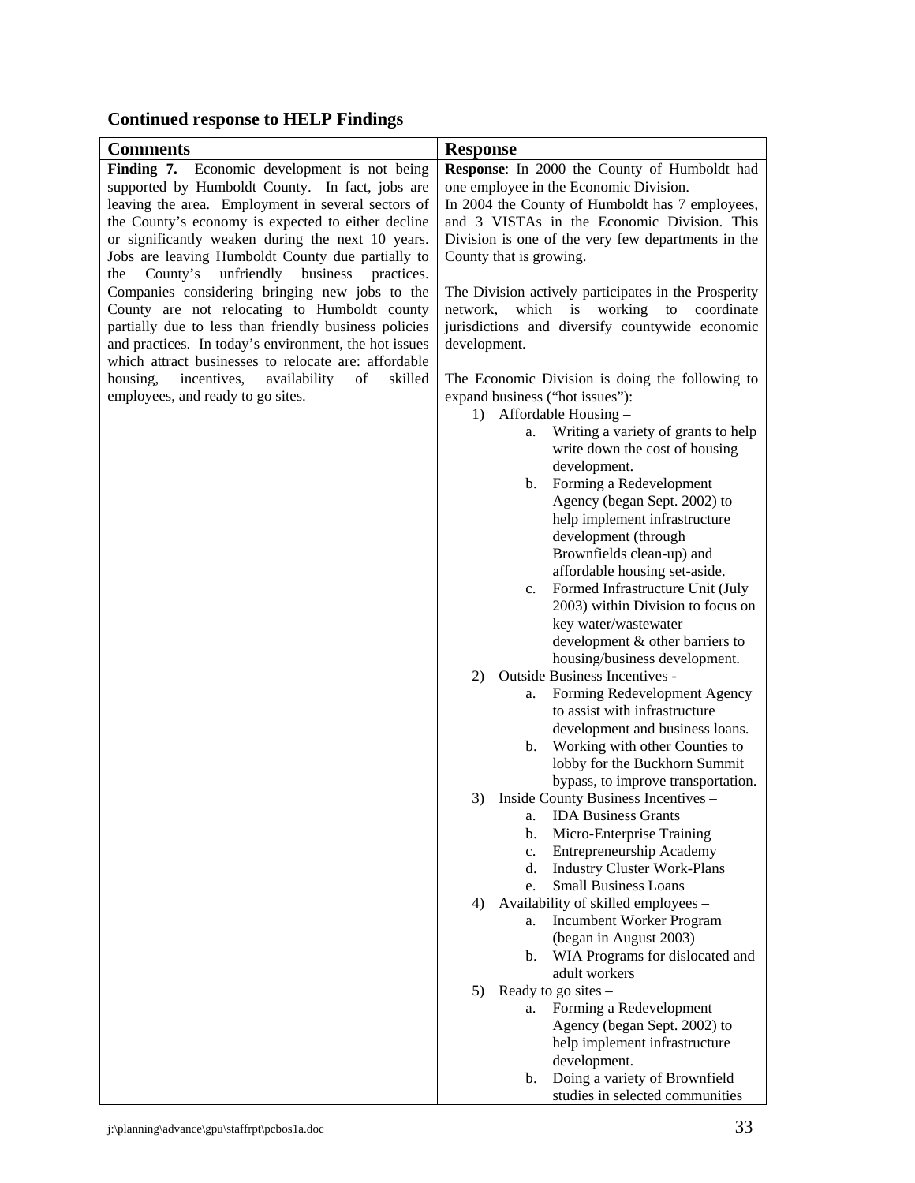**Continued response to HELP Findings**

| Comments | Response |
| --- | --- |
| **Finding 7.** Economic development is not being supported by Humboldt County. In fact, jobs are leaving the area. Employment in several sectors of the County's economy is expected to either decline or significantly weaken during the next 10 years. Jobs are leaving Humboldt County due partially to the County's unfriendly business practices. Companies considering bringing new jobs to the County are not relocating to Humboldt county partially due to less than friendly business policies and practices. In today's environment, the hot issues which attract businesses to relocate are: affordable housing, incentives, availability of skilled employees, and ready to go sites. | **Response**: In 2000 the County of Humboldt had one employee in the Economic Division.<br>In 2004 the County of Humboldt has 7 employees, and 3 VISTAs in the Economic Division. This Division is one of the very few departments in the County that is growing.<br><br>The Division actively participates in the Prosperity network, which is working to coordinate jurisdictions and diversify countywide economic development.<br><br>The Economic Division is doing the following to expand business ("hot issues"):<br>1) Affordable Housing –<br>a. Writing a variety of grants to help write down the cost of housing development.<br>b. Forming a Redevelopment Agency (began Sept. 2002) to help implement infrastructure development (through Brownfields clean-up) and affordable housing set-aside.<br>c. Formed Infrastructure Unit (July 2003) within Division to focus on key water/wastewater development & other barriers to housing/business development.<br>2) Outside Business Incentives -<br>a. Forming Redevelopment Agency to assist with infrastructure development and business loans.<br>b. Working with other Counties to lobby for the Buckhorn Summit bypass, to improve transportation.<br>3) Inside County Business Incentives –<br>a. IDA Business Grants<br>b. Micro-Enterprise Training<br>c. Entrepreneurship Academy<br>d. Industry Cluster Work-Plans<br>e. Small Business Loans<br>4) Availability of skilled employees –<br>a. Incumbent Worker Program (began in August 2003)<br>b. WIA Programs for dislocated and adult workers<br>5) Ready to go sites –<br>a. Forming a Redevelopment Agency (began Sept. 2002) to help implement infrastructure development.<br>b. Doing a variety of Brownfield studies in selected communities |

j:\planning\advance\gpu\staffrpt\pcbos1a.doc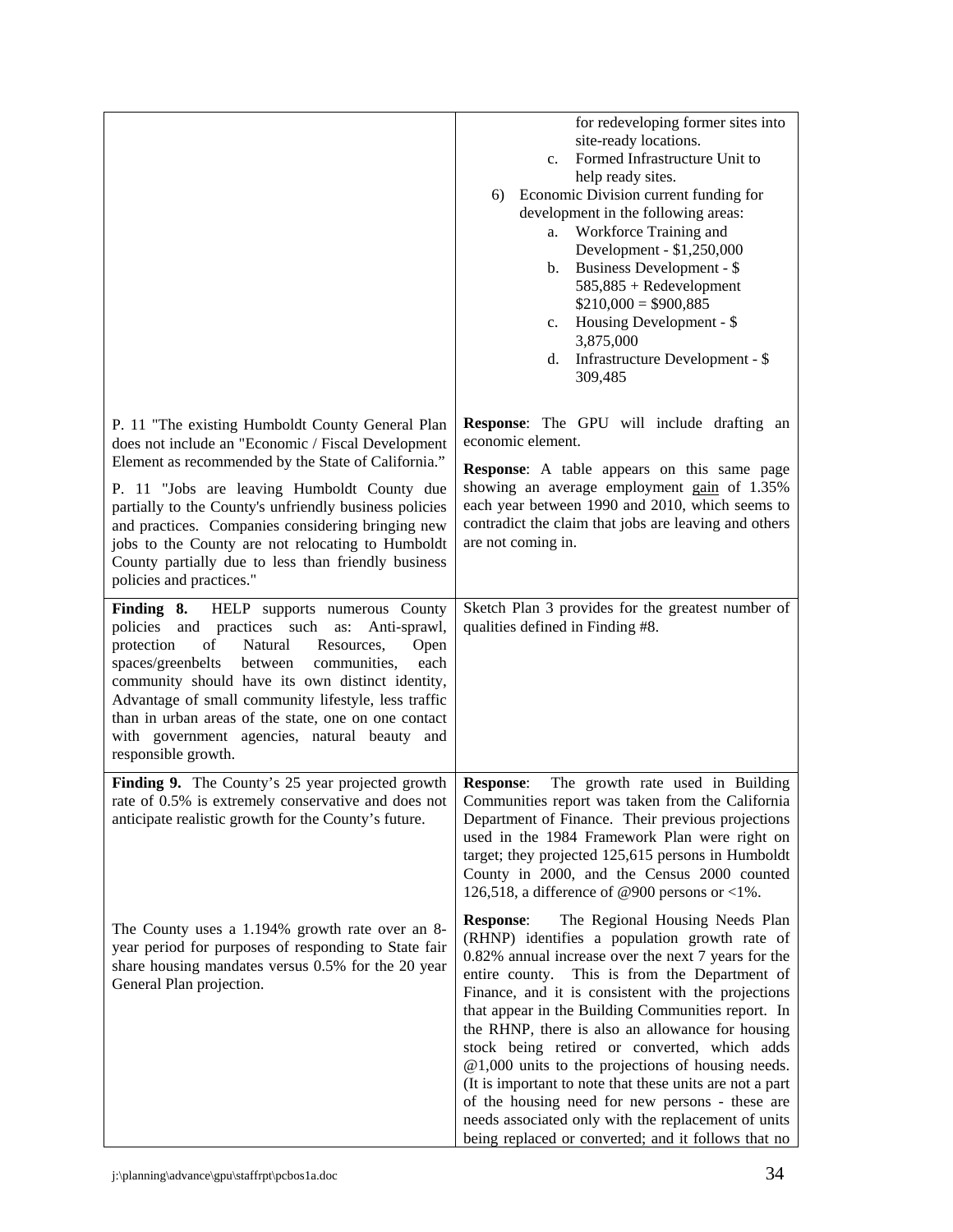| | |
|---|---|
| | for redeveloping former sites into site-ready locations.<br>c. Formed Infrastructure Unit to help ready sites.<br>6) Economic Division current funding for development in the following areas:<br>a. Workforce Training and Development - $1,250,000<br>b. Business Development - $ 585,885 + Redevelopment $210,000 = $900,885<br>c. Housing Development - $ 3,875,000<br>d. Infrastructure Development - $ 309,485 |
| P. 11 "The existing Humboldt County General Plan does not include an "Economic / Fiscal Development Element as recommended by the State of California."<br><br>P. 11 "Jobs are leaving Humboldt County due partially to the County's unfriendly business policies and practices. Companies considering bringing new jobs to the County are not relocating to Humboldt County partially due to less than friendly business policies and practices." | **Response**: The GPU will include drafting an economic element.<br><br>**Response**: A table appears on this same page showing an average employment gain of 1.35% each year between 1990 and 2010, which seems to contradict the claim that jobs are leaving and others are not coming in. |
| **Finding 8.** HELP supports numerous County policies and practices such as: Anti-sprawl, protection of Natural Resources, Open spaces/greenbelts between communities, each community should have its own distinct identity, Advantage of small community lifestyle, less traffic than in urban areas of the state, one on one contact with government agencies, natural beauty and responsible growth. | Sketch Plan 3 provides for the greatest number of qualities defined in Finding #8. |
| **Finding 9.** The County's 25 year projected growth rate of 0.5% is extremely conservative and does not anticipate realistic growth for the County's future.<br><br>The County uses a 1.194% growth rate over an 8-year period for purposes of responding to State fair share housing mandates versus 0.5% for the 20 year General Plan projection. | **Response**: The growth rate used in Building Communities report was taken from the California Department of Finance. Their previous projections used in the 1984 Framework Plan were right on target; they projected 125,615 persons in Humboldt County in 2000, and the Census 2000 counted 126,518, a difference of @900 persons or <1%.<br><br>**Response**: The Regional Housing Needs Plan (RHNP) identifies a population growth rate of 0.82% annual increase over the next 7 years for the entire county. This is from the Department of Finance, and it is consistent with the projections that appear in the Building Communities report. In the RHNP, there is also an allowance for housing stock being retired or converted, which adds @1,000 units to the projections of housing needs. (It is important to note that these units are not a part of the housing need for new persons - these are needs associated only with the replacement of units being replaced or converted; and it follows that no |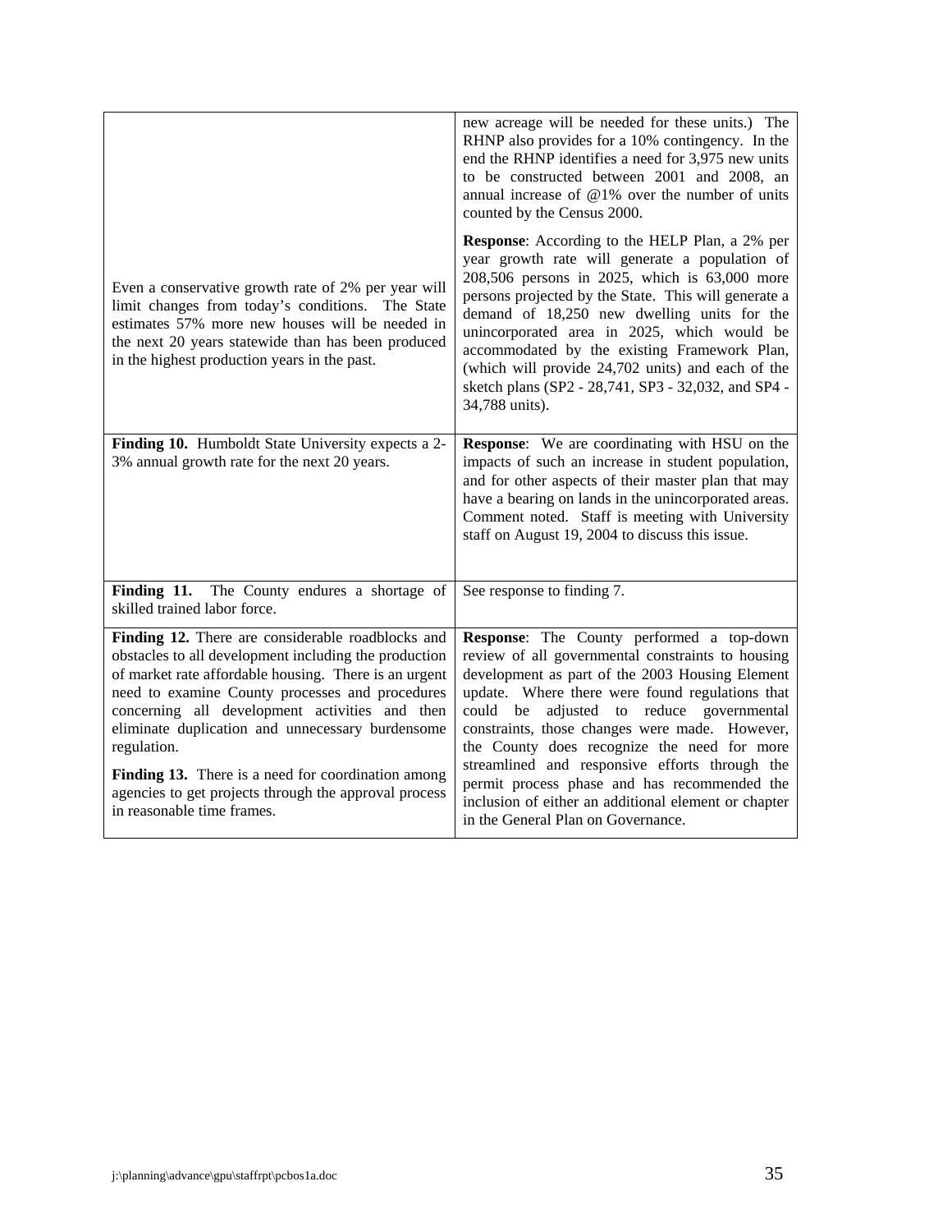| | |
|---|---|
| Even a conservative growth rate of 2% per year will limit changes from today's conditions. The State estimates 57% more new houses will be needed in the next 20 years statewide than has been produced in the highest production years in the past. | new acreage will be needed for these units.) The RHNP also provides for a 10% contingency. In the end the RHNP identifies a need for 3,975 new units to be constructed between 2001 and 2008, an annual increase of @1% over the number of units counted by the Census 2000.<br><br>**Response**: According to the HELP Plan, a 2% per year growth rate will generate a population of 208,506 persons in 2025, which is 63,000 more persons projected by the State. This will generate a demand of 18,250 new dwelling units for the unincorporated area in 2025, which would be accommodated by the existing Framework Plan, (which will provide 24,702 units) and each of the sketch plans (SP2 - 28,741, SP3 - 32,032, and SP4 - 34,788 units). |
| **Finding 10.** Humboldt State University expects a 2-3% annual growth rate for the next 20 years. | **Response**: We are coordinating with HSU on the impacts of such an increase in student population, and for other aspects of their master plan that may have a bearing on lands in the unincorporated areas. Comment noted. Staff is meeting with University staff on August 19, 2004 to discuss this issue. |
| **Finding 11.** The County endures a shortage of skilled trained labor force. | See response to finding 7. |
| **Finding 12.** There are considerable roadblocks and obstacles to all development including the production of market rate affordable housing. There is an urgent need to examine County processes and procedures concerning all development activities and then eliminate duplication and unnecessary burdensome regulation.<br><br>**Finding 13.** There is a need for coordination among agencies to get projects through the approval process in reasonable time frames. | **Response**: The County performed a top-down review of all governmental constraints to housing development as part of the 2003 Housing Element update. Where there were found regulations that could be adjusted to reduce governmental constraints, those changes were made. However, the County does recognize the need for more streamlined and responsive efforts through the permit process phase and has recommended the inclusion of either an additional element or chapter in the General Plan on Governance. |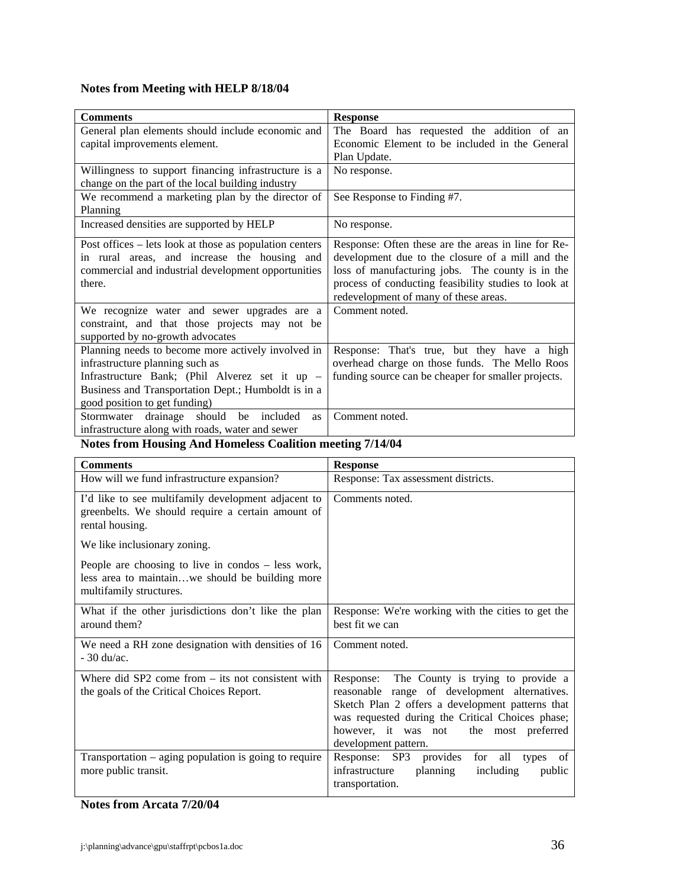**Notes from Meeting with HELP 8/18/04**

| Comments | Response |
|---|---|
| General plan elements should include economic and capital improvements element. | The Board has requested the addition of an Economic Element to be included in the General Plan Update. |
| Willingness to support financing infrastructure is a change on the part of the local building industry | No response. |
| We recommend a marketing plan by the director of Planning | See Response to Finding #7. |
| Increased densities are supported by HELP | No response. |
| Post offices – lets look at those as population centers in rural areas, and increase the housing and commercial and industrial development opportunities there. | Response: Often these are the areas in line for Re-development due to the closure of a mill and the loss of manufacturing jobs. The county is in the process of conducting feasibility studies to look at redevelopment of many of these areas. |
| We recognize water and sewer upgrades are a constraint, and that those projects may not be supported by no-growth advocates | Comment noted. |
| Planning needs to become more actively involved in infrastructure planning such as Infrastructure Bank; (Phil Alverez set it up – Business and Transportation Dept.; Humboldt is in a good position to get funding) | Response: That's true, but they have a high overhead charge on those funds. The Mello Roos funding source can be cheaper for smaller projects. |
| Stormwater drainage should be included as infrastructure along with roads, water and sewer | Comment noted. |

**Notes from Housing And Homeless Coalition meeting 7/14/04**

| Comments | Response |
|---|---|
| How will we fund infrastructure expansion? | Response: Tax assessment districts. |
| I'd like to see multifamily development adjacent to greenbelts. We should require a certain amount of rental housing.<br><br>We like inclusionary zoning.<br><br>People are choosing to live in condos – less work, less area to maintain…we should be building more multifamily structures. | Comments noted. |
| What if the other jurisdictions don't like the plan around them? | Response: We're working with the cities to get the best fit we can |
| We need a RH zone designation with densities of 16 - 30 du/ac. | Comment noted. |
| Where did SP2 come from – its not consistent with the goals of the Critical Choices Report. | Response: The County is trying to provide a reasonable range of development alternatives. Sketch Plan 2 offers a development patterns that was requested during the Critical Choices phase; however, it was not the most preferred development pattern. |
| Transportation – aging population is going to require more public transit. | Response: SP3 provides for all types of infrastructure planning including public transportation. |

**Notes from Arcata 7/20/04**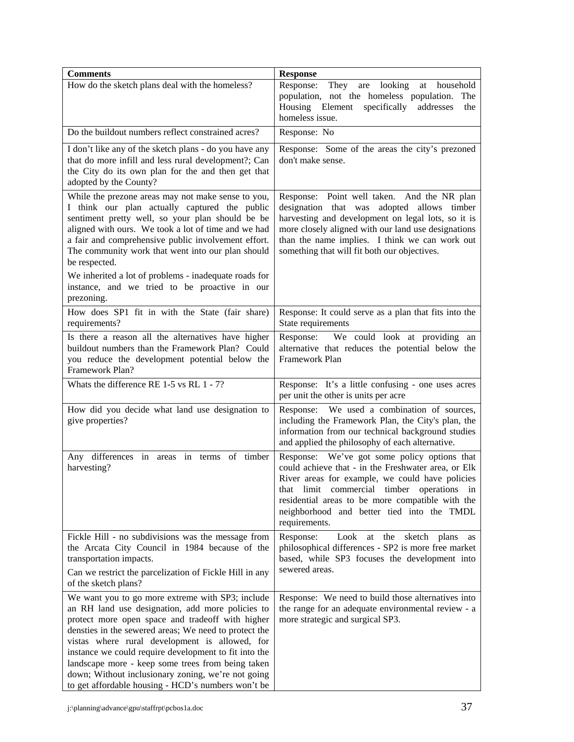| Comments | Response |
|---|---|
| How do the sketch plans deal with the homeless? | Response: They are looking at household population, not the homeless population. The Housing Element specifically addresses the homeless issue. |
| Do the buildout numbers reflect constrained acres? | Response: No |
| I don't like any of the sketch plans - do you have any that do more infill and less rural development?; Can the City do its own plan for the and then get that adopted by the County? | Response: Some of the areas the city's prezoned don't make sense. |
| While the prezone areas may not make sense to you, I think our plan actually captured the public sentiment pretty well, so your plan should be be aligned with ours. We took a lot of time and we had a fair and comprehensive public involvement effort. The community work that went into our plan should be respected.<br><br>We inherited a lot of problems - inadequate roads for instance, and we tried to be proactive in our prezoning. | Response: Point well taken. And the NR plan designation that was adopted allows timber harvesting and development on legal lots, so it is more closely aligned with our land use designations than the name implies. I think we can work out something that will fit both our objectives. |
| How does SP1 fit in with the State (fair share) requirements? | Response: It could serve as a plan that fits into the State requirements |
| Is there a reason all the alternatives have higher buildout numbers than the Framework Plan? Could you reduce the development potential below the Framework Plan? | Response: We could look at providing an alternative that reduces the potential below the Framework Plan |
| Whats the difference RE 1-5 vs RL 1 - 7? | Response: It's a little confusing - one uses acres per unit the other is units per acre |
| How did you decide what land use designation to give properties? | Response: We used a combination of sources, including the Framework Plan, the City's plan, the information from our technical background studies and applied the philosophy of each alternative. |
| Any differences in areas in terms of timber harvesting? | Response: We've got some policy options that could achieve that - in the Freshwater area, or Elk River areas for example, we could have policies that limit commercial timber operations in residential areas to be more compatible with the neighborhood and better tied into the TMDL requirements. |
| Fickle Hill - no subdivisions was the message from the Arcata City Council in 1984 because of the transportation impacts.<br><br>Can we restrict the parcelization of Fickle Hill in any of the sketch plans? | Response: Look at the sketch plans as philosophical differences - SP2 is more free market based, while SP3 focuses the development into sewered areas. |
| We want you to go more extreme with SP3; include an RH land use designation, add more policies to protect more open space and tradeoff with higher densties in the sewered areas; We need to protect the vistas where rural development is allowed, for instance we could require development to fit into the landscape more - keep some trees from being taken down; Without inclusionary zoning, we're not going to get affordable housing - HCD's numbers won't be | Response: We need to build those alternatives into the range for an adequate environmental review - a more strategic and surgical SP3. |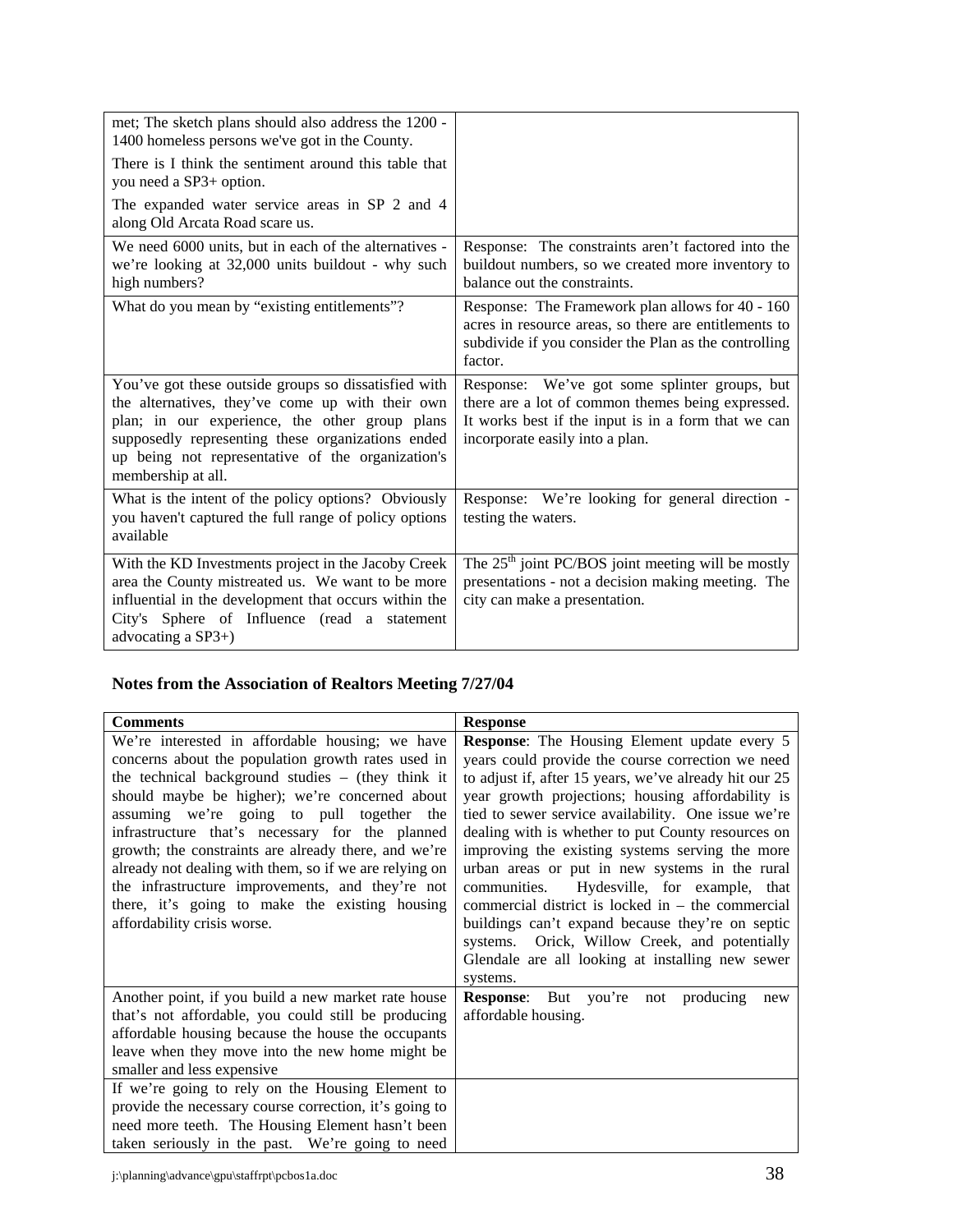| | |
|---|---|
| met; The sketch plans should also address the 1200 - 1400 homeless persons we've got in the County. There is I think the sentiment around this table that you need a SP3+ option. The expanded water service areas in SP 2 and 4 along Old Arcata Road scare us. | |
| We need 6000 units, but in each of the alternatives - we're looking at 32,000 units buildout - why such high numbers? | Response: The constraints aren't factored into the buildout numbers, so we created more inventory to balance out the constraints. |
| What do you mean by "existing entitlements"? | Response: The Framework plan allows for 40 - 160 acres in resource areas, so there are entitlements to subdivide if you consider the Plan as the controlling factor. |
| You've got these outside groups so dissatisfied with the alternatives, they've come up with their own plan; in our experience, the other group plans supposedly representing these organizations ended up being not representative of the organization's membership at all. | Response: We've got some splinter groups, but there are a lot of common themes being expressed. It works best if the input is in a form that we can incorporate easily into a plan. |
| What is the intent of the policy options? Obviously you haven't captured the full range of policy options available | Response: We're looking for general direction - testing the waters. |
| With the KD Investments project in the Jacoby Creek area the County mistreated us. We want to be more influential in the development that occurs within the City's Sphere of Influence (read a statement advocating a SP3+) | The 25th joint PC/BOS joint meeting will be mostly presentations - not a decision making meeting. The city can make a presentation. |

**Notes from the Association of Realtors Meeting 7/27/04**

| Comments | Response |
|---|---|
| We're interested in affordable housing; we have concerns about the population growth rates used in the technical background studies – (they think it should maybe be higher); we're concerned about assuming we're going to pull together the infrastructure that's necessary for the planned growth; the constraints are already there, and we're already not dealing with them, so if we are relying on the infrastructure improvements, and they're not there, it's going to make the existing housing affordability crisis worse. | **Response**: The Housing Element update every 5 years could provide the course correction we need to adjust if, after 15 years, we've already hit our 25 year growth projections; housing affordability is tied to sewer service availability. One issue we're dealing with is whether to put County resources on improving the existing systems serving the more urban areas or put in new systems in the rural communities. Hydesville, for example, that commercial district is locked in – the commercial buildings can't expand because they're on septic systems. Orick, Willow Creek, and potentially Glendale are all looking at installing new sewer systems. |
| Another point, if you build a new market rate house that's not affordable, you could still be producing affordable housing because the house the occupants leave when they move into the new home might be smaller and less expensive | **Response**: But you're not producing new affordable housing. |
| If we're going to rely on the Housing Element to provide the necessary course correction, it's going to need more teeth. The Housing Element hasn't been taken seriously in the past. We're going to need | |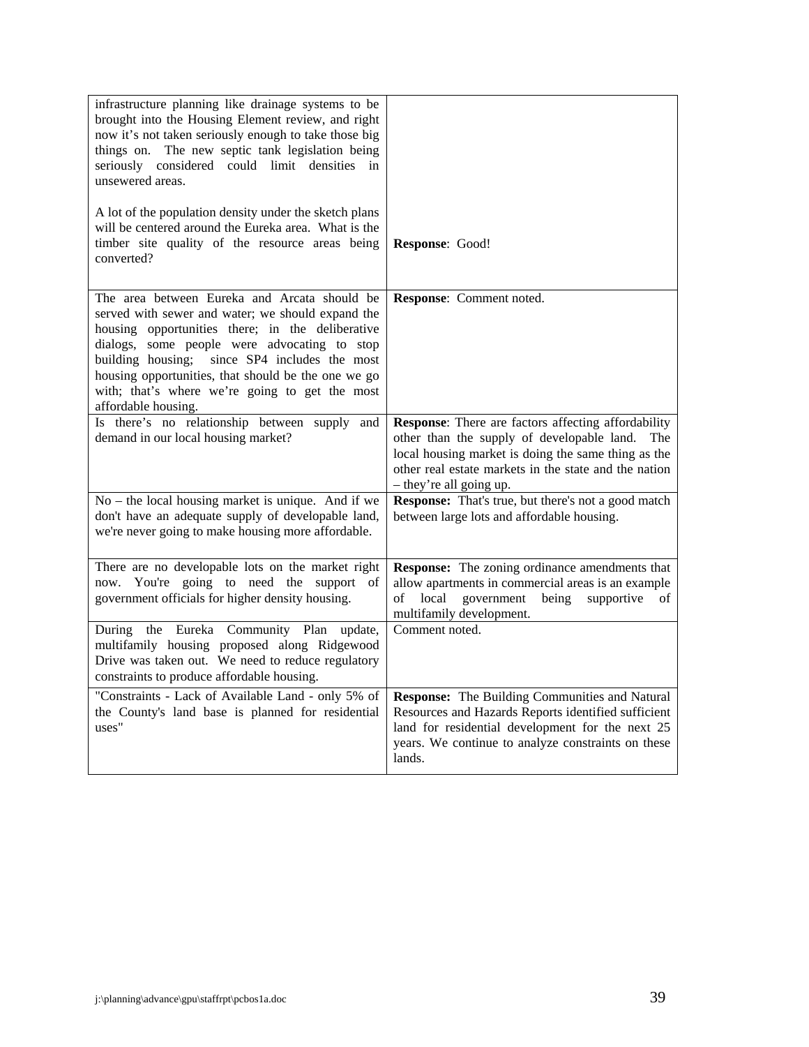| | |
|---|---|
| infrastructure planning like drainage systems to be brought into the Housing Element review, and right now it's not taken seriously enough to take those big things on. The new septic tank legislation being seriously considered could limit densities in unsewered areas.<br><br>A lot of the population density under the sketch plans will be centered around the Eureka area. What is the timber site quality of the resource areas being converted? | **Response**: Good! |
| The area between Eureka and Arcata should be served with sewer and water; we should expand the housing opportunities there; in the deliberative dialogs, some people were advocating to stop building housing; since SP4 includes the most housing opportunities, that should be the one we go with; that's where we're going to get the most affordable housing. | **Response**: Comment noted. |
| Is there's no relationship between supply and demand in our local housing market? | **Response**: There are factors affecting affordability other than the supply of developable land. The local housing market is doing the same thing as the other real estate markets in the state and the nation – they're all going up. |
| No – the local housing market is unique. And if we don't have an adequate supply of developable land, we're never going to make housing more affordable. | **Response:** That's true, but there's not a good match between large lots and affordable housing. |
| There are no developable lots on the market right now. You're going to need the support of government officials for higher density housing. | **Response:** The zoning ordinance amendments that allow apartments in commercial areas is an example of local government being supportive of multifamily development. |
| During the Eureka Community Plan update, multifamily housing proposed along Ridgewood Drive was taken out. We need to reduce regulatory constraints to produce affordable housing. | Comment noted. |
| "Constraints - Lack of Available Land - only 5% of the County's land base is planned for residential uses" | **Response:** The Building Communities and Natural Resources and Hazards Reports identified sufficient land for residential development for the next 25 years. We continue to analyze constraints on these lands. |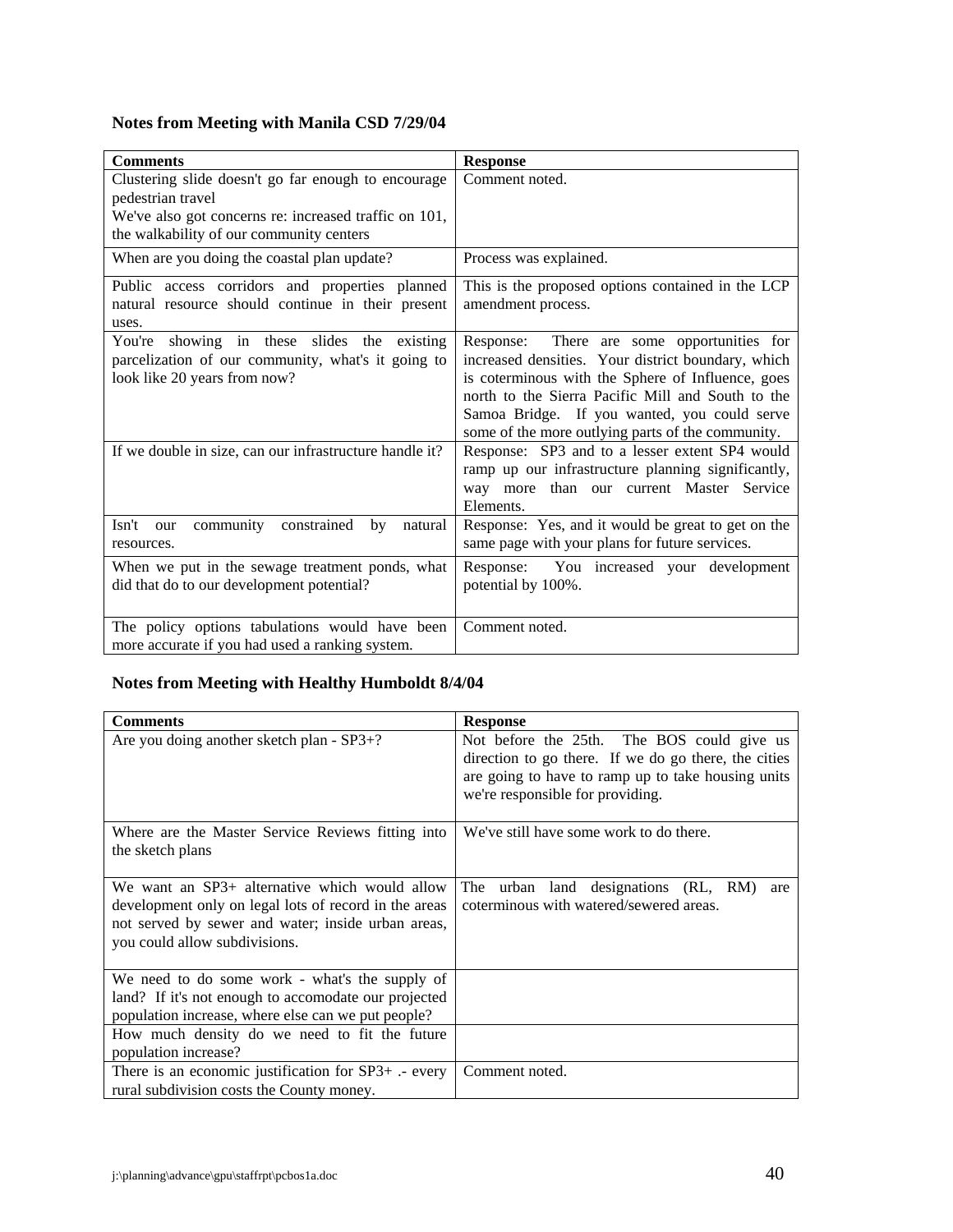**Notes from Meeting with Manila CSD 7/29/04**

| Comments | Response |
|---|---|
| Clustering slide doesn't go far enough to encourage pedestrian travel<br>We've also got concerns re: increased traffic on 101, the walkability of our community centers | Comment noted. |
| When are you doing the coastal plan update? | Process was explained. |
| Public access corridors and properties planned natural resource should continue in their present uses. | This is the proposed options contained in the LCP amendment process. |
| You're showing in these slides the existing parcelization of our community, what's it going to look like 20 years from now? | Response: There are some opportunities for increased densities. Your district boundary, which is coterminous with the Sphere of Influence, goes north to the Sierra Pacific Mill and South to the Samoa Bridge. If you wanted, you could serve some of the more outlying parts of the community. |
| If we double in size, can our infrastructure handle it? | Response: SP3 and to a lesser extent SP4 would ramp up our infrastructure planning significantly, way more than our current Master Service Elements. |
| Isn't our community constrained by natural resources. | Response: Yes, and it would be great to get on the same page with your plans for future services. |
| When we put in the sewage treatment ponds, what did that do to our development potential? | Response: You increased your development potential by 100%. |
| The policy options tabulations would have been more accurate if you had used a ranking system. | Comment noted. |

**Notes from Meeting with Healthy Humboldt 8/4/04**

| Comments | Response |
|---|---|
| Are you doing another sketch plan - SP3+? | Not before the 25th. The BOS could give us direction to go there. If we do go there, the cities are going to have to ramp up to take housing units we're responsible for providing. |
| Where are the Master Service Reviews fitting into the sketch plans | We've still have some work to do there. |
| We want an SP3+ alternative which would allow development only on legal lots of record in the areas not served by sewer and water; inside urban areas, you could allow subdivisions. | The urban land designations (RL, RM) are coterminous with watered/sewered areas. |
| We need to do some work - what's the supply of land? If it's not enough to accomodate our projected population increase, where else can we put people? | |
| How much density do we need to fit the future population increase? | |
| There is an economic justification for SP3+ .- every rural subdivision costs the County money. | Comment noted. |

j:\planning\advance\gpu\staffrpt\pcbos1a.doc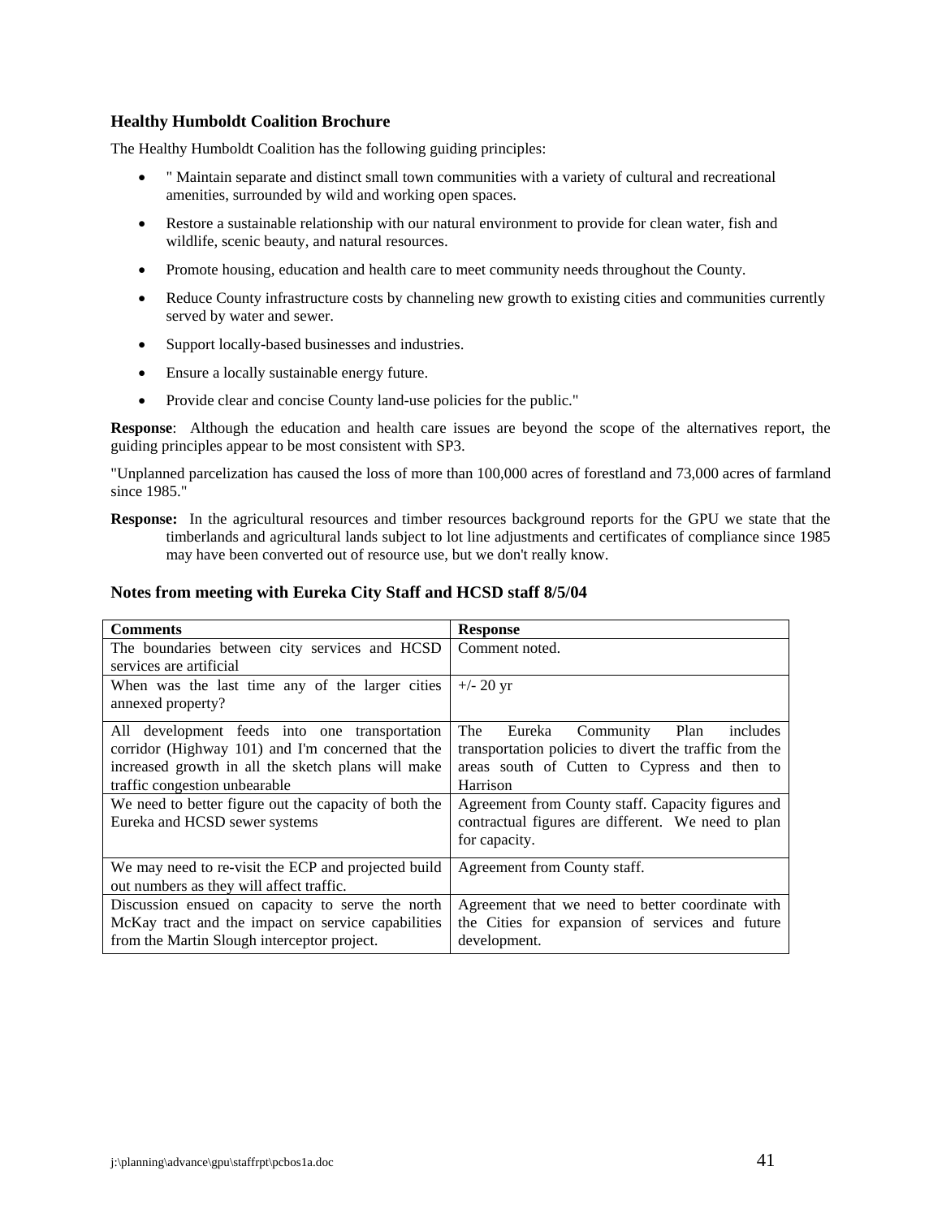### Healthy Humboldt Coalition Brochure

The Healthy Humboldt Coalition has the following guiding principles:

- " Maintain separate and distinct small town communities with a variety of cultural and recreational amenities, surrounded by wild and working open spaces.
- Restore a sustainable relationship with our natural environment to provide for clean water, fish and wildlife, scenic beauty, and natural resources.
- Promote housing, education and health care to meet community needs throughout the County.
- Reduce County infrastructure costs by channeling new growth to existing cities and communities currently served by water and sewer.
- Support locally-based businesses and industries.
- Ensure a locally sustainable energy future.
- Provide clear and concise County land-use policies for the public."

**Response**: Although the education and health care issues are beyond the scope of the alternatives report, the guiding principles appear to be most consistent with SP3.

"Unplanned parcelization has caused the loss of more than 100,000 acres of forestland and 73,000 acres of farmland since 1985."

**Response:** In the agricultural resources and timber resources background reports for the GPU we state that the timberlands and agricultural lands subject to lot line adjustments and certificates of compliance since 1985 may have been converted out of resource use, but we don't really know.

### Notes from meeting with Eureka City Staff and HCSD staff 8/5/04

| Comments | Response |
|---|---|
| The boundaries between city services and HCSD services are artificial | Comment noted. |
| When was the last time any of the larger cities annexed property? | +/- 20 yr |
| All development feeds into one transportation corridor (Highway 101) and I'm concerned that the increased growth in all the sketch plans will make traffic congestion unbearable | The Eureka Community Plan includes transportation policies to divert the traffic from the areas south of Cutten to Cypress and then to Harrison |
| We need to better figure out the capacity of both the Eureka and HCSD sewer systems | Agreement from County staff. Capacity figures and contractual figures are different. We need to plan for capacity. |
| We may need to re-visit the ECP and projected build out numbers as they will affect traffic. | Agreement from County staff. |
| Discussion ensued on capacity to serve the north McKay tract and the impact on service capabilities from the Martin Slough interceptor project. | Agreement that we need to better coordinate with the Cities for expansion of services and future development. |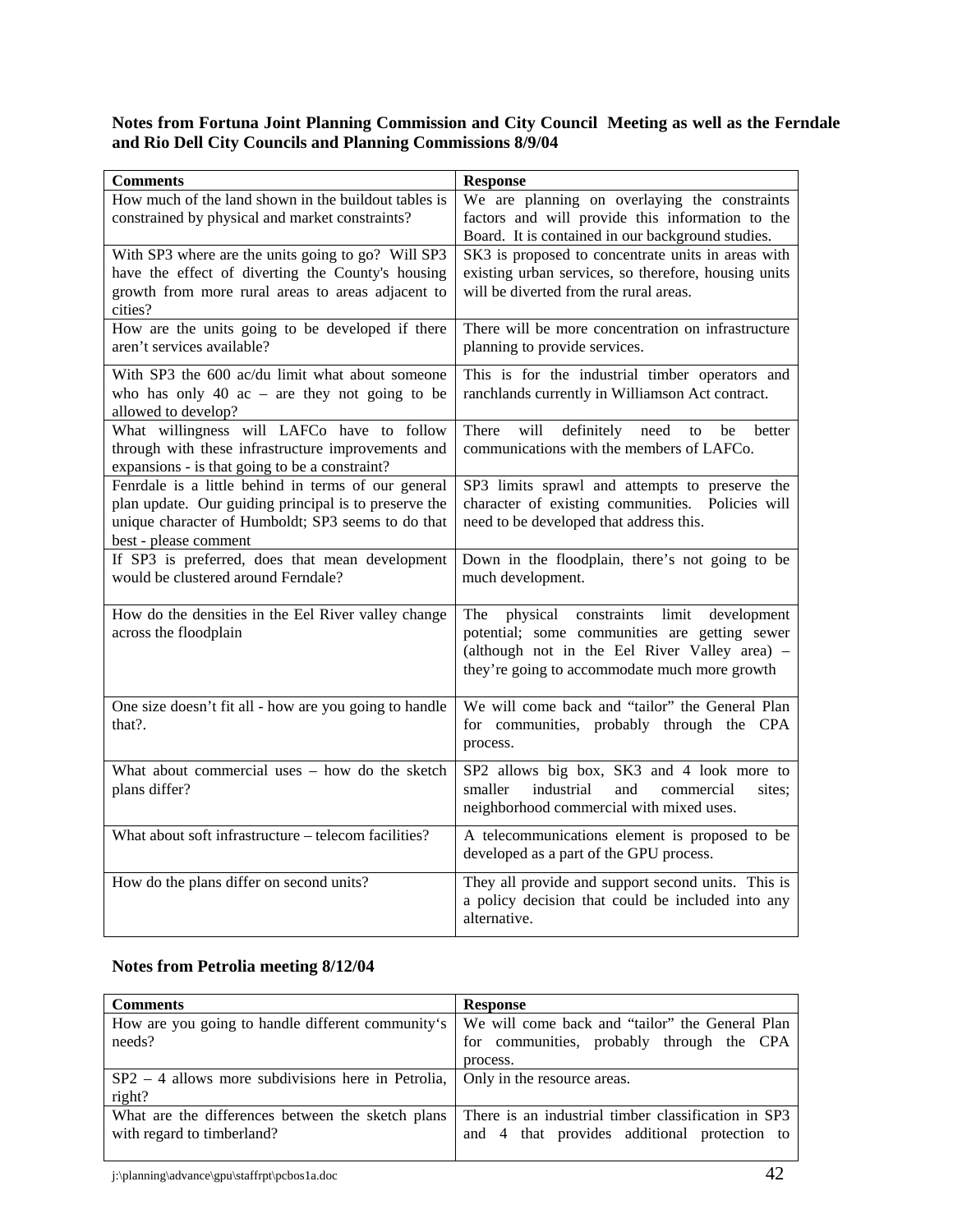**Notes from Fortuna Joint Planning Commission and City Council Meeting as well as the Ferndale and Rio Dell City Councils and Planning Commissions 8/9/04**

| Comments | Response |
|---|---|
| How much of the land shown in the buildout tables is constrained by physical and market constraints? | We are planning on overlaying the constraints factors and will provide this information to the Board. It is contained in our background studies. |
| With SP3 where are the units going to go? Will SP3 have the effect of diverting the County's housing growth from more rural areas to areas adjacent to cities? | SK3 is proposed to concentrate units in areas with existing urban services, so therefore, housing units will be diverted from the rural areas. |
| How are the units going to be developed if there aren't services available? | There will be more concentration on infrastructure planning to provide services. |
| With SP3 the 600 ac/du limit what about someone who has only 40 ac – are they not going to be allowed to develop? | This is for the industrial timber operators and ranchlands currently in Williamson Act contract. |
| What willingness will LAFCo have to follow through with these infrastructure improvements and expansions - is that going to be a constraint? | There will definitely need to be better communications with the members of LAFCo. |
| Fenrdale is a little behind in terms of our general plan update. Our guiding principal is to preserve the unique character of Humboldt; SP3 seems to do that best - please comment | SP3 limits sprawl and attempts to preserve the character of existing communities. Policies will need to be developed that address this. |
| If SP3 is preferred, does that mean development would be clustered around Ferndale? | Down in the floodplain, there's not going to be much development. |
| How do the densities in the Eel River valley change across the floodplain | The physical constraints limit development potential; some communities are getting sewer (although not in the Eel River Valley area) – they're going to accommodate much more growth |
| One size doesn't fit all - how are you going to handle that?. | We will come back and "tailor" the General Plan for communities, probably through the CPA process. |
| What about commercial uses – how do the sketch plans differ? | SP2 allows big box, SK3 and 4 look more to smaller industrial and commercial sites; neighborhood commercial with mixed uses. |
| What about soft infrastructure – telecom facilities? | A telecommunications element is proposed to be developed as a part of the GPU process. |
| How do the plans differ on second units? | They all provide and support second units. This is a policy decision that could be included into any alternative. |

**Notes from Petrolia meeting 8/12/04**

| Comments | Response |
|---|---|
| How are you going to handle different community's needs? | We will come back and "tailor" the General Plan for communities, probably through the CPA process. |
| SP2 – 4 allows more subdivisions here in Petrolia, right? | Only in the resource areas. |
| What are the differences between the sketch plans with regard to timberland? | There is an industrial timber classification in SP3 and 4 that provides additional protection to |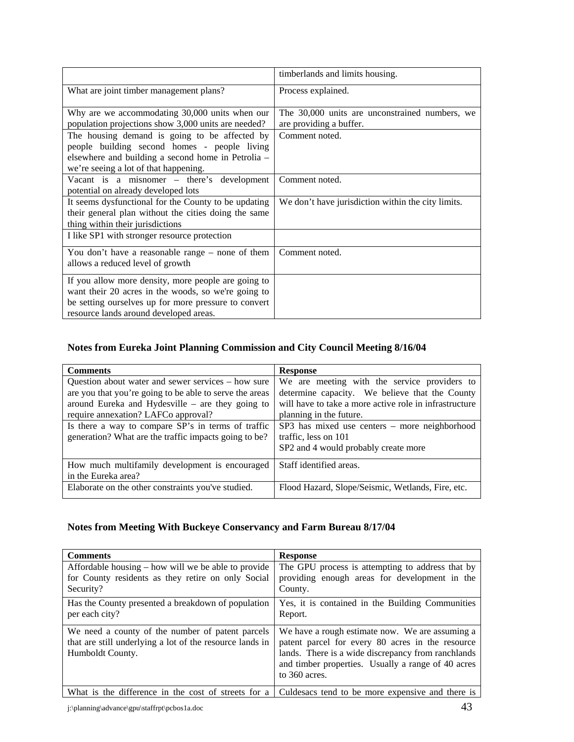|  |  |
| --- | --- |
|  | timberlands and limits housing. |
| What are joint timber management plans? | Process explained. |
| Why are we accommodating 30,000 units when our population projections show 3,000 units are needed? | The 30,000 units are unconstrained numbers, we are providing a buffer. |
| The housing demand is going to be affected by people building second homes - people living elsewhere and building a second home in Petrolia – we're seeing a lot of that happening. | Comment noted. |
| Vacant is a misnomer – there's development potential on already developed lots | Comment noted. |
| It seems dysfunctional for the County to be updating their general plan without the cities doing the same thing within their jurisdictions | We don't have jurisdiction within the city limits. |
| I like SP1 with stronger resource protection |  |
| You don't have a reasonable range – none of them allows a reduced level of growth | Comment noted. |
| If you allow more density, more people are going to want their 20 acres in the woods, so we're going to be setting ourselves up for more pressure to convert resource lands around developed areas. |  |

### Notes from Eureka Joint Planning Commission and City Council Meeting 8/16/04

| Comments | Response |
| --- | --- |
| Question about water and sewer services – how sure are you that you're going to be able to serve the areas around Eureka and Hydesville – are they going to require annexation? LAFCo approval? | We are meeting with the service providers to determine capacity. We believe that the County will have to take a more active role in infrastructure planning in the future. |
| Is there a way to compare SP's in terms of traffic generation? What are the traffic impacts going to be? | SP3 has mixed use centers – more neighborhood traffic, less on 101<br>SP2 and 4 would probably create more |
| How much multifamily development is encouraged in the Eureka area? | Staff identified areas. |
| Elaborate on the other constraints you've studied. | Flood Hazard, Slope/Seismic, Wetlands, Fire, etc. |

### Notes from Meeting With Buckeye Conservancy and Farm Bureau 8/17/04

| Comments | Response |
| --- | --- |
| Affordable housing – how will we be able to provide for County residents as they retire on only Social Security? | The GPU process is attempting to address that by providing enough areas for development in the County. |
| Has the County presented a breakdown of population per each city? | Yes, it is contained in the Building Communities Report. |
| We need a county of the number of patent parcels that are still underlying a lot of the resource lands in Humboldt County. | We have a rough estimate now. We are assuming a patent parcel for every 80 acres in the resource lands. There is a wide discrepancy from ranchlands and timber properties. Usually a range of 40 acres to 360 acres. |
| What is the difference in the cost of streets for a | Culdesacs tend to be more expensive and there is |

j:\planning\advance\gpu\staffrpt\pcbos1a.doc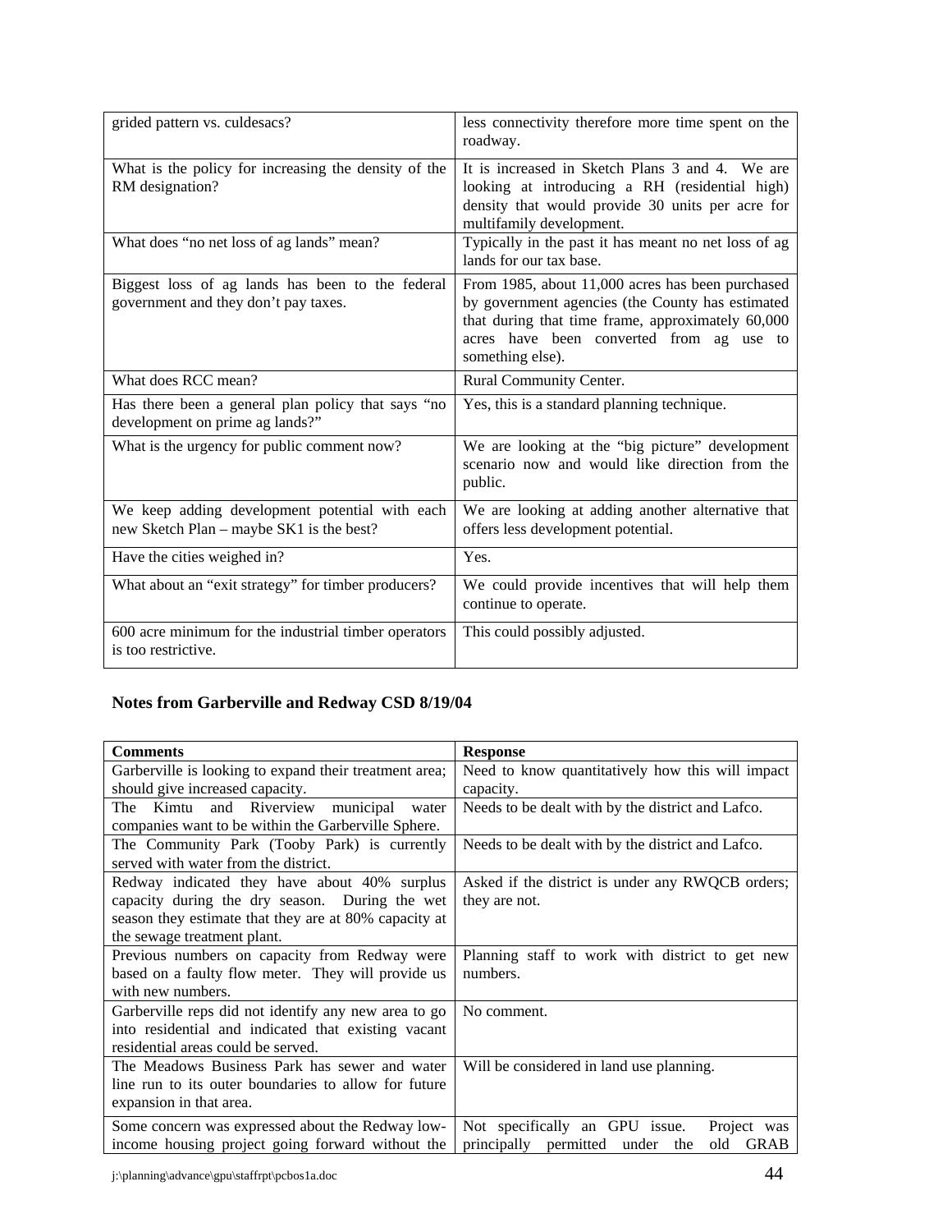| | |
|---|---|
| grided pattern vs. culdesacs? | less connectivity therefore more time spent on the roadway. |
| What is the policy for increasing the density of the RM designation? | It is increased in Sketch Plans 3 and 4. We are looking at introducing a RH (residential high) density that would provide 30 units per acre for multifamily development. |
| What does "no net loss of ag lands" mean? | Typically in the past it has meant no net loss of ag lands for our tax base. |
| Biggest loss of ag lands has been to the federal government and they don't pay taxes. | From 1985, about 11,000 acres has been purchased by government agencies (the County has estimated that during that time frame, approximately 60,000 acres have been converted from ag use to something else). |
| What does RCC mean? | Rural Community Center. |
| Has there been a general plan policy that says "no development on prime ag lands?" | Yes, this is a standard planning technique. |
| What is the urgency for public comment now? | We are looking at the "big picture" development scenario now and would like direction from the public. |
| We keep adding development potential with each new Sketch Plan – maybe SK1 is the best? | We are looking at adding another alternative that offers less development potential. |
| Have the cities weighed in? | Yes. |
| What about an "exit strategy" for timber producers? | We could provide incentives that will help them continue to operate. |
| 600 acre minimum for the industrial timber operators is too restrictive. | This could possibly adjusted. |

**Notes from Garberville and Redway CSD 8/19/04**

| Comments | Response |
|---|---|
| Garberville is looking to expand their treatment area; should give increased capacity. | Need to know quantitatively how this will impact capacity. |
| The Kimtu and Riverview municipal water companies want to be within the Garberville Sphere. | Needs to be dealt with by the district and Lafco. |
| The Community Park (Tooby Park) is currently served with water from the district. | Needs to be dealt with by the district and Lafco. |
| Redway indicated they have about 40% surplus capacity during the dry season. During the wet season they estimate that they are at 80% capacity at the sewage treatment plant. | Asked if the district is under any RWQCB orders; they are not. |
| Previous numbers on capacity from Redway were based on a faulty flow meter. They will provide us with new numbers. | Planning staff to work with district to get new numbers. |
| Garberville reps did not identify any new area to go into residential and indicated that existing vacant residential areas could be served. | No comment. |
| The Meadows Business Park has sewer and water line run to its outer boundaries to allow for future expansion in that area. | Will be considered in land use planning. |
| Some concern was expressed about the Redway low-income housing project going forward without the | Not specifically an GPU issue. Project was principally permitted under the old GRAB |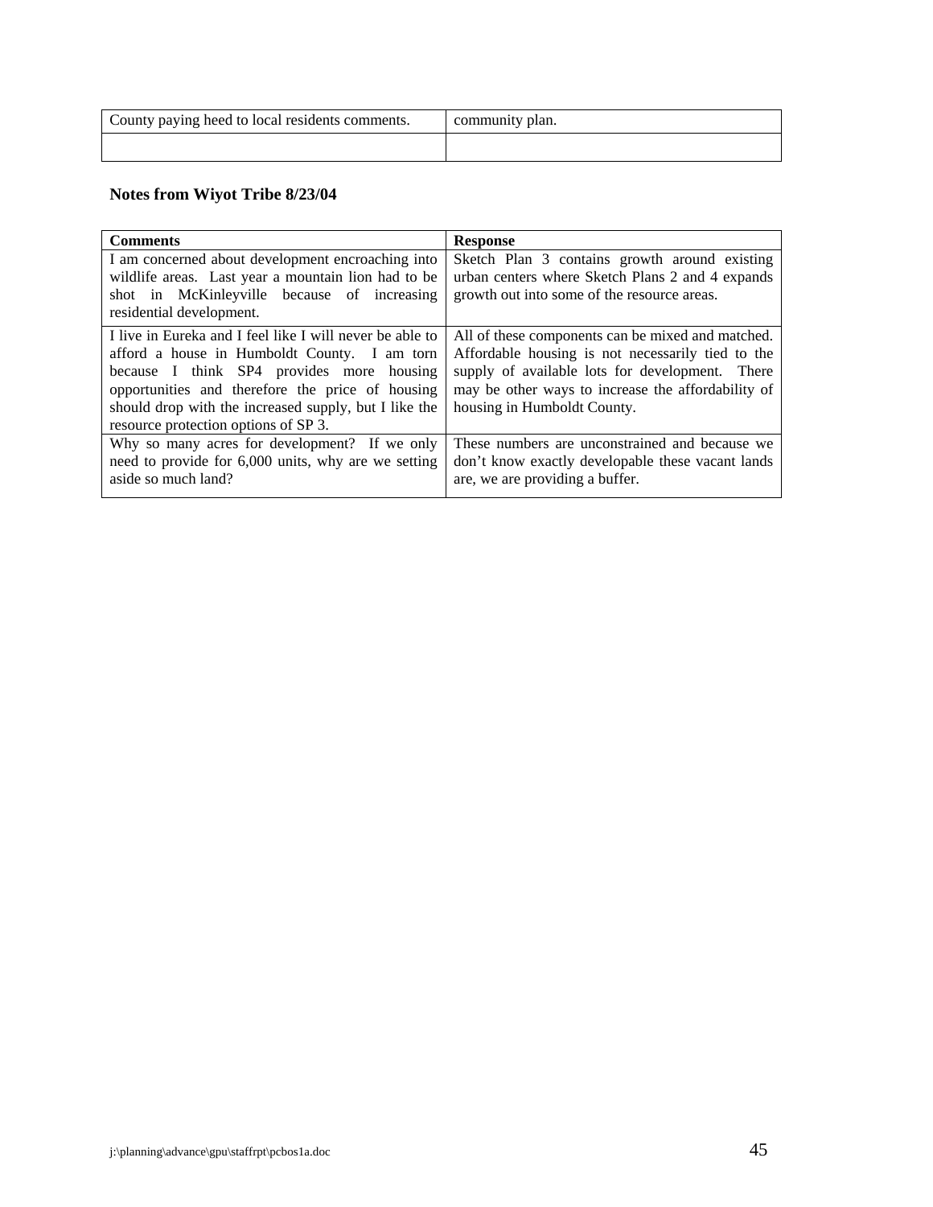| County paying heed to local residents comments. | community plan. |
|---|---|
| | |

**Notes from Wiyot Tribe 8/23/04**

| Comments | Response |
|---|---|
| I am concerned about development encroaching into wildlife areas. Last year a mountain lion had to be shot in McKinleyville because of increasing residential development. | Sketch Plan 3 contains growth around existing urban centers where Sketch Plans 2 and 4 expands growth out into some of the resource areas. |
| I live in Eureka and I feel like I will never be able to afford a house in Humboldt County. I am torn because I think SP4 provides more housing opportunities and therefore the price of housing should drop with the increased supply, but I like the resource protection options of SP 3. | All of these components can be mixed and matched. Affordable housing is not necessarily tied to the supply of available lots for development. There may be other ways to increase the affordability of housing in Humboldt County. |
| Why so many acres for development? If we only need to provide for 6,000 units, why are we setting aside so much land? | These numbers are unconstrained and because we don't know exactly developable these vacant lands are, we are providing a buffer. |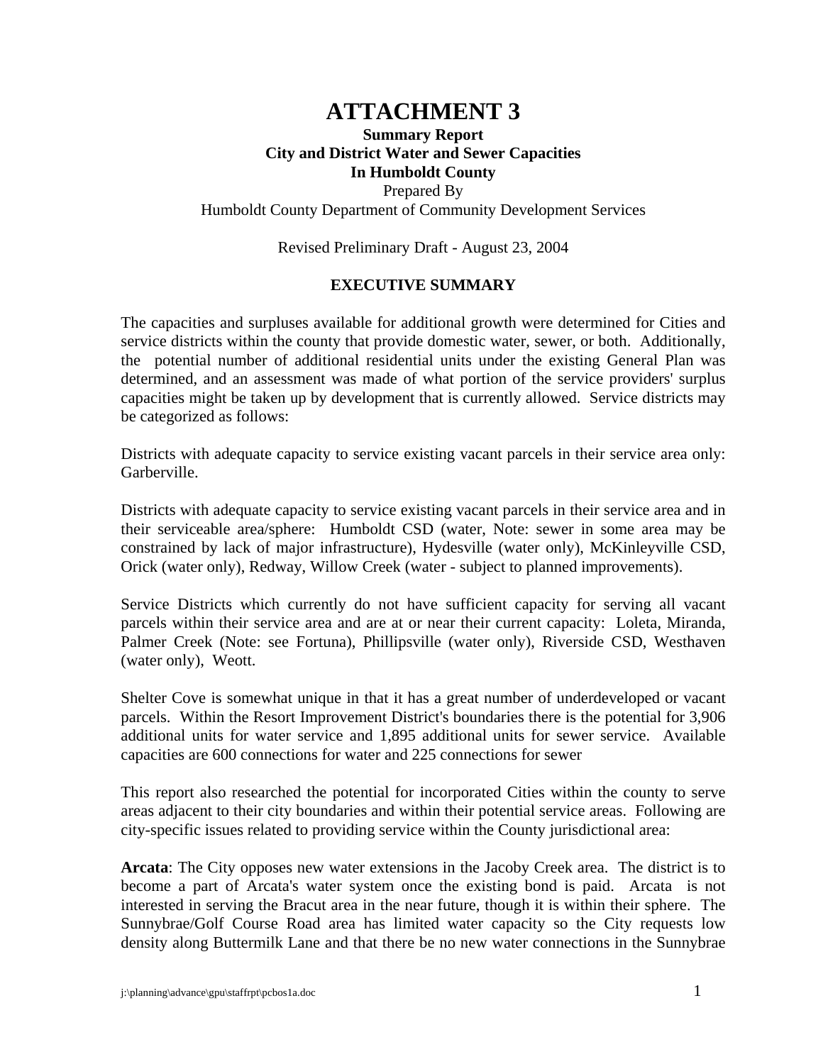# ATTACHMENT 3

**Summary Report**
**City and District Water and Sewer Capacities**
**In Humboldt County**

Prepared By
Humboldt County Department of Community Development Services

Revised Preliminary Draft - August 23, 2004

## EXECUTIVE SUMMARY

The capacities and surpluses available for additional growth were determined for Cities and service districts within the county that provide domestic water, sewer, or both. Additionally, the potential number of additional residential units under the existing General Plan was determined, and an assessment was made of what portion of the service providers' surplus capacities might be taken up by development that is currently allowed. Service districts may be categorized as follows:

Districts with adequate capacity to service existing vacant parcels in their service area only: Garberville.

Districts with adequate capacity to service existing vacant parcels in their service area and in their serviceable area/sphere: Humboldt CSD (water, Note: sewer in some area may be constrained by lack of major infrastructure), Hydesville (water only), McKinleyville CSD, Orick (water only), Redway, Willow Creek (water - subject to planned improvements).

Service Districts which currently do not have sufficient capacity for serving all vacant parcels within their service area and are at or near their current capacity: Loleta, Miranda, Palmer Creek (Note: see Fortuna), Phillipsville (water only), Riverside CSD, Westhaven (water only), Weott.

Shelter Cove is somewhat unique in that it has a great number of underdeveloped or vacant parcels. Within the Resort Improvement District's boundaries there is the potential for 3,906 additional units for water service and 1,895 additional units for sewer service. Available capacities are 600 connections for water and 225 connections for sewer

This report also researched the potential for incorporated Cities within the county to serve areas adjacent to their city boundaries and within their potential service areas. Following are city-specific issues related to providing service within the County jurisdictional area:

**Arcata**: The City opposes new water extensions in the Jacoby Creek area. The district is to become a part of Arcata's water system once the existing bond is paid. Arcata is not interested in serving the Bracut area in the near future, though it is within their sphere. The Sunnybrae/Golf Course Road area has limited water capacity so the City requests low density along Buttermilk Lane and that there be no new water connections in the Sunnybrae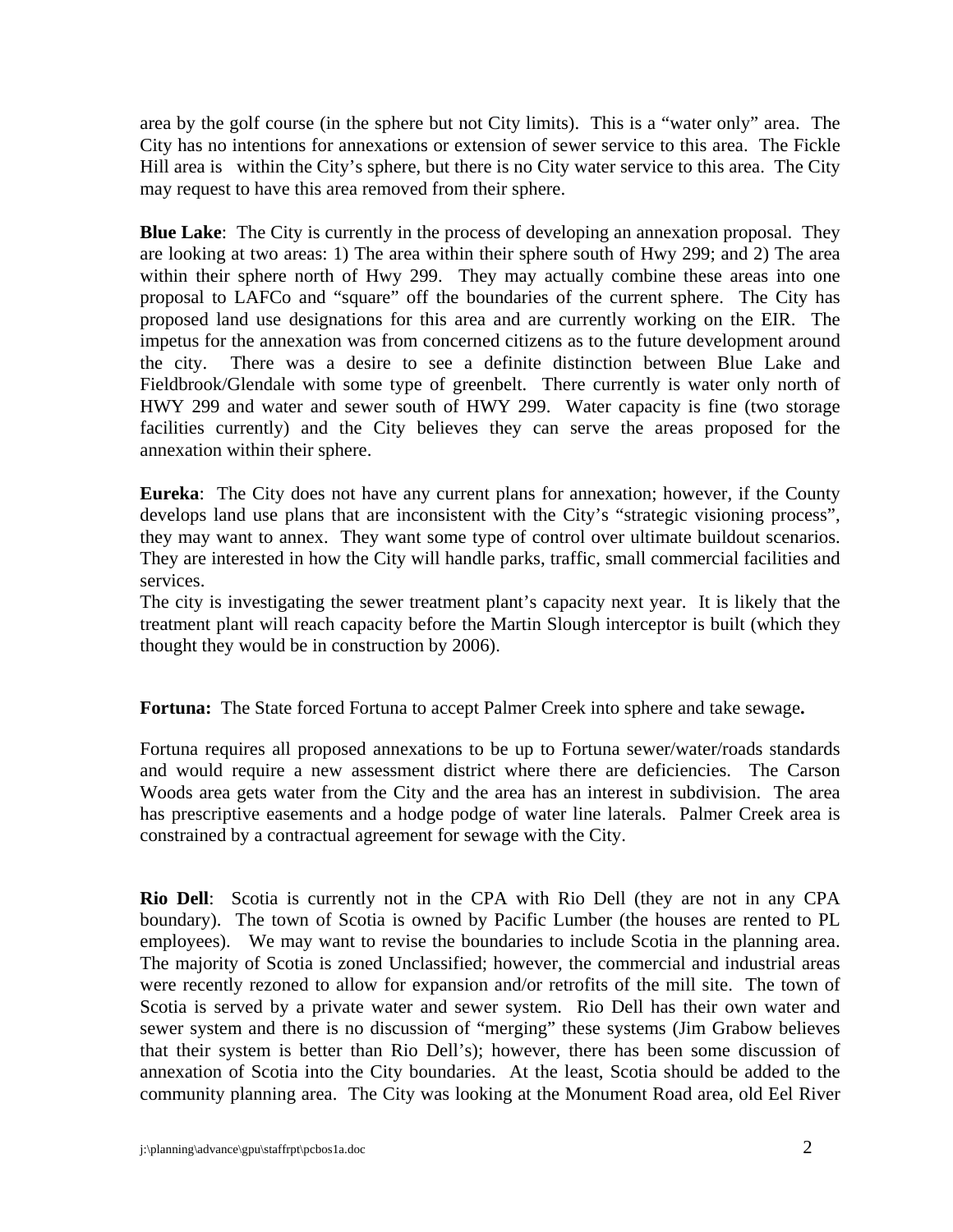area by the golf course (in the sphere but not City limits). This is a "water only" area. The City has no intentions for annexations or extension of sewer service to this area. The Fickle Hill area is within the City's sphere, but there is no City water service to this area. The City may request to have this area removed from their sphere.

**Blue Lake**: The City is currently in the process of developing an annexation proposal. They are looking at two areas: 1) The area within their sphere south of Hwy 299; and 2) The area within their sphere north of Hwy 299. They may actually combine these areas into one proposal to LAFCo and "square" off the boundaries of the current sphere. The City has proposed land use designations for this area and are currently working on the EIR. The impetus for the annexation was from concerned citizens as to the future development around the city. There was a desire to see a definite distinction between Blue Lake and Fieldbrook/Glendale with some type of greenbelt. There currently is water only north of HWY 299 and water and sewer south of HWY 299. Water capacity is fine (two storage facilities currently) and the City believes they can serve the areas proposed for the annexation within their sphere.

**Eureka**: The City does not have any current plans for annexation; however, if the County develops land use plans that are inconsistent with the City's "strategic visioning process", they may want to annex. They want some type of control over ultimate buildout scenarios. They are interested in how the City will handle parks, traffic, small commercial facilities and services.
The city is investigating the sewer treatment plant's capacity next year. It is likely that the treatment plant will reach capacity before the Martin Slough interceptor is built (which they thought they would be in construction by 2006).

**Fortuna:** The State forced Fortuna to accept Palmer Creek into sphere and take sewage**.**

Fortuna requires all proposed annexations to be up to Fortuna sewer/water/roads standards and would require a new assessment district where there are deficiencies. The Carson Woods area gets water from the City and the area has an interest in subdivision. The area has prescriptive easements and a hodge podge of water line laterals. Palmer Creek area is constrained by a contractual agreement for sewage with the City.

**Rio Dell**: Scotia is currently not in the CPA with Rio Dell (they are not in any CPA boundary). The town of Scotia is owned by Pacific Lumber (the houses are rented to PL employees). We may want to revise the boundaries to include Scotia in the planning area. The majority of Scotia is zoned Unclassified; however, the commercial and industrial areas were recently rezoned to allow for expansion and/or retrofits of the mill site. The town of Scotia is served by a private water and sewer system. Rio Dell has their own water and sewer system and there is no discussion of "merging" these systems (Jim Grabow believes that their system is better than Rio Dell's); however, there has been some discussion of annexation of Scotia into the City boundaries. At the least, Scotia should be added to the community planning area. The City was looking at the Monument Road area, old Eel River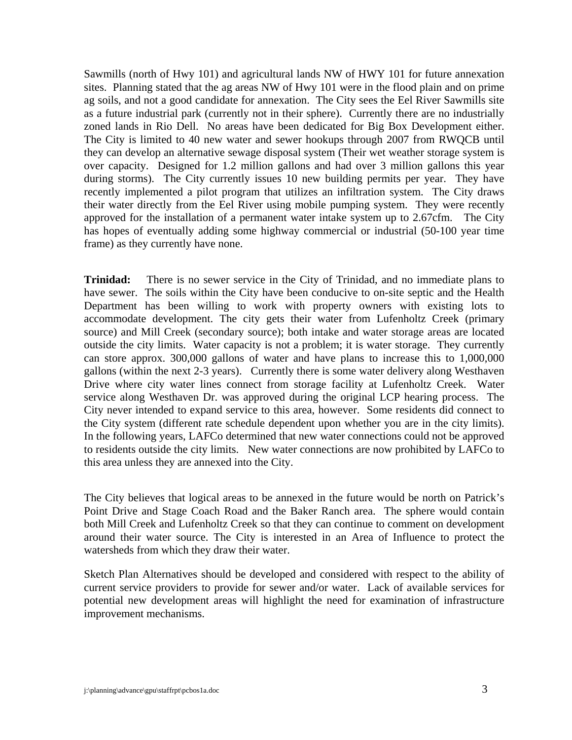Sawmills (north of Hwy 101) and agricultural lands NW of HWY 101 for future annexation sites. Planning stated that the ag areas NW of Hwy 101 were in the flood plain and on prime ag soils, and not a good candidate for annexation. The City sees the Eel River Sawmills site as a future industrial park (currently not in their sphere). Currently there are no industrially zoned lands in Rio Dell. No areas have been dedicated for Big Box Development either. The City is limited to 40 new water and sewer hookups through 2007 from RWQCB until they can develop an alternative sewage disposal system (Their wet weather storage system is over capacity. Designed for 1.2 million gallons and had over 3 million gallons this year during storms). The City currently issues 10 new building permits per year. They have recently implemented a pilot program that utilizes an infiltration system. The City draws their water directly from the Eel River using mobile pumping system. They were recently approved for the installation of a permanent water intake system up to 2.67cfm. The City has hopes of eventually adding some highway commercial or industrial (50-100 year time frame) as they currently have none.

**Trinidad:** There is no sewer service in the City of Trinidad, and no immediate plans to have sewer. The soils within the City have been conducive to on-site septic and the Health Department has been willing to work with property owners with existing lots to accommodate development. The city gets their water from Lufenholtz Creek (primary source) and Mill Creek (secondary source); both intake and water storage areas are located outside the city limits. Water capacity is not a problem; it is water storage. They currently can store approx. 300,000 gallons of water and have plans to increase this to 1,000,000 gallons (within the next 2-3 years). Currently there is some water delivery along Westhaven Drive where city water lines connect from storage facility at Lufenholtz Creek. Water service along Westhaven Dr. was approved during the original LCP hearing process. The City never intended to expand service to this area, however. Some residents did connect to the City system (different rate schedule dependent upon whether you are in the city limits). In the following years, LAFCo determined that new water connections could not be approved to residents outside the city limits. New water connections are now prohibited by LAFCo to this area unless they are annexed into the City.

The City believes that logical areas to be annexed in the future would be north on Patrick's Point Drive and Stage Coach Road and the Baker Ranch area. The sphere would contain both Mill Creek and Lufenholtz Creek so that they can continue to comment on development around their water source. The City is interested in an Area of Influence to protect the watersheds from which they draw their water.

Sketch Plan Alternatives should be developed and considered with respect to the ability of current service providers to provide for sewer and/or water. Lack of available services for potential new development areas will highlight the need for examination of infrastructure improvement mechanisms.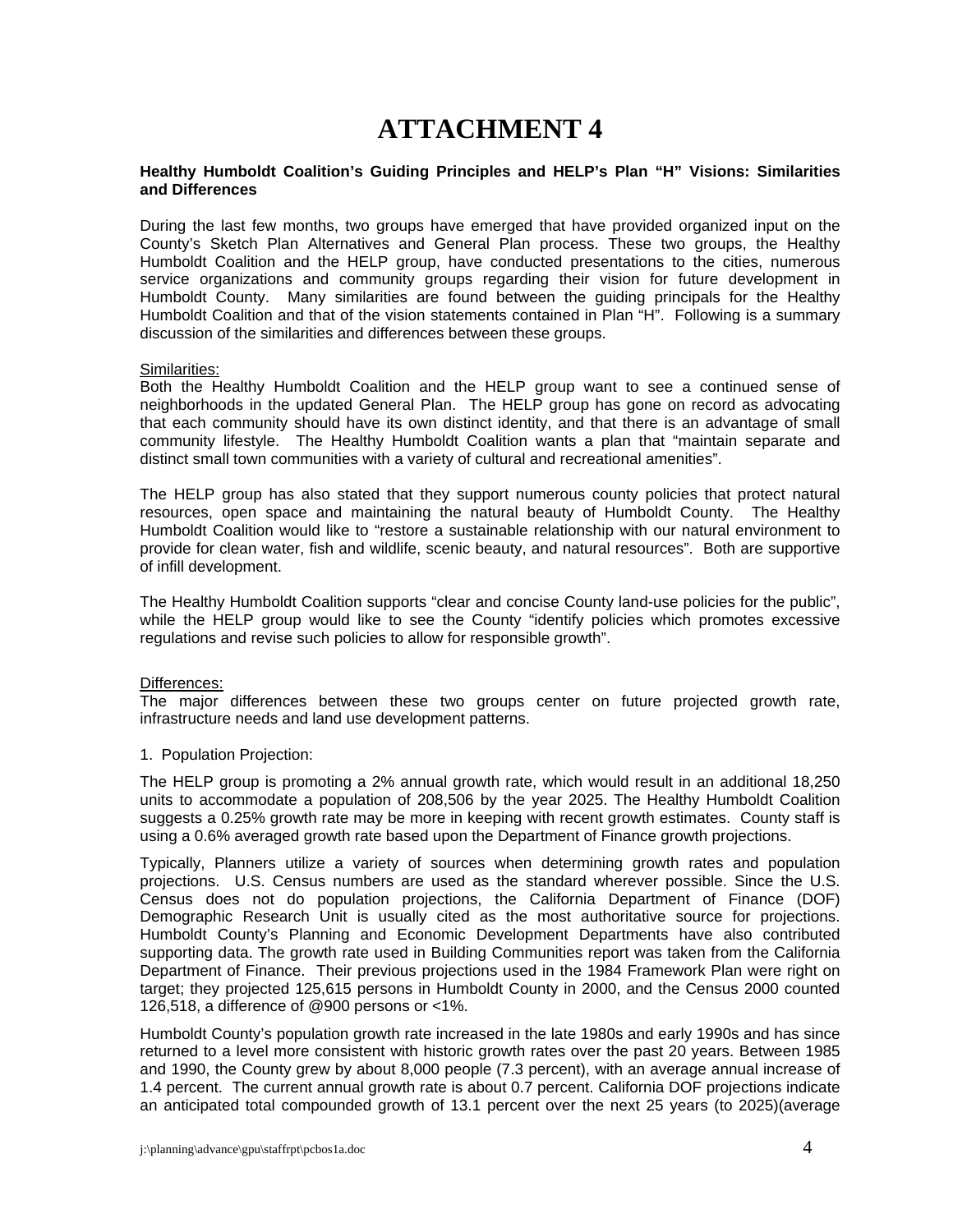# ATTACHMENT 4

**Healthy Humboldt Coalition's Guiding Principles and HELP's Plan "H" Visions: Similarities and Differences**

During the last few months, two groups have emerged that have provided organized input on the County's Sketch Plan Alternatives and General Plan process. These two groups, the Healthy Humboldt Coalition and the HELP group, have conducted presentations to the cities, numerous service organizations and community groups regarding their vision for future development in Humboldt County. Many similarities are found between the guiding principals for the Healthy Humboldt Coalition and that of the vision statements contained in Plan "H". Following is a summary discussion of the similarities and differences between these groups.

Similarities:

Both the Healthy Humboldt Coalition and the HELP group want to see a continued sense of neighborhoods in the updated General Plan. The HELP group has gone on record as advocating that each community should have its own distinct identity, and that there is an advantage of small community lifestyle. The Healthy Humboldt Coalition wants a plan that "maintain separate and distinct small town communities with a variety of cultural and recreational amenities".

The HELP group has also stated that they support numerous county policies that protect natural resources, open space and maintaining the natural beauty of Humboldt County. The Healthy Humboldt Coalition would like to "restore a sustainable relationship with our natural environment to provide for clean water, fish and wildlife, scenic beauty, and natural resources". Both are supportive of infill development.

The Healthy Humboldt Coalition supports "clear and concise County land-use policies for the public", while the HELP group would like to see the County "identify policies which promotes excessive regulations and revise such policies to allow for responsible growth".

Differences:

The major differences between these two groups center on future projected growth rate, infrastructure needs and land use development patterns.

1. Population Projection:

The HELP group is promoting a 2% annual growth rate, which would result in an additional 18,250 units to accommodate a population of 208,506 by the year 2025. The Healthy Humboldt Coalition suggests a 0.25% growth rate may be more in keeping with recent growth estimates. County staff is using a 0.6% averaged growth rate based upon the Department of Finance growth projections.

Typically, Planners utilize a variety of sources when determining growth rates and population projections. U.S. Census numbers are used as the standard wherever possible. Since the U.S. Census does not do population projections, the California Department of Finance (DOF) Demographic Research Unit is usually cited as the most authoritative source for projections. Humboldt County's Planning and Economic Development Departments have also contributed supporting data. The growth rate used in Building Communities report was taken from the California Department of Finance. Their previous projections used in the 1984 Framework Plan were right on target; they projected 125,615 persons in Humboldt County in 2000, and the Census 2000 counted 126,518, a difference of @900 persons or <1%.

Humboldt County's population growth rate increased in the late 1980s and early 1990s and has since returned to a level more consistent with historic growth rates over the past 20 years. Between 1985 and 1990, the County grew by about 8,000 people (7.3 percent), with an average annual increase of 1.4 percent. The current annual growth rate is about 0.7 percent. California DOF projections indicate an anticipated total compounded growth of 13.1 percent over the next 25 years (to 2025)(average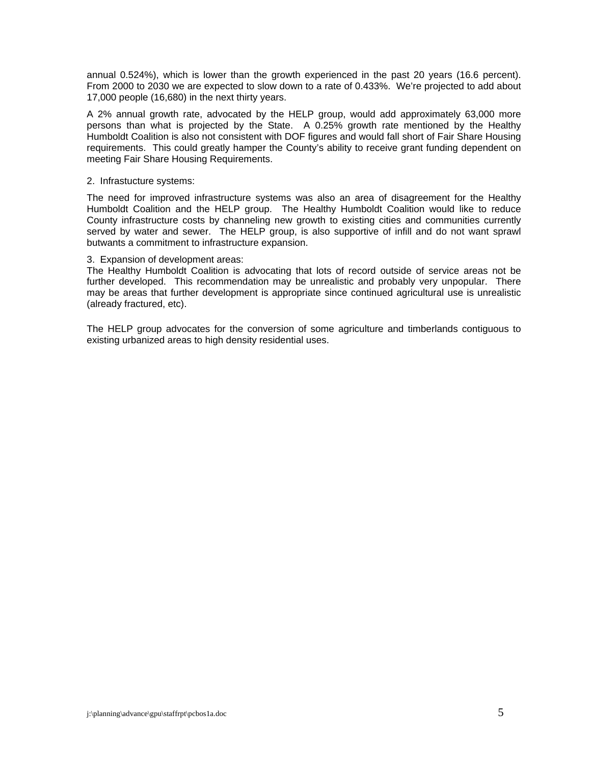annual 0.524%), which is lower than the growth experienced in the past 20 years (16.6 percent). From 2000 to 2030 we are expected to slow down to a rate of 0.433%. We're projected to add about 17,000 people (16,680) in the next thirty years.

A 2% annual growth rate, advocated by the HELP group, would add approximately 63,000 more persons than what is projected by the State. A 0.25% growth rate mentioned by the Healthy Humboldt Coalition is also not consistent with DOF figures and would fall short of Fair Share Housing requirements. This could greatly hamper the County's ability to receive grant funding dependent on meeting Fair Share Housing Requirements.

2. Infrastucture systems:

The need for improved infrastructure systems was also an area of disagreement for the Healthy Humboldt Coalition and the HELP group. The Healthy Humboldt Coalition would like to reduce County infrastructure costs by channeling new growth to existing cities and communities currently served by water and sewer. The HELP group, is also supportive of infill and do not want sprawl butwants a commitment to infrastructure expansion.

3. Expansion of development areas:

The Healthy Humboldt Coalition is advocating that lots of record outside of service areas not be further developed. This recommendation may be unrealistic and probably very unpopular. There may be areas that further development is appropriate since continued agricultural use is unrealistic (already fractured, etc).

The HELP group advocates for the conversion of some agriculture and timberlands contiguous to existing urbanized areas to high density residential uses.